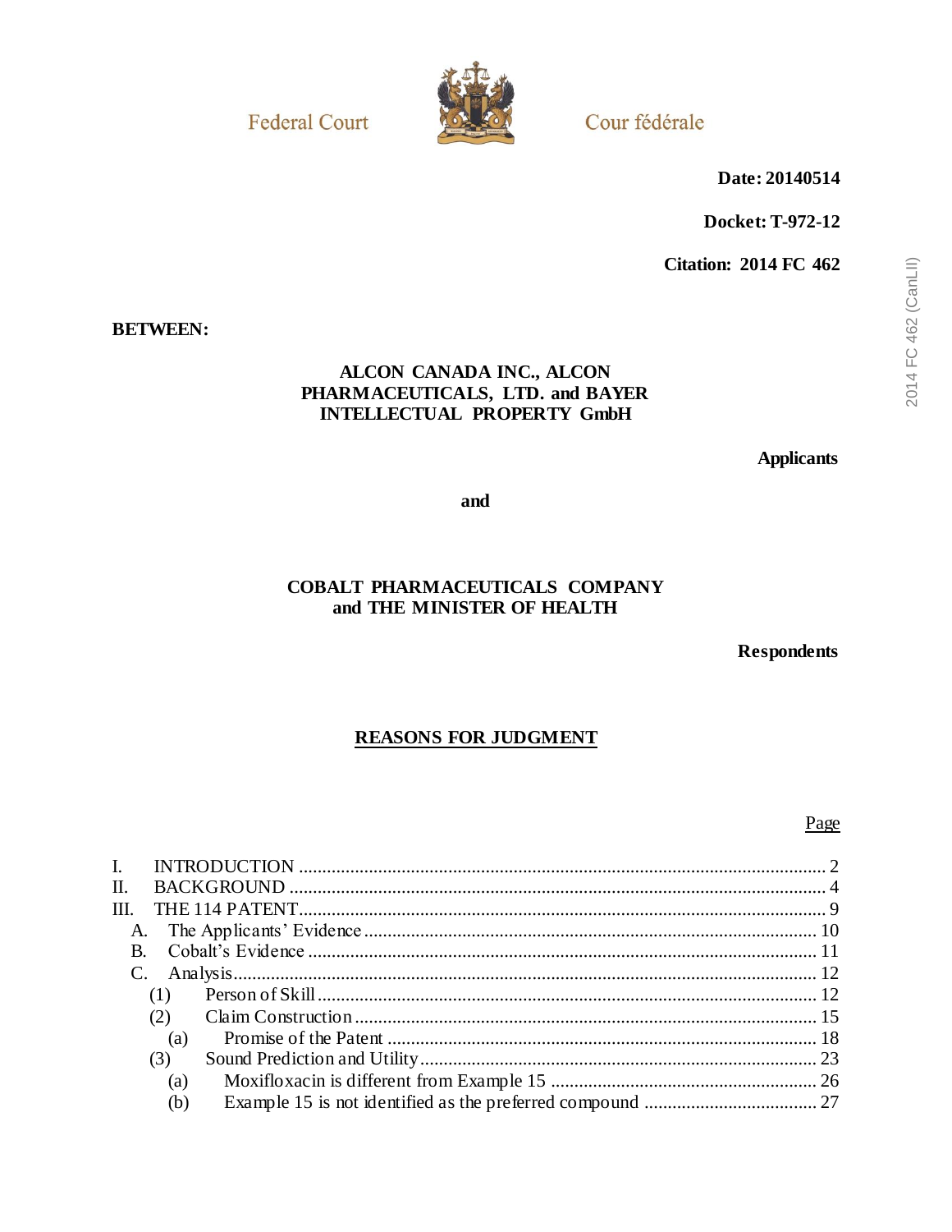Federal Court

Cour fédérale

**Date: 20140514**

**Docket: T-972-12**

**Citation: 2014 FC 462**

**BETWEEN:**

**ALCON CANADA INC., ALCON PHARMACEUTICALS, LTD. and BAYER INTELLECTUAL PROPERTY GmbH**

**Applicants**

**and**

**COBALT PHARMACEUTICALS COMPANY and THE MINISTER OF HEALTH**

**Respondents**

## REASONS FOR JUDGMENT

| | Page |
|---|---|
| I. INTRODUCTION | 2 |
| II. BACKGROUND | 4 |
| III. THE 114 PATENT | 9 |
| A. The Applicants' Evidence | 10 |
| B. Cobalt's Evidence | 11 |
| C. Analysis | 12 |
| (1) Person of Skill | 12 |
| (2) Claim Construction | 15 |
| (a) Promise of the Patent | 18 |
| (3) Sound Prediction and Utility | 23 |
| (a) Moxifloxacin is different from Example 15 | 26 |
| (b) Example 15 is not identified as the preferred compound | 27 |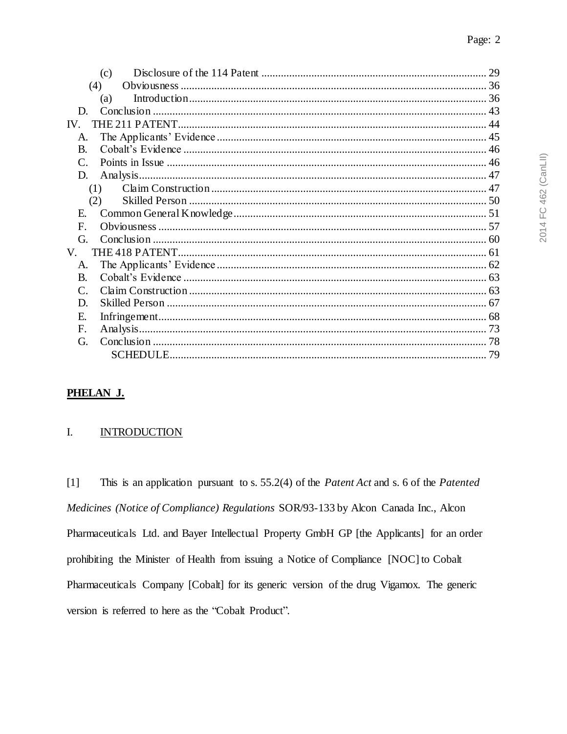(c) Disclosure of the 114 Patent ..... 29
(4) Obviousness ..... 36
(a) Introduction ..... 36
D. Conclusion ..... 43
IV. THE 211 PATENT ..... 44
A. The Applicants' Evidence ..... 45
B. Cobalt's Evidence ..... 46
C. Points in Issue ..... 46
D. Analysis ..... 47
(1) Claim Construction ..... 47
(2) Skilled Person ..... 50
E. Common General Knowledge ..... 51
F. Obviousness ..... 57
G. Conclusion ..... 60
V. THE 418 PATENT ..... 61
A. The Applicants' Evidence ..... 62
B. Cobalt's Evidence ..... 63
C. Claim Construction ..... 63
D. Skilled Person ..... 67
E. Infringement ..... 68
F. Analysis ..... 73
G. Conclusion ..... 78
SCHEDULE ..... 79

**PHELAN J.**

## I. INTRODUCTION

[1] This is an application pursuant to s. 55.2(4) of the *Patent Act* and s. 6 of the *Patented Medicines (Notice of Compliance) Regulations* SOR/93-133 by Alcon Canada Inc., Alcon Pharmaceuticals Ltd. and Bayer Intellectual Property GmbH GP [the Applicants] for an order prohibiting the Minister of Health from issuing a Notice of Compliance [NOC] to Cobalt Pharmaceuticals Company [Cobalt] for its generic version of the drug Vigamox. The generic version is referred to here as the "Cobalt Product".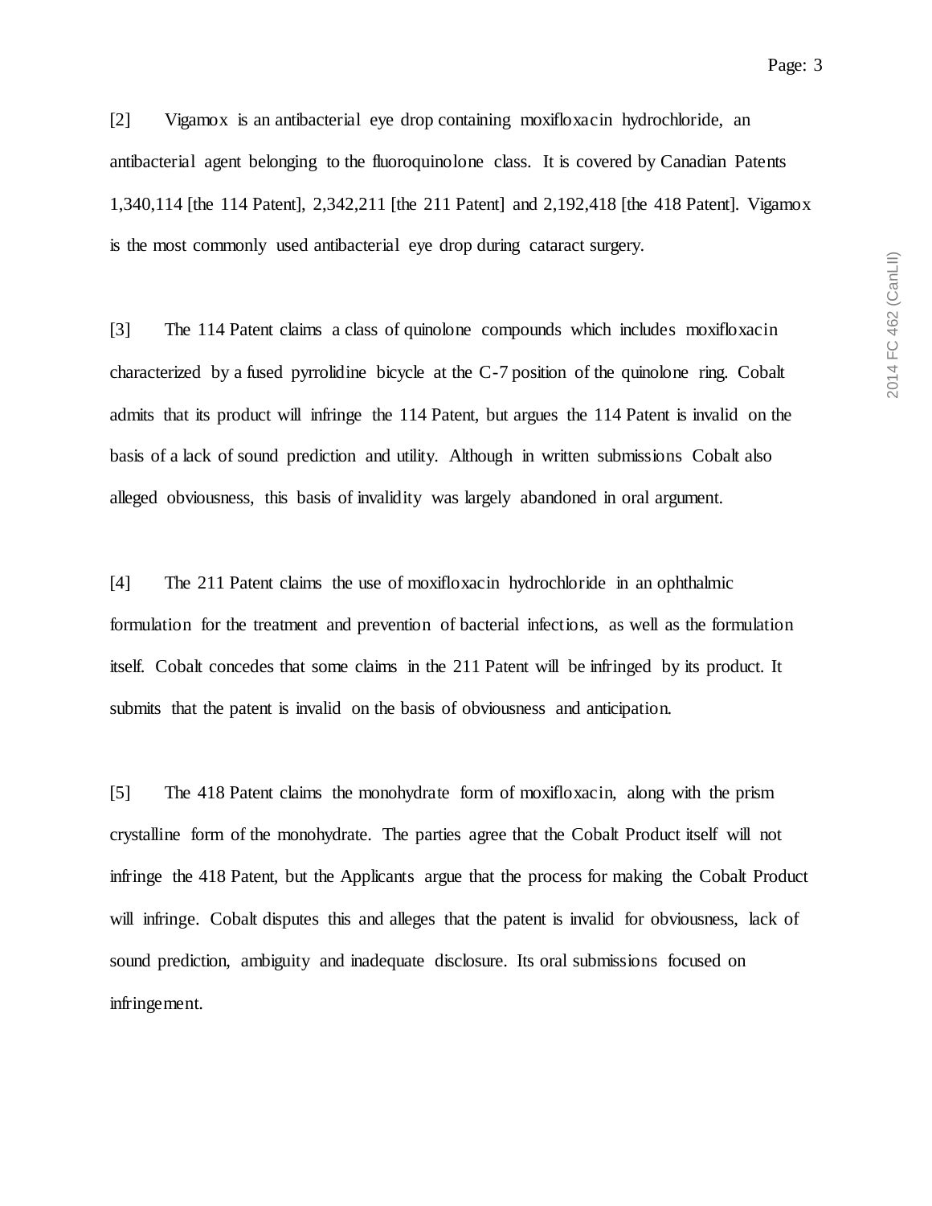[2] Vigamox is an antibacterial eye drop containing moxifloxacin hydrochloride, an antibacterial agent belonging to the fluoroquinolone class. It is covered by Canadian Patents 1,340,114 [the 114 Patent], 2,342,211 [the 211 Patent] and 2,192,418 [the 418 Patent]. Vigamox is the most commonly used antibacterial eye drop during cataract surgery.

[3] The 114 Patent claims a class of quinolone compounds which includes moxifloxacin characterized by a fused pyrrolidine bicycle at the C-7 position of the quinolone ring. Cobalt admits that its product will infringe the 114 Patent, but argues the 114 Patent is invalid on the basis of a lack of sound prediction and utility. Although in written submissions Cobalt also alleged obviousness, this basis of invalidity was largely abandoned in oral argument.

[4] The 211 Patent claims the use of moxifloxacin hydrochloride in an ophthalmic formulation for the treatment and prevention of bacterial infections, as well as the formulation itself. Cobalt concedes that some claims in the 211 Patent will be infringed by its product. It submits that the patent is invalid on the basis of obviousness and anticipation.

[5] The 418 Patent claims the monohydrate form of moxifloxacin, along with the prism crystalline form of the monohydrate. The parties agree that the Cobalt Product itself will not infringe the 418 Patent, but the Applicants argue that the process for making the Cobalt Product will infringe. Cobalt disputes this and alleges that the patent is invalid for obviousness, lack of sound prediction, ambiguity and inadequate disclosure. Its oral submissions focused on infringement.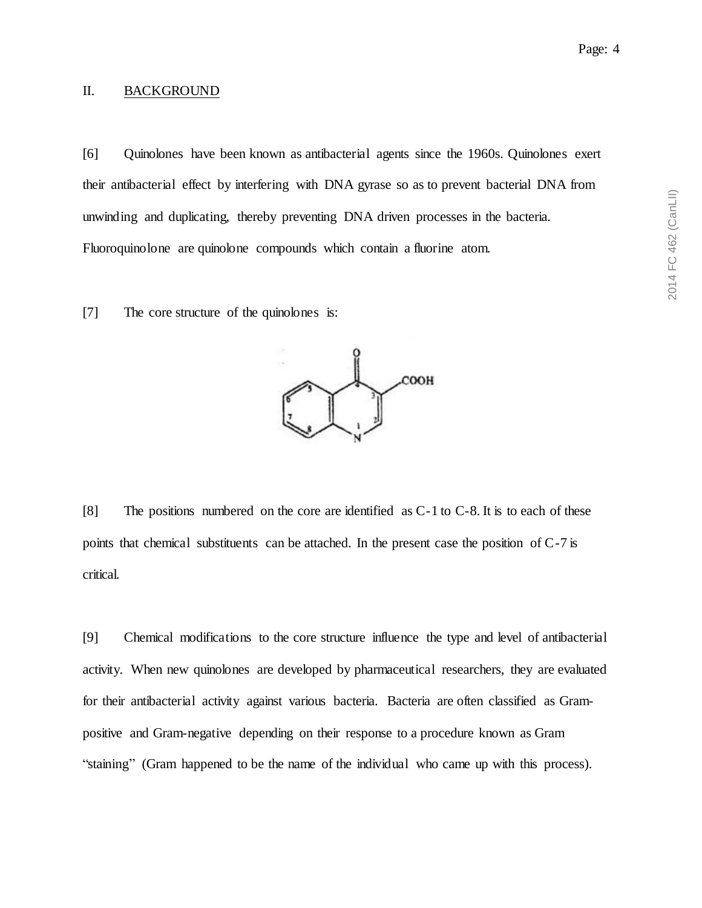## II. BACKGROUND

[6] Quinolones have been known as antibacterial agents since the 1960s. Quinolones exert their antibacterial effect by interfering with DNA gyrase so as to prevent bacterial DNA from unwinding and duplicating, thereby preventing DNA driven processes in the bacteria. Fluoroquinolone are quinolone compounds which contain a fluorine atom.

[7] The core structure of the quinolones is:

[8] The positions numbered on the core are identified as C-1 to C-8. It is to each of these points that chemical substituents can be attached. In the present case the position of C-7 is critical.

[9] Chemical modifications to the core structure influence the type and level of antibacterial activity. When new quinolones are developed by pharmaceutical researchers, they are evaluated for their antibacterial activity against various bacteria. Bacteria are often classified as Gram-positive and Gram-negative depending on their response to a procedure known as Gram "staining" (Gram happened to be the name of the individual who came up with this process).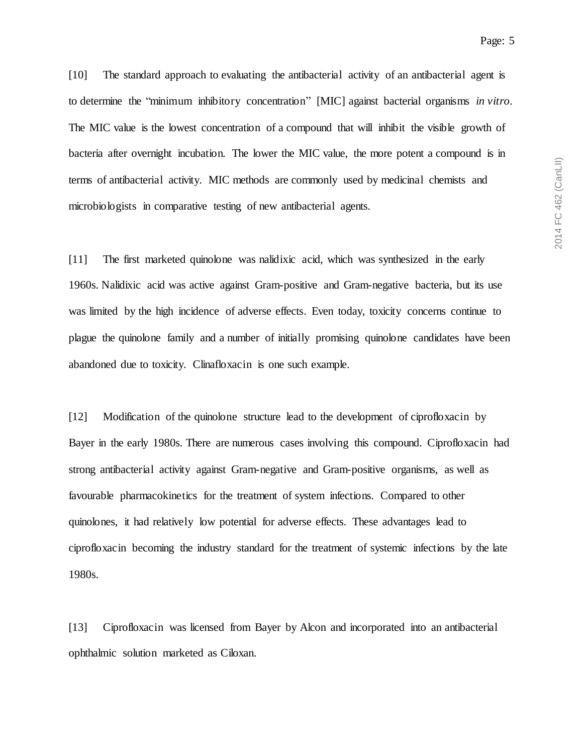[10] The standard approach to evaluating the antibacterial activity of an antibacterial agent is to determine the "minimum inhibitory concentration" [MIC] against bacterial organisms *in vitro*. The MIC value is the lowest concentration of a compound that will inhibit the visible growth of bacteria after overnight incubation. The lower the MIC value, the more potent a compound is in terms of antibacterial activity. MIC methods are commonly used by medicinal chemists and microbiologists in comparative testing of new antibacterial agents.

[11] The first marketed quinolone was nalidixic acid, which was synthesized in the early 1960s. Nalidixic acid was active against Gram-positive and Gram-negative bacteria, but its use was limited by the high incidence of adverse effects. Even today, toxicity concerns continue to plague the quinolone family and a number of initially promising quinolone candidates have been abandoned due to toxicity. Clinafloxacin is one such example.

[12] Modification of the quinolone structure lead to the development of ciprofloxacin by Bayer in the early 1980s. There are numerous cases involving this compound. Ciprofloxacin had strong antibacterial activity against Gram-negative and Gram-positive organisms, as well as favourable pharmacokinetics for the treatment of system infections. Compared to other quinolones, it had relatively low potential for adverse effects. These advantages lead to ciprofloxacin becoming the industry standard for the treatment of systemic infections by the late 1980s.

[13] Ciprofloxacin was licensed from Bayer by Alcon and incorporated into an antibacterial ophthalmic solution marketed as Ciloxan.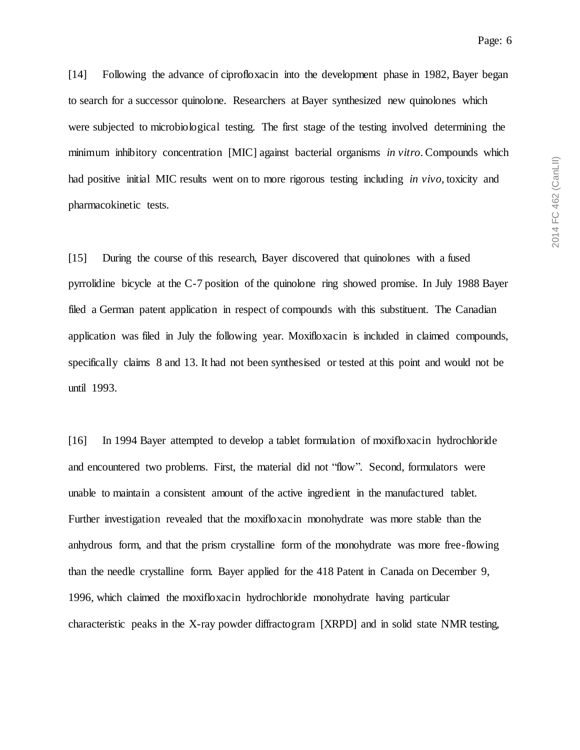[14] Following the advance of ciprofloxacin into the development phase in 1982, Bayer began to search for a successor quinolone. Researchers at Bayer synthesized new quinolones which were subjected to microbiological testing. The first stage of the testing involved determining the minimum inhibitory concentration [MIC] against bacterial organisms *in vitro*. Compounds which had positive initial MIC results went on to more rigorous testing including *in vivo*, toxicity and pharmacokinetic tests.

[15] During the course of this research, Bayer discovered that quinolones with a fused pyrrolidine bicycle at the C-7 position of the quinolone ring showed promise. In July 1988 Bayer filed a German patent application in respect of compounds with this substituent. The Canadian application was filed in July the following year. Moxifloxacin is included in claimed compounds, specifically claims 8 and 13. It had not been synthesised or tested at this point and would not be until 1993.

[16] In 1994 Bayer attempted to develop a tablet formulation of moxifloxacin hydrochloride and encountered two problems. First, the material did not "flow". Second, formulators were unable to maintain a consistent amount of the active ingredient in the manufactured tablet. Further investigation revealed that the moxifloxacin monohydrate was more stable than the anhydrous form, and that the prism crystalline form of the monohydrate was more free-flowing than the needle crystalline form. Bayer applied for the 418 Patent in Canada on December 9, 1996, which claimed the moxifloxacin hydrochloride monohydrate having particular characteristic peaks in the X-ray powder diffractogram [XRPD] and in solid state NMR testing,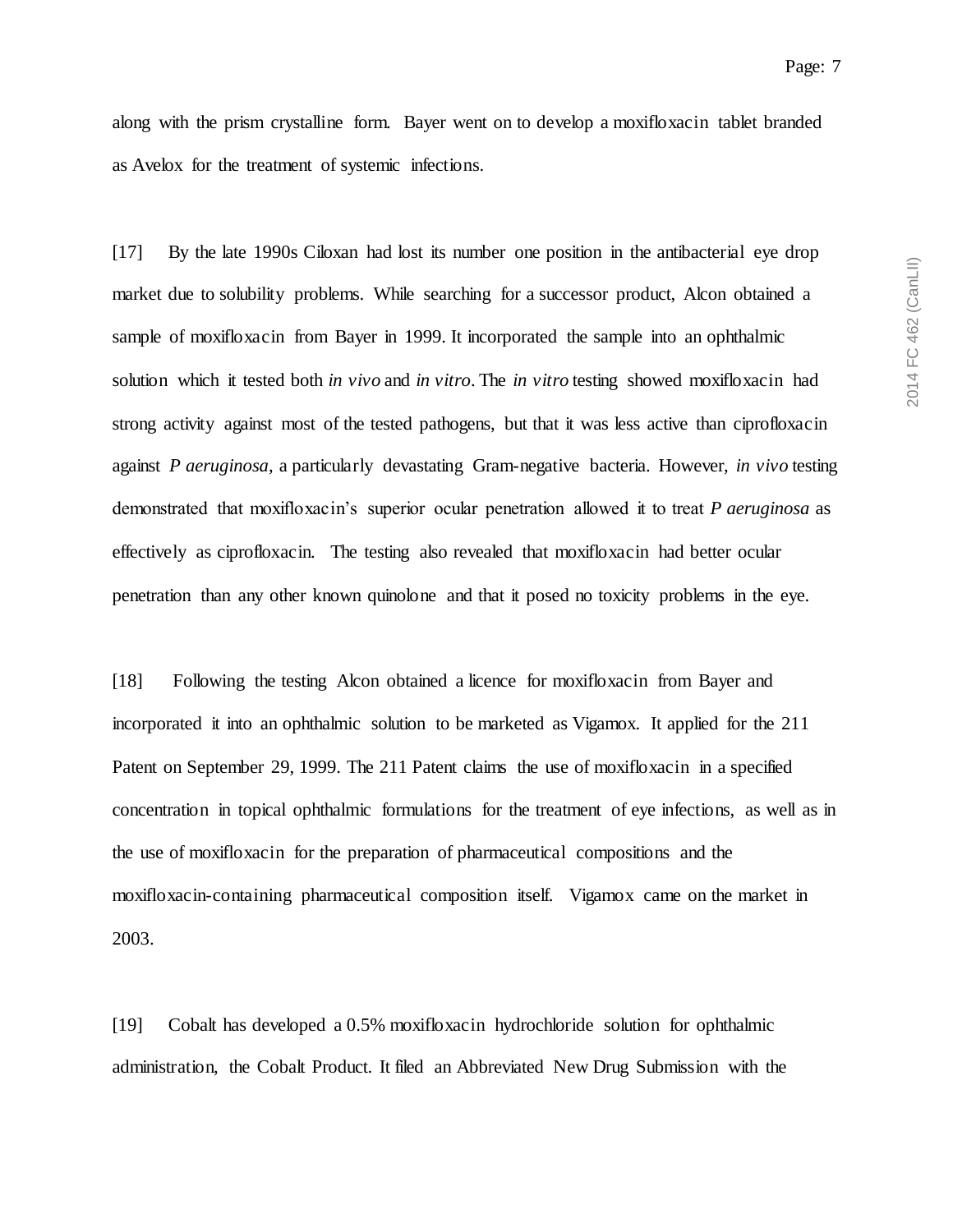along with the prism crystalline form. Bayer went on to develop a moxifloxacin tablet branded as Avelox for the treatment of systemic infections.

[17] By the late 1990s Ciloxan had lost its number one position in the antibacterial eye drop market due to solubility problems. While searching for a successor product, Alcon obtained a sample of moxifloxacin from Bayer in 1999. It incorporated the sample into an ophthalmic solution which it tested both *in vivo* and *in vitro*. The *in vitro* testing showed moxifloxacin had strong activity against most of the tested pathogens, but that it was less active than ciprofloxacin against *P aeruginosa*, a particularly devastating Gram-negative bacteria. However, *in vivo* testing demonstrated that moxifloxacin's superior ocular penetration allowed it to treat *P aeruginosa* as effectively as ciprofloxacin. The testing also revealed that moxifloxacin had better ocular penetration than any other known quinolone and that it posed no toxicity problems in the eye.

[18] Following the testing Alcon obtained a licence for moxifloxacin from Bayer and incorporated it into an ophthalmic solution to be marketed as Vigamox. It applied for the 211 Patent on September 29, 1999. The 211 Patent claims the use of moxifloxacin in a specified concentration in topical ophthalmic formulations for the treatment of eye infections, as well as in the use of moxifloxacin for the preparation of pharmaceutical compositions and the moxifloxacin-containing pharmaceutical composition itself. Vigamox came on the market in 2003.

[19] Cobalt has developed a 0.5% moxifloxacin hydrochloride solution for ophthalmic administration, the Cobalt Product. It filed an Abbreviated New Drug Submission with the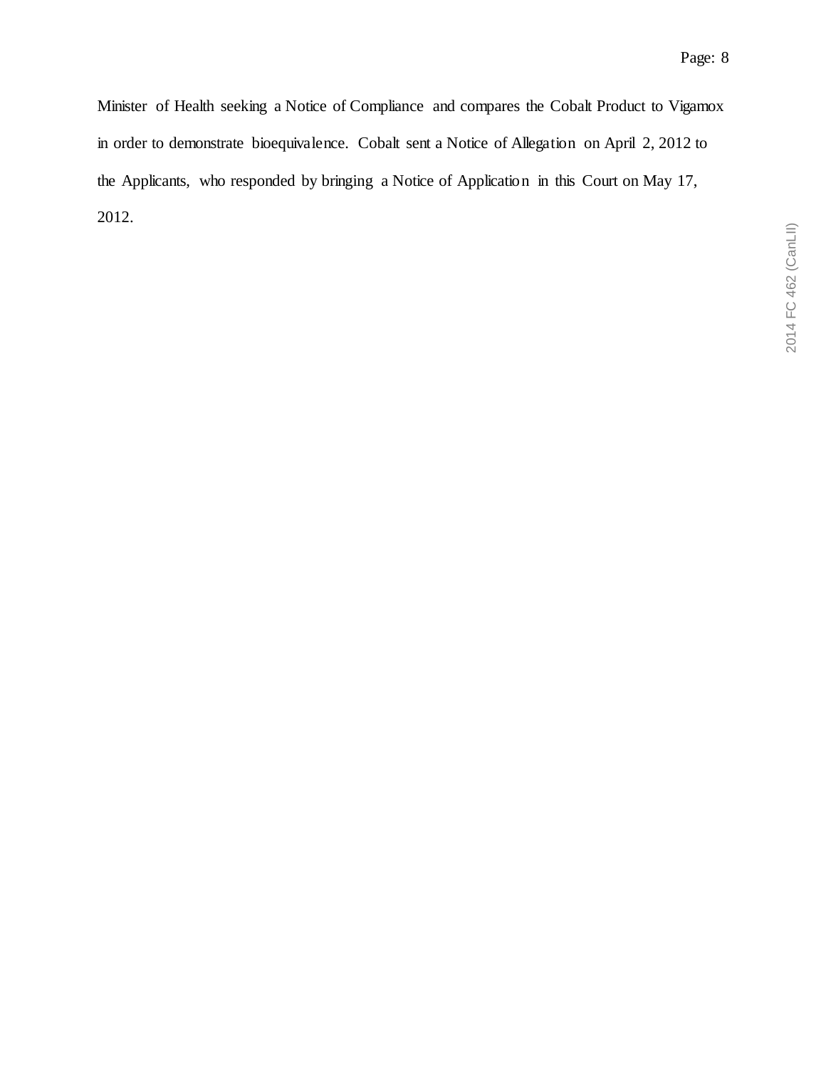Minister of Health seeking a Notice of Compliance and compares the Cobalt Product to Vigamox in order to demonstrate bioequivalence. Cobalt sent a Notice of Allegation on April 2, 2012 to the Applicants, who responded by bringing a Notice of Application in this Court on May 17, 2012.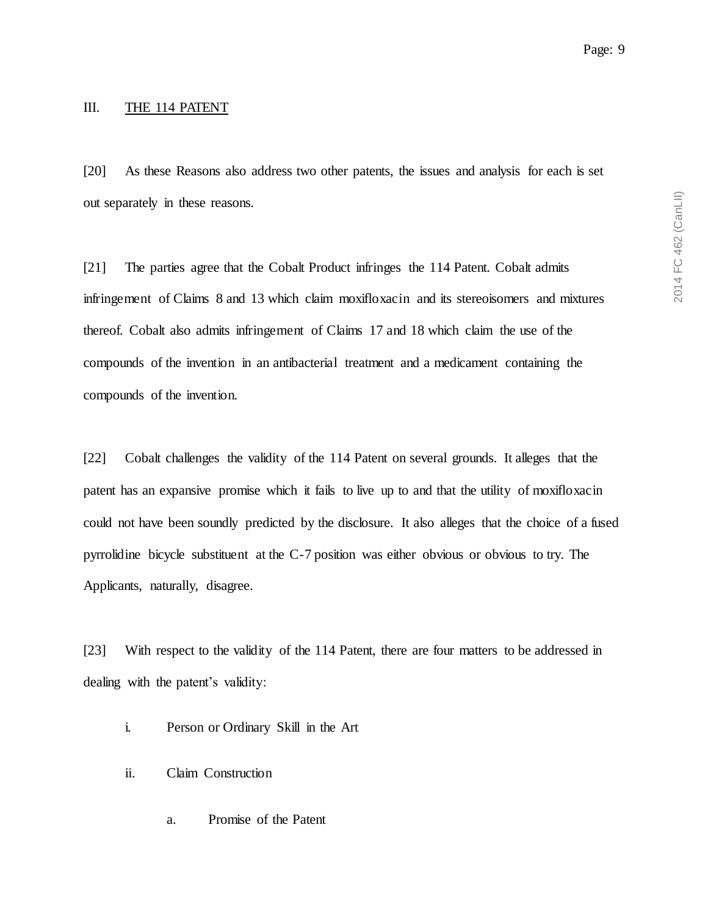## III. THE 114 PATENT

[20] As these Reasons also address two other patents, the issues and analysis for each is set out separately in these reasons.

[21] The parties agree that the Cobalt Product infringes the 114 Patent. Cobalt admits infringement of Claims 8 and 13 which claim moxifloxacin and its stereoisomers and mixtures thereof. Cobalt also admits infringement of Claims 17 and 18 which claim the use of the compounds of the invention in an antibacterial treatment and a medicament containing the compounds of the invention.

[22] Cobalt challenges the validity of the 114 Patent on several grounds. It alleges that the patent has an expansive promise which it fails to live up to and that the utility of moxifloxacin could not have been soundly predicted by the disclosure. It also alleges that the choice of a fused pyrrolidine bicycle substituent at the C-7 position was either obvious or obvious to try. The Applicants, naturally, disagree.

[23] With respect to the validity of the 114 Patent, there are four matters to be addressed in dealing with the patent's validity:

i. Person or Ordinary Skill in the Art

ii. Claim Construction

  a. Promise of the Patent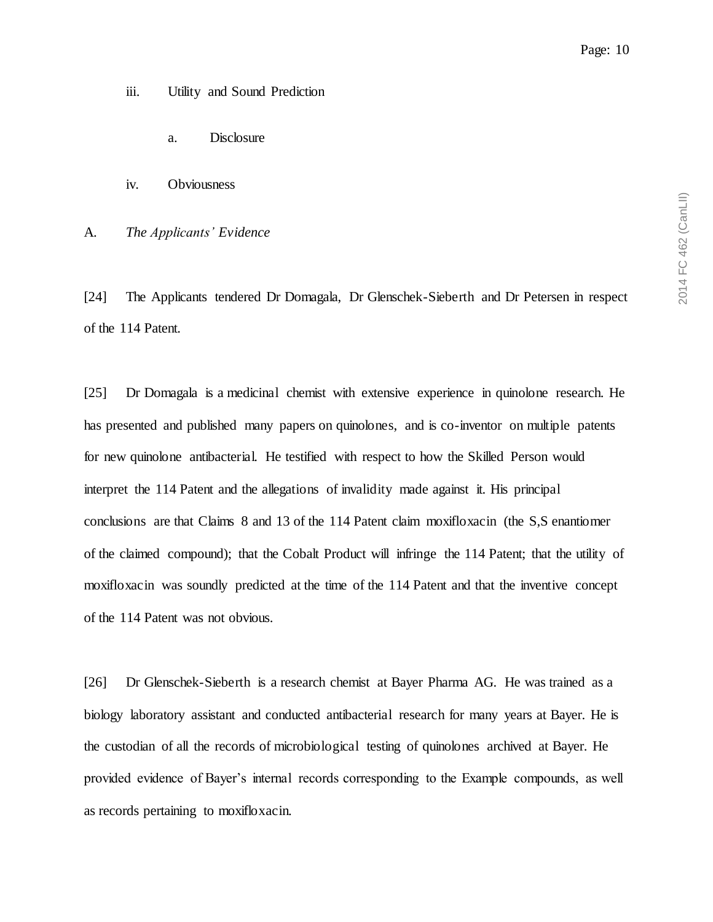iii. Utility and Sound Prediction

a. Disclosure

iv. Obviousness

A. *The Applicants' Evidence*

[24] The Applicants tendered Dr Domagala, Dr Glenschek-Sieberth and Dr Petersen in respect of the 114 Patent.

[25] Dr Domagala is a medicinal chemist with extensive experience in quinolone research. He has presented and published many papers on quinolones, and is co-inventor on multiple patents for new quinolone antibacterial. He testified with respect to how the Skilled Person would interpret the 114 Patent and the allegations of invalidity made against it. His principal conclusions are that Claims 8 and 13 of the 114 Patent claim moxifloxacin (the S,S enantiomer of the claimed compound); that the Cobalt Product will infringe the 114 Patent; that the utility of moxifloxacin was soundly predicted at the time of the 114 Patent and that the inventive concept of the 114 Patent was not obvious.

[26] Dr Glenschek-Sieberth is a research chemist at Bayer Pharma AG. He was trained as a biology laboratory assistant and conducted antibacterial research for many years at Bayer. He is the custodian of all the records of microbiological testing of quinolones archived at Bayer. He provided evidence of Bayer's internal records corresponding to the Example compounds, as well as records pertaining to moxifloxacin.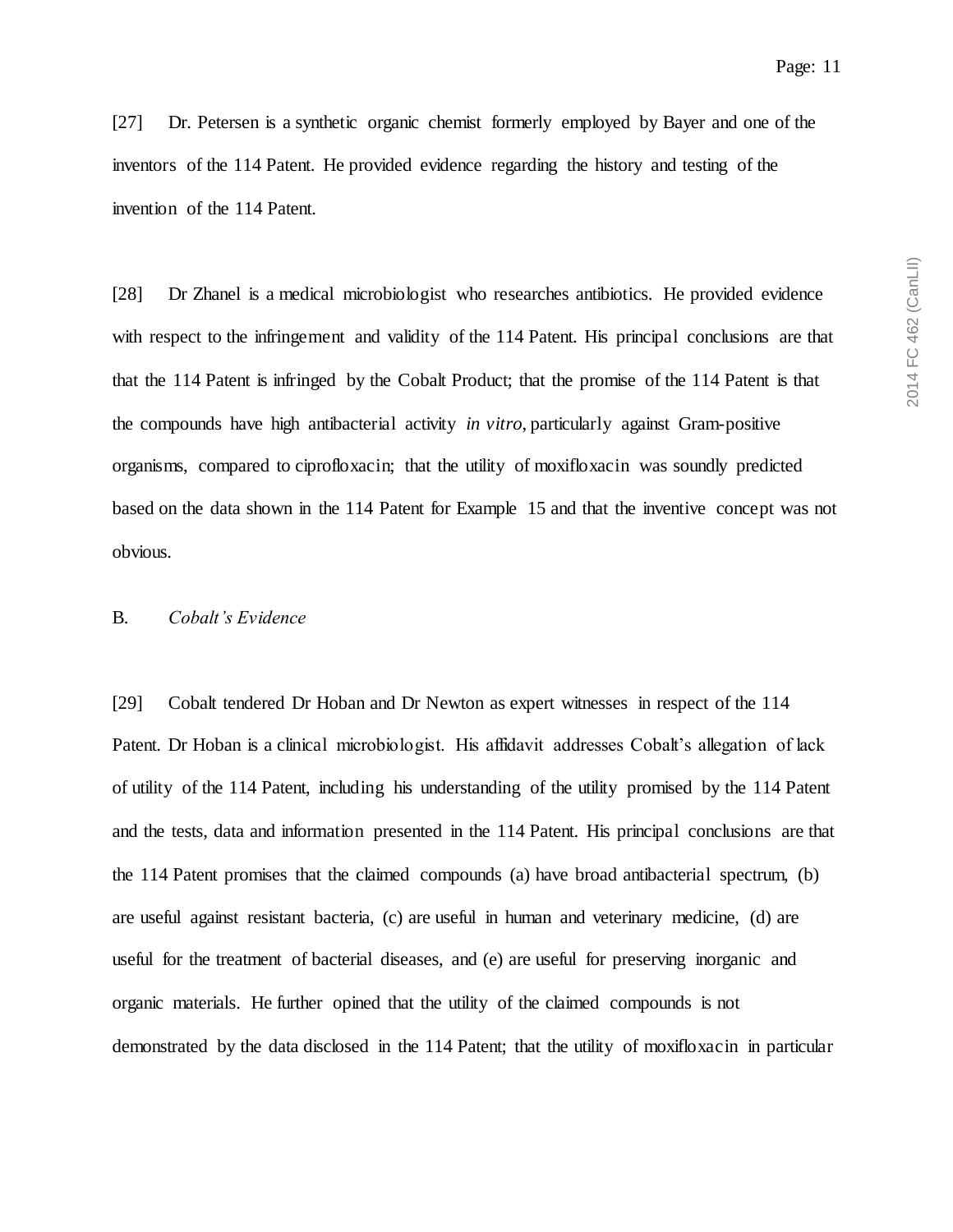[27] Dr. Petersen is a synthetic organic chemist formerly employed by Bayer and one of the inventors of the 114 Patent. He provided evidence regarding the history and testing of the invention of the 114 Patent.

[28] Dr Zhanel is a medical microbiologist who researches antibiotics. He provided evidence with respect to the infringement and validity of the 114 Patent. His principal conclusions are that that the 114 Patent is infringed by the Cobalt Product; that the promise of the 114 Patent is that the compounds have high antibacterial activity *in vitro*, particularly against Gram-positive organisms, compared to ciprofloxacin; that the utility of moxifloxacin was soundly predicted based on the data shown in the 114 Patent for Example 15 and that the inventive concept was not obvious.

B. *Cobalt's Evidence*

[29] Cobalt tendered Dr Hoban and Dr Newton as expert witnesses in respect of the 114 Patent. Dr Hoban is a clinical microbiologist. His affidavit addresses Cobalt's allegation of lack of utility of the 114 Patent, including his understanding of the utility promised by the 114 Patent and the tests, data and information presented in the 114 Patent. His principal conclusions are that the 114 Patent promises that the claimed compounds (a) have broad antibacterial spectrum, (b) are useful against resistant bacteria, (c) are useful in human and veterinary medicine, (d) are useful for the treatment of bacterial diseases, and (e) are useful for preserving inorganic and organic materials. He further opined that the utility of the claimed compounds is not demonstrated by the data disclosed in the 114 Patent; that the utility of moxifloxacin in particular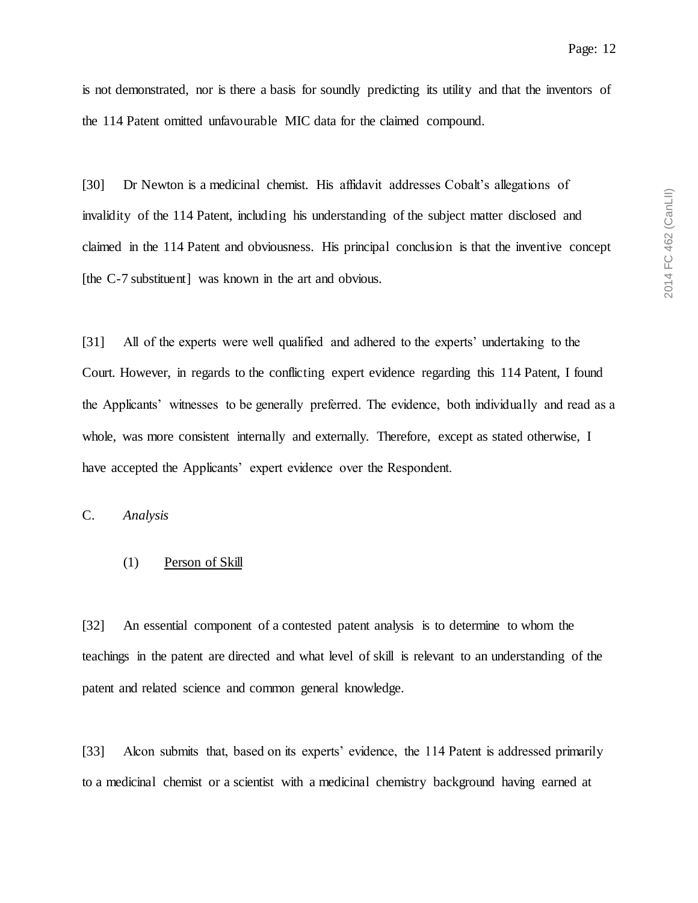is not demonstrated, nor is there a basis for soundly predicting its utility and that the inventors of the 114 Patent omitted unfavourable MIC data for the claimed compound.

[30] Dr Newton is a medicinal chemist. His affidavit addresses Cobalt's allegations of invalidity of the 114 Patent, including his understanding of the subject matter disclosed and claimed in the 114 Patent and obviousness. His principal conclusion is that the inventive concept [the C-7 substituent] was known in the art and obvious.

[31] All of the experts were well qualified and adhered to the experts' undertaking to the Court. However, in regards to the conflicting expert evidence regarding this 114 Patent, I found the Applicants' witnesses to be generally preferred. The evidence, both individually and read as a whole, was more consistent internally and externally. Therefore, except as stated otherwise, I have accepted the Applicants' expert evidence over the Respondent.

## C. *Analysis*

### (1) Person of Skill

[32] An essential component of a contested patent analysis is to determine to whom the teachings in the patent are directed and what level of skill is relevant to an understanding of the patent and related science and common general knowledge.

[33] Alcon submits that, based on its experts' evidence, the 114 Patent is addressed primarily to a medicinal chemist or a scientist with a medicinal chemistry background having earned at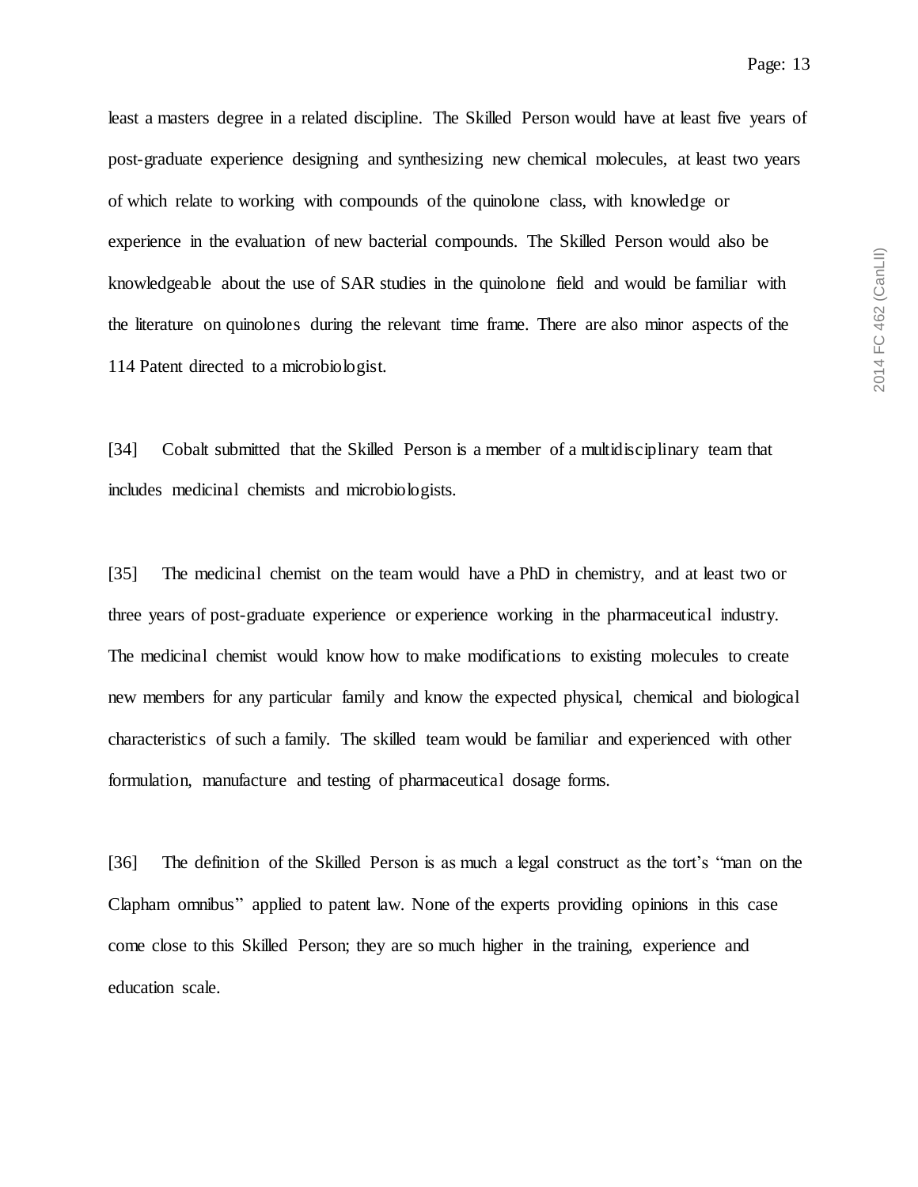least a masters degree in a related discipline. The Skilled Person would have at least five years of post-graduate experience designing and synthesizing new chemical molecules, at least two years of which relate to working with compounds of the quinolone class, with knowledge or experience in the evaluation of new bacterial compounds. The Skilled Person would also be knowledgeable about the use of SAR studies in the quinolone field and would be familiar with the literature on quinolones during the relevant time frame. There are also minor aspects of the 114 Patent directed to a microbiologist.

[34] Cobalt submitted that the Skilled Person is a member of a multidisciplinary team that includes medicinal chemists and microbiologists.

[35] The medicinal chemist on the team would have a PhD in chemistry, and at least two or three years of post-graduate experience or experience working in the pharmaceutical industry. The medicinal chemist would know how to make modifications to existing molecules to create new members for any particular family and know the expected physical, chemical and biological characteristics of such a family. The skilled team would be familiar and experienced with other formulation, manufacture and testing of pharmaceutical dosage forms.

[36] The definition of the Skilled Person is as much a legal construct as the tort's "man on the Clapham omnibus" applied to patent law. None of the experts providing opinions in this case come close to this Skilled Person; they are so much higher in the training, experience and education scale.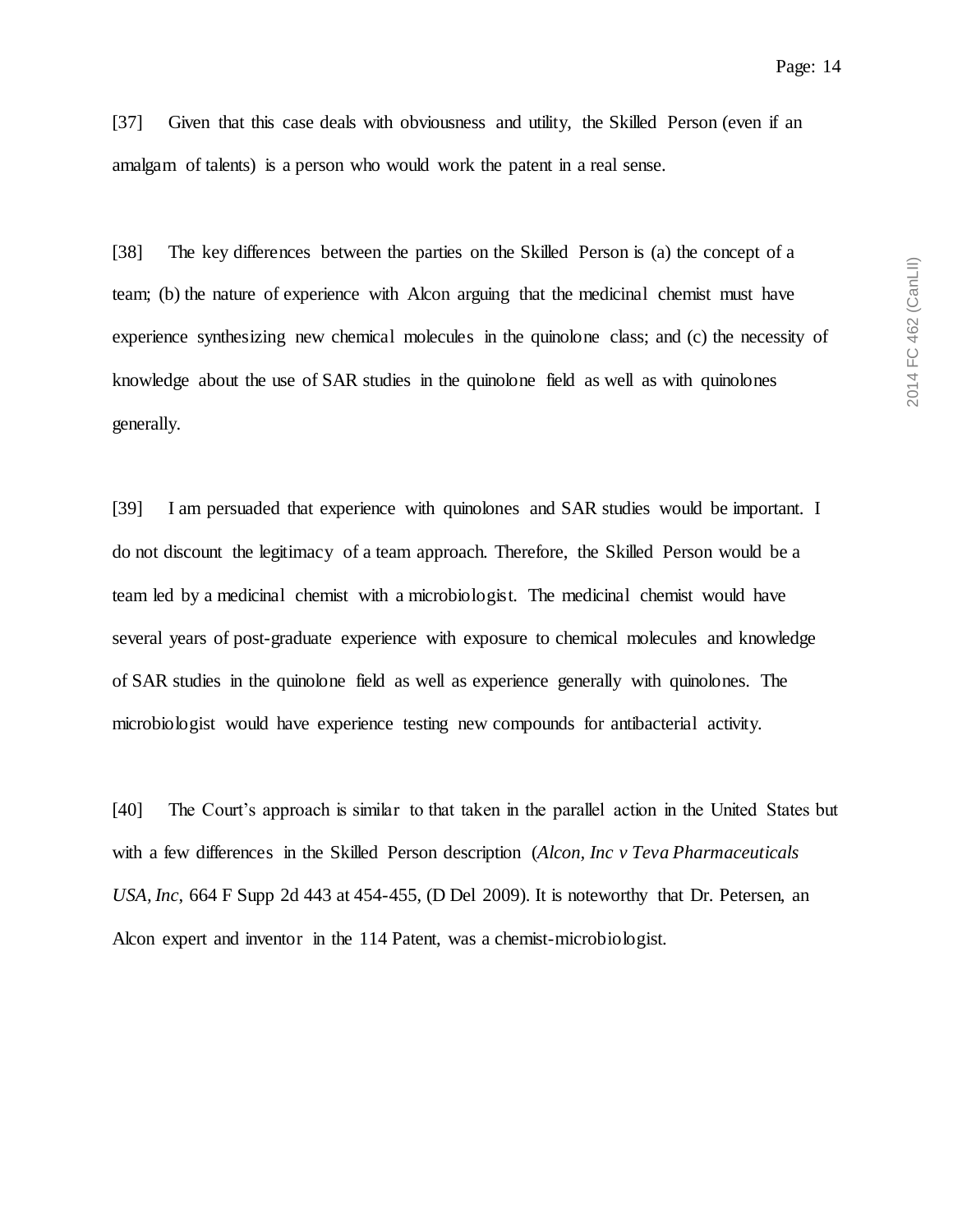[37] Given that this case deals with obviousness and utility, the Skilled Person (even if an amalgam of talents) is a person who would work the patent in a real sense.

[38] The key differences between the parties on the Skilled Person is (a) the concept of a team; (b) the nature of experience with Alcon arguing that the medicinal chemist must have experience synthesizing new chemical molecules in the quinolone class; and (c) the necessity of knowledge about the use of SAR studies in the quinolone field as well as with quinolones generally.

[39] I am persuaded that experience with quinolones and SAR studies would be important. I do not discount the legitimacy of a team approach. Therefore, the Skilled Person would be a team led by a medicinal chemist with a microbiologist. The medicinal chemist would have several years of post-graduate experience with exposure to chemical molecules and knowledge of SAR studies in the quinolone field as well as experience generally with quinolones. The microbiologist would have experience testing new compounds for antibacterial activity.

[40] The Court's approach is similar to that taken in the parallel action in the United States but with a few differences in the Skilled Person description (*Alcon, Inc v Teva Pharmaceuticals USA, Inc*, 664 F Supp 2d 443 at 454-455, (D Del 2009). It is noteworthy that Dr. Petersen, an Alcon expert and inventor in the 114 Patent, was a chemist-microbiologist.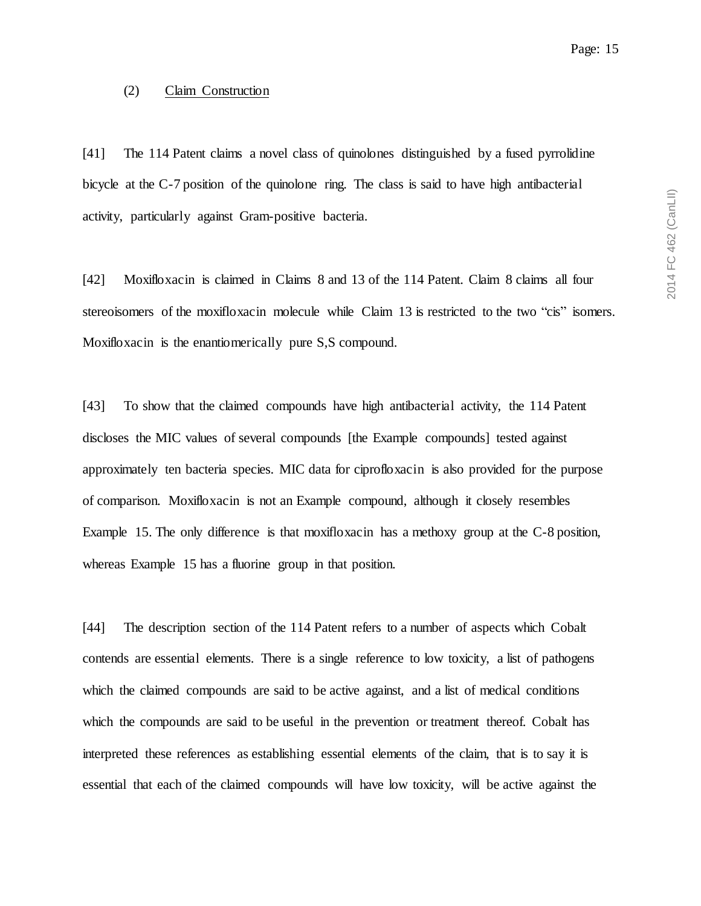### (2) Claim Construction

[41] The 114 Patent claims a novel class of quinolones distinguished by a fused pyrrolidine bicycle at the C-7 position of the quinolone ring. The class is said to have high antibacterial activity, particularly against Gram-positive bacteria.

[42] Moxifloxacin is claimed in Claims 8 and 13 of the 114 Patent. Claim 8 claims all four stereoisomers of the moxifloxacin molecule while Claim 13 is restricted to the two "cis" isomers. Moxifloxacin is the enantiomerically pure S,S compound.

[43] To show that the claimed compounds have high antibacterial activity, the 114 Patent discloses the MIC values of several compounds [the Example compounds] tested against approximately ten bacteria species. MIC data for ciprofloxacin is also provided for the purpose of comparison. Moxifloxacin is not an Example compound, although it closely resembles Example 15. The only difference is that moxifloxacin has a methoxy group at the C-8 position, whereas Example 15 has a fluorine group in that position.

[44] The description section of the 114 Patent refers to a number of aspects which Cobalt contends are essential elements. There is a single reference to low toxicity, a list of pathogens which the claimed compounds are said to be active against, and a list of medical conditions which the compounds are said to be useful in the prevention or treatment thereof. Cobalt has interpreted these references as establishing essential elements of the claim, that is to say it is essential that each of the claimed compounds will have low toxicity, will be active against the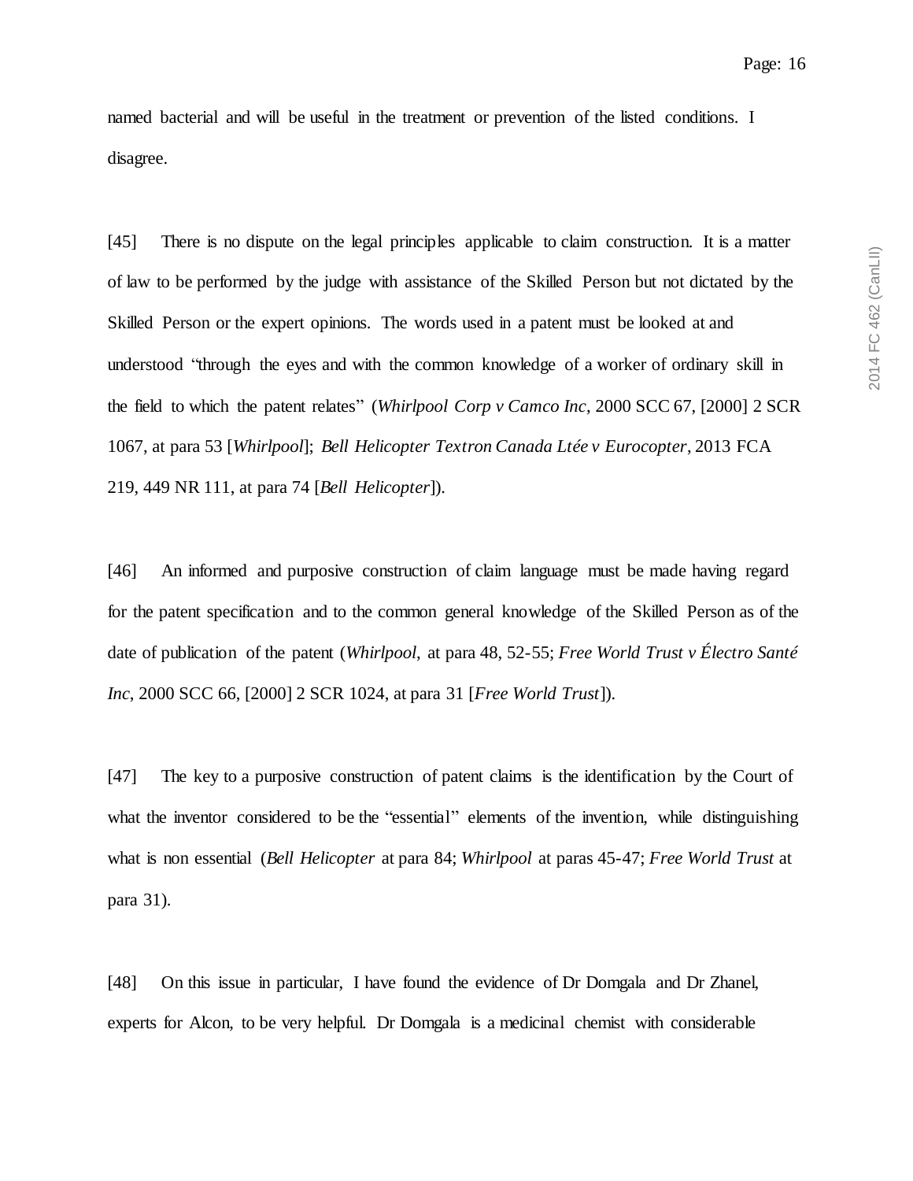named bacterial and will be useful in the treatment or prevention of the listed conditions. I disagree.

[45] There is no dispute on the legal principles applicable to claim construction. It is a matter of law to be performed by the judge with assistance of the Skilled Person but not dictated by the Skilled Person or the expert opinions. The words used in a patent must be looked at and understood "through the eyes and with the common knowledge of a worker of ordinary skill in the field to which the patent relates" (*Whirlpool Corp v Camco Inc*, 2000 SCC 67, [2000] 2 SCR 1067, at para 53 [*Whirlpool*]; *Bell Helicopter Textron Canada Ltée v Eurocopter*, 2013 FCA 219, 449 NR 111, at para 74 [*Bell Helicopter*]).

[46] An informed and purposive construction of claim language must be made having regard for the patent specification and to the common general knowledge of the Skilled Person as of the date of publication of the patent (*Whirlpool*, at para 48, 52-55; *Free World Trust v Électro Santé Inc*, 2000 SCC 66, [2000] 2 SCR 1024, at para 31 [*Free World Trust*]).

[47] The key to a purposive construction of patent claims is the identification by the Court of what the inventor considered to be the "essential" elements of the invention, while distinguishing what is non essential (*Bell Helicopter* at para 84; *Whirlpool* at paras 45-47; *Free World Trust* at para 31).

[48] On this issue in particular, I have found the evidence of Dr Domgala and Dr Zhanel, experts for Alcon, to be very helpful. Dr Domgala is a medicinal chemist with considerable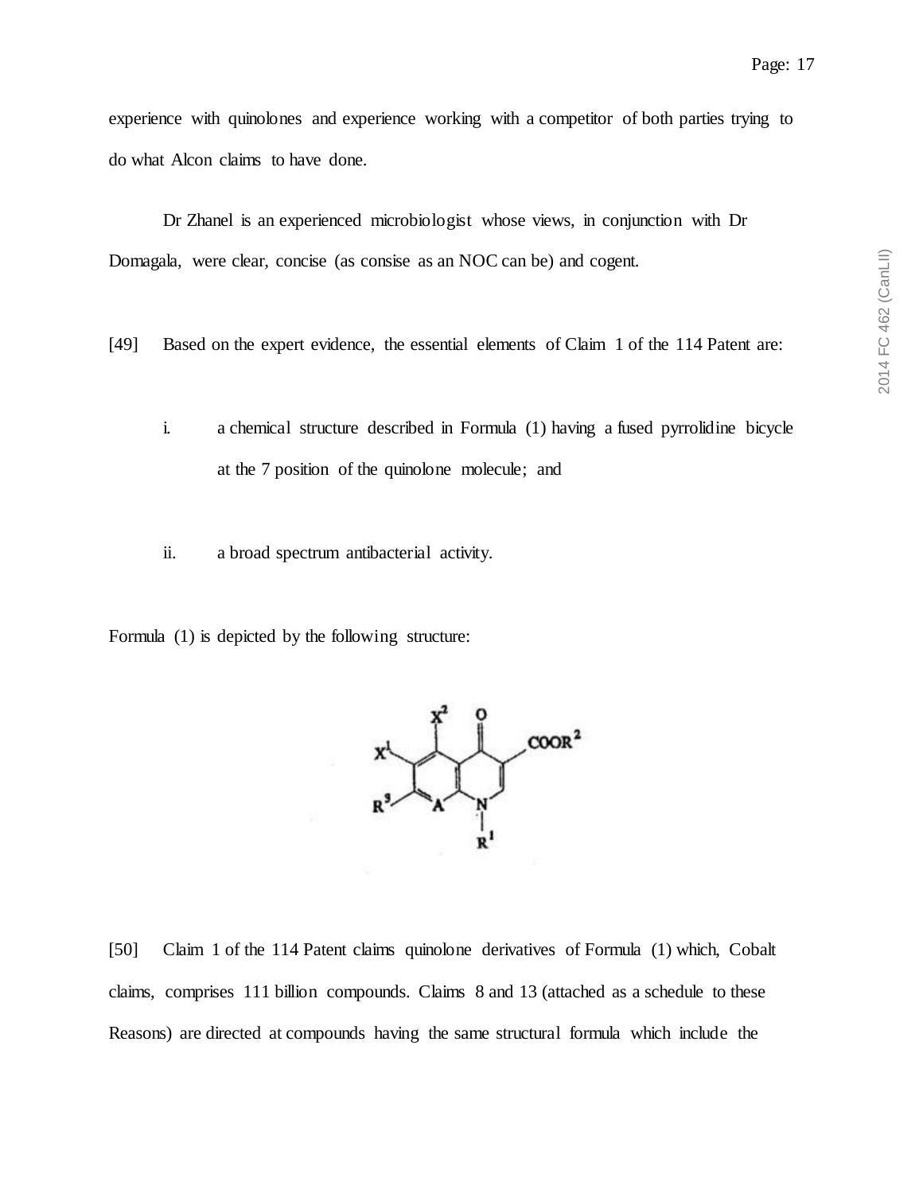experience with quinolones and experience working with a competitor of both parties trying to do what Alcon claims to have done.

Dr Zhanel is an experienced microbiologist whose views, in conjunction with Dr Domagala, were clear, concise (as consise as an NOC can be) and cogent.

[49] Based on the expert evidence, the essential elements of Claim 1 of the 114 Patent are:

i. a chemical structure described in Formula (1) having a fused pyrrolidine bicycle at the 7 position of the quinolone molecule; and

ii. a broad spectrum antibacterial activity.

Formula (1) is depicted by the following structure:

[50] Claim 1 of the 114 Patent claims quinolone derivatives of Formula (1) which, Cobalt claims, comprises 111 billion compounds. Claims 8 and 13 (attached as a schedule to these Reasons) are directed at compounds having the same structural formula which include the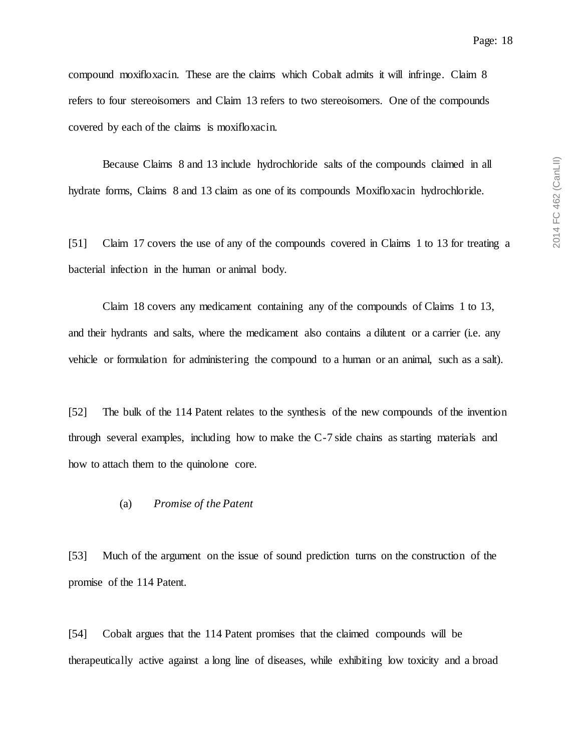compound moxifloxacin. These are the claims which Cobalt admits it will infringe. Claim 8 refers to four stereoisomers and Claim 13 refers to two stereoisomers. One of the compounds covered by each of the claims is moxifloxacin.

Because Claims 8 and 13 include hydrochloride salts of the compounds claimed in all hydrate forms, Claims 8 and 13 claim as one of its compounds Moxifloxacin hydrochloride.

[51] Claim 17 covers the use of any of the compounds covered in Claims 1 to 13 for treating a bacterial infection in the human or animal body.

Claim 18 covers any medicament containing any of the compounds of Claims 1 to 13, and their hydrants and salts, where the medicament also contains a dilutent or a carrier (i.e. any vehicle or formulation for administering the compound to a human or an animal, such as a salt).

[52] The bulk of the 114 Patent relates to the synthesis of the new compounds of the invention through several examples, including how to make the C-7 side chains as starting materials and how to attach them to the quinolone core.

(a) *Promise of the Patent*

[53] Much of the argument on the issue of sound prediction turns on the construction of the promise of the 114 Patent.

[54] Cobalt argues that the 114 Patent promises that the claimed compounds will be therapeutically active against a long line of diseases, while exhibiting low toxicity and a broad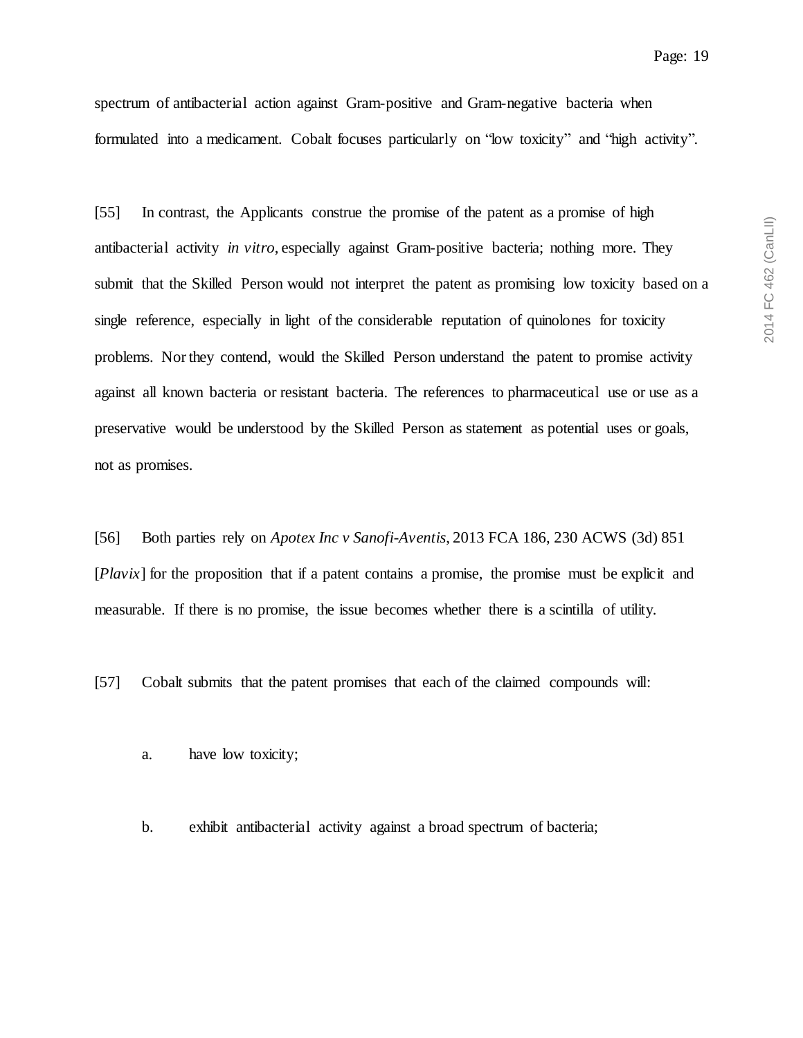spectrum of antibacterial action against Gram-positive and Gram-negative bacteria when formulated into a medicament. Cobalt focuses particularly on “low toxicity” and “high activity”.

[55] In contrast, the Applicants construe the promise of the patent as a promise of high antibacterial activity *in vitro*, especially against Gram-positive bacteria; nothing more. They submit that the Skilled Person would not interpret the patent as promising low toxicity based on a single reference, especially in light of the considerable reputation of quinolones for toxicity problems. Nor they contend, would the Skilled Person understand the patent to promise activity against all known bacteria or resistant bacteria. The references to pharmaceutical use or use as a preservative would be understood by the Skilled Person as statement as potential uses or goals, not as promises.

[56] Both parties rely on *Apotex Inc v Sanofi-Aventis*, 2013 FCA 186, 230 ACWS (3d) 851 [*Plavix*] for the proposition that if a patent contains a promise, the promise must be explicit and measurable. If there is no promise, the issue becomes whether there is a scintilla of utility.

[57] Cobalt submits that the patent promises that each of the claimed compounds will:

a. have low toxicity;

b. exhibit antibacterial activity against a broad spectrum of bacteria;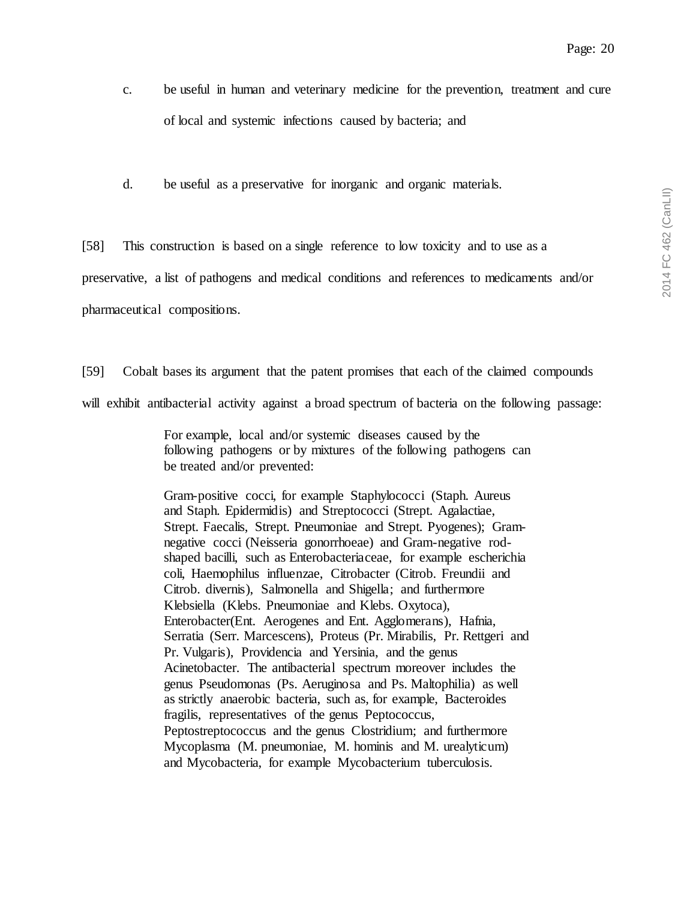c. be useful in human and veterinary medicine for the prevention, treatment and cure of local and systemic infections caused by bacteria; and

d. be useful as a preservative for inorganic and organic materials.

[58] This construction is based on a single reference to low toxicity and to use as a preservative, a list of pathogens and medical conditions and references to medicaments and/or pharmaceutical compositions.

[59] Cobalt bases its argument that the patent promises that each of the claimed compounds will exhibit antibacterial activity against a broad spectrum of bacteria on the following passage:

> For example, local and/or systemic diseases caused by the following pathogens or by mixtures of the following pathogens can be treated and/or prevented:
>
> Gram-positive cocci, for example Staphylococci (Staph. Aureus and Staph. Epidermidis) and Streptococci (Strept. Agalactiae, Strept. Faecalis, Strept. Pneumoniae and Strept. Pyogenes); Gram-negative cocci (Neisseria gonorrhoeae) and Gram-negative rod-shaped bacilli, such as Enterobacteriaceae, for example escherichia coli, Haemophilus influenzae, Citrobacter (Citrob. Freundii and Citrob. divernis), Salmonella and Shigella; and furthermore Klebsiella (Klebs. Pneumoniae and Klebs. Oxytoca), Enterobacter(Ent. Aerogenes and Ent. Agglomerans), Hafnia, Serratia (Serr. Marcescens), Proteus (Pr. Mirabilis, Pr. Rettgeri and Pr. Vulgaris), Providencia and Yersinia, and the genus Acinetobacter. The antibacterial spectrum moreover includes the genus Pseudomonas (Ps. Aeruginosa and Ps. Maltophilia) as well as strictly anaerobic bacteria, such as, for example, Bacteroides fragilis, representatives of the genus Peptococcus, Peptostreptococcus and the genus Clostridium; and furthermore Mycoplasma (M. pneumoniae, M. hominis and M. urealyticum) and Mycobacteria, for example Mycobacterium tuberculosis.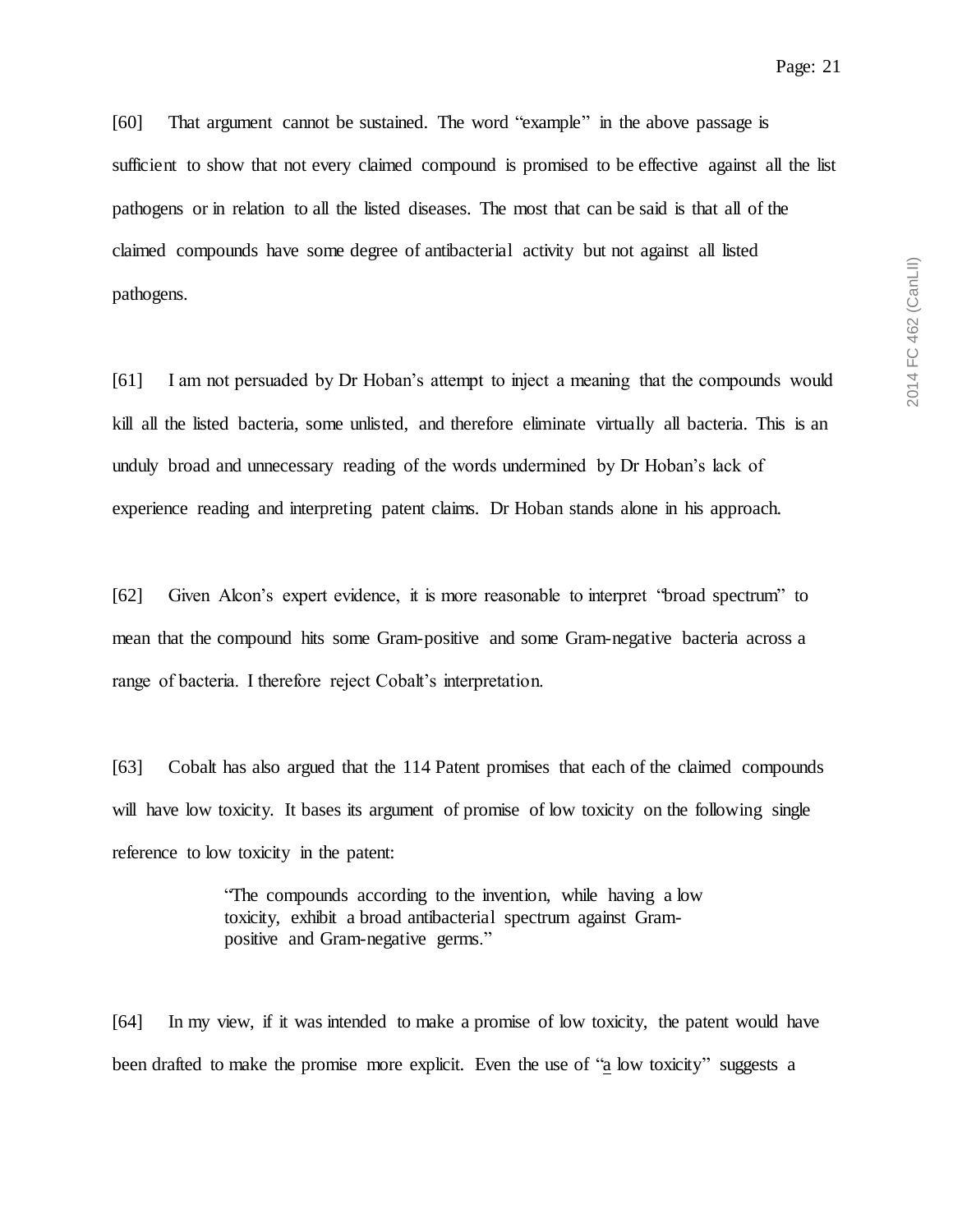[60] That argument cannot be sustained. The word "example" in the above passage is sufficient to show that not every claimed compound is promised to be effective against all the list pathogens or in relation to all the listed diseases. The most that can be said is that all of the claimed compounds have some degree of antibacterial activity but not against all listed pathogens.

[61] I am not persuaded by Dr Hoban's attempt to inject a meaning that the compounds would kill all the listed bacteria, some unlisted, and therefore eliminate virtually all bacteria. This is an unduly broad and unnecessary reading of the words undermined by Dr Hoban's lack of experience reading and interpreting patent claims. Dr Hoban stands alone in his approach.

[62] Given Alcon's expert evidence, it is more reasonable to interpret "broad spectrum" to mean that the compound hits some Gram-positive and some Gram-negative bacteria across a range of bacteria. I therefore reject Cobalt's interpretation.

[63] Cobalt has also argued that the 114 Patent promises that each of the claimed compounds will have low toxicity. It bases its argument of promise of low toxicity on the following single reference to low toxicity in the patent:

> "The compounds according to the invention, while having a low toxicity, exhibit a broad antibacterial spectrum against Gram-positive and Gram-negative germs."

[64] In my view, if it was intended to make a promise of low toxicity, the patent would have been drafted to make the promise more explicit. Even the use of "<u>a</u> low toxicity" suggests a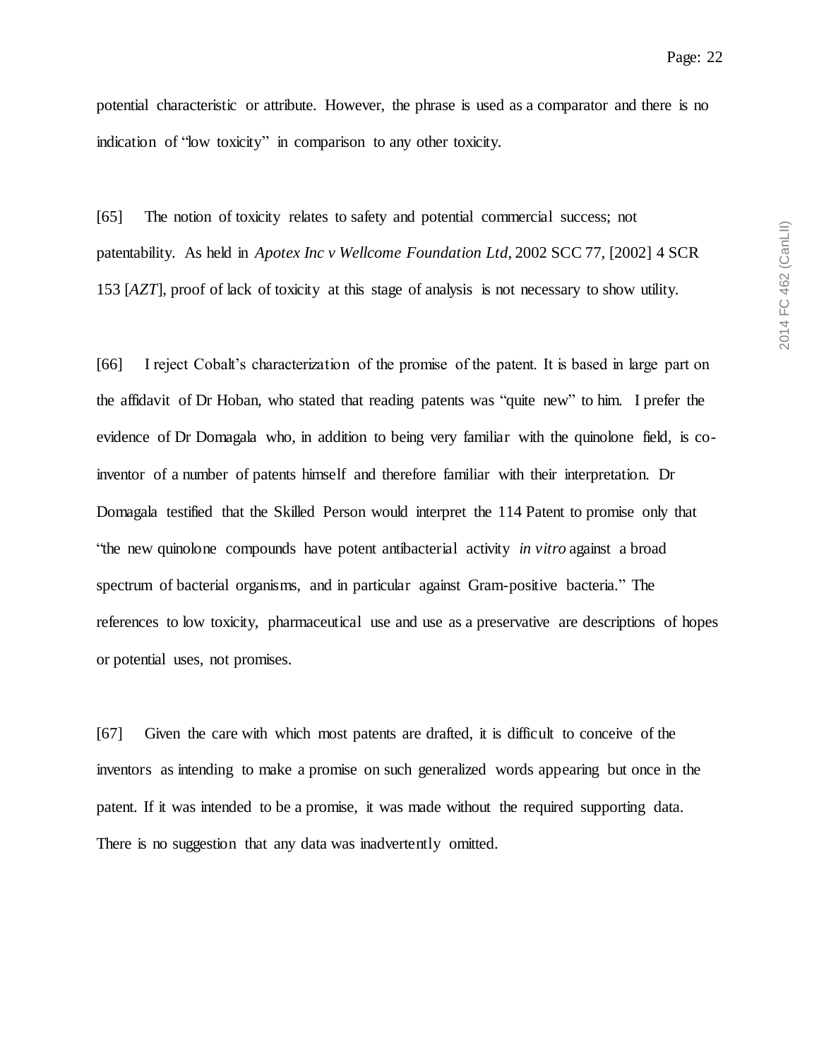potential characteristic or attribute. However, the phrase is used as a comparator and there is no indication of "low toxicity" in comparison to any other toxicity.

[65] The notion of toxicity relates to safety and potential commercial success; not patentability. As held in *Apotex Inc v Wellcome Foundation Ltd*, 2002 SCC 77, [2002] 4 SCR 153 [*AZT*], proof of lack of toxicity at this stage of analysis is not necessary to show utility.

[66] I reject Cobalt's characterization of the promise of the patent. It is based in large part on the affidavit of Dr Hoban, who stated that reading patents was "quite new" to him. I prefer the evidence of Dr Domagala who, in addition to being very familiar with the quinolone field, is co-inventor of a number of patents himself and therefore familiar with their interpretation. Dr Domagala testified that the Skilled Person would interpret the 114 Patent to promise only that "the new quinolone compounds have potent antibacterial activity *in vitro* against a broad spectrum of bacterial organisms, and in particular against Gram-positive bacteria." The references to low toxicity, pharmaceutical use and use as a preservative are descriptions of hopes or potential uses, not promises.

[67] Given the care with which most patents are drafted, it is difficult to conceive of the inventors as intending to make a promise on such generalized words appearing but once in the patent. If it was intended to be a promise, it was made without the required supporting data. There is no suggestion that any data was inadvertently omitted.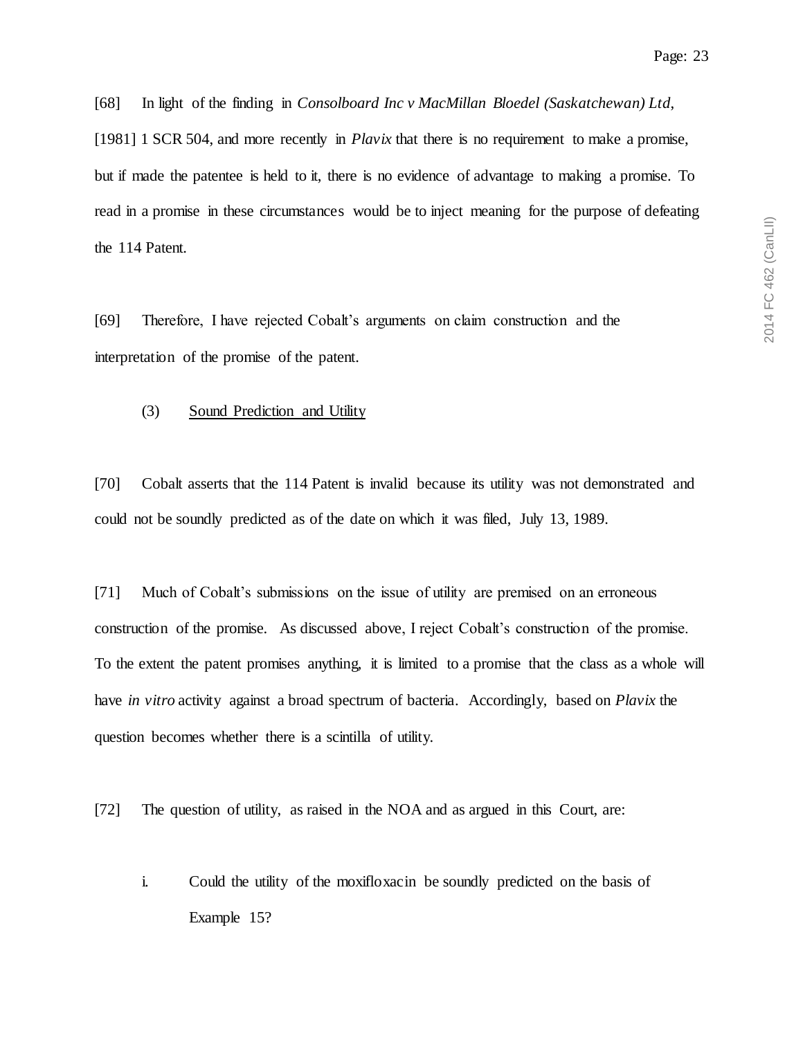[68] In light of the finding in *Consolboard Inc v MacMillan Bloedel (Saskatchewan) Ltd*, [1981] 1 SCR 504, and more recently in *Plavix* that there is no requirement to make a promise, but if made the patentee is held to it, there is no evidence of advantage to making a promise. To read in a promise in these circumstances would be to inject meaning for the purpose of defeating the 114 Patent.

[69] Therefore, I have rejected Cobalt's arguments on claim construction and the interpretation of the promise of the patent.

### (3) Sound Prediction and Utility

[70] Cobalt asserts that the 114 Patent is invalid because its utility was not demonstrated and could not be soundly predicted as of the date on which it was filed, July 13, 1989.

[71] Much of Cobalt's submissions on the issue of utility are premised on an erroneous construction of the promise. As discussed above, I reject Cobalt's construction of the promise. To the extent the patent promises anything, it is limited to a promise that the class as a whole will have *in vitro* activity against a broad spectrum of bacteria. Accordingly, based on *Plavix* the question becomes whether there is a scintilla of utility.

[72] The question of utility, as raised in the NOA and as argued in this Court, are:

i. Could the utility of the moxifloxacin be soundly predicted on the basis of Example 15?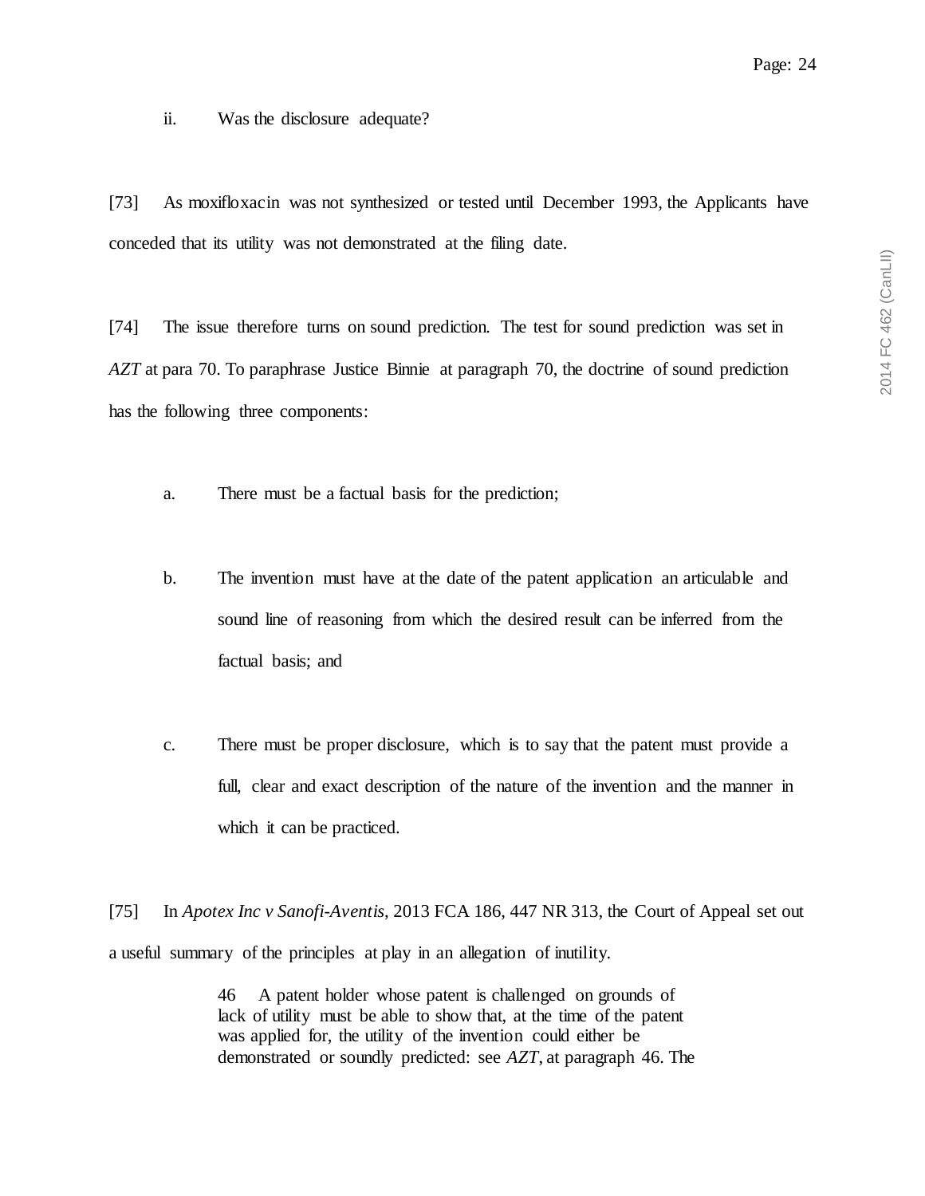ii. Was the disclosure adequate?

[73] As moxifloxacin was not synthesized or tested until December 1993, the Applicants have conceded that its utility was not demonstrated at the filing date.

[74] The issue therefore turns on sound prediction. The test for sound prediction was set in *AZT* at para 70. To paraphrase Justice Binnie at paragraph 70, the doctrine of sound prediction has the following three components:

a. There must be a factual basis for the prediction;

b. The invention must have at the date of the patent application an articulable and sound line of reasoning from which the desired result can be inferred from the factual basis; and

c. There must be proper disclosure, which is to say that the patent must provide a full, clear and exact description of the nature of the invention and the manner in which it can be practiced.

[75] In *Apotex Inc v Sanofi-Aventis*, 2013 FCA 186, 447 NR 313, the Court of Appeal set out a useful summary of the principles at play in an allegation of inutility.

> 46 A patent holder whose patent is challenged on grounds of lack of utility must be able to show that, at the time of the patent was applied for, the utility of the invention could either be demonstrated or soundly predicted: see *AZT*, at paragraph 46. The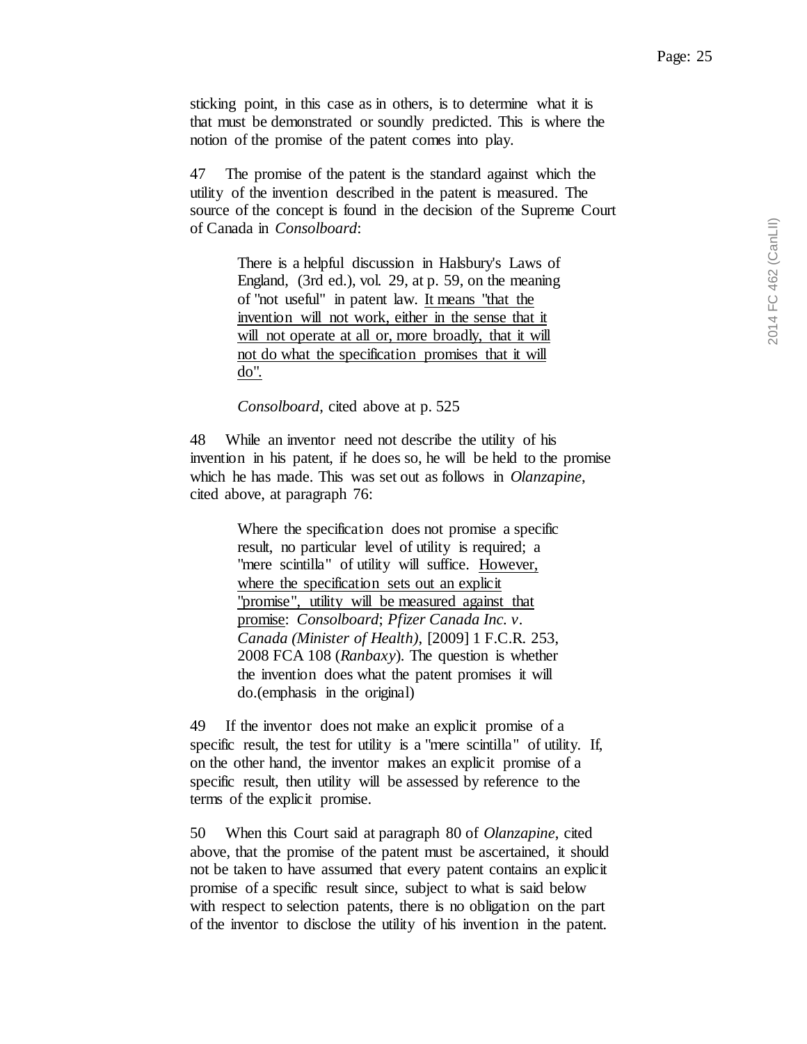sticking point, in this case as in others, is to determine what it is that must be demonstrated or soundly predicted. This is where the notion of the promise of the patent comes into play.

47 The promise of the patent is the standard against which the utility of the invention described in the patent is measured. The source of the concept is found in the decision of the Supreme Court of Canada in *Consolboard*:

> There is a helpful discussion in Halsbury's Laws of England, (3rd ed.), vol. 29, at p. 59, on the meaning of "not useful" in patent law. <u>It means "that the invention will not work, either in the sense that it will not operate at all or, more broadly, that it will not do what the specification promises that it will do".</u>
>
> *Consolboard*, cited above at p. 525

48 While an inventor need not describe the utility of his invention in his patent, if he does so, he will be held to the promise which he has made. This was set out as follows in *Olanzapine*, cited above, at paragraph 76:

> Where the specification does not promise a specific result, no particular level of utility is required; a "mere scintilla" of utility will suffice. <u>However, where the specification sets out an explicit "promise", utility will be measured against that promise</u>: *Consolboard*; *Pfizer Canada Inc. v. Canada (Minister of Health)*, [2009] 1 F.C.R. 253, 2008 FCA 108 (*Ranbaxy*). The question is whether the invention does what the patent promises it will do.(emphasis in the original)

49 If the inventor does not make an explicit promise of a specific result, the test for utility is a "mere scintilla" of utility. If, on the other hand, the inventor makes an explicit promise of a specific result, then utility will be assessed by reference to the terms of the explicit promise.

50 When this Court said at paragraph 80 of *Olanzapine*, cited above, that the promise of the patent must be ascertained, it should not be taken to have assumed that every patent contains an explicit promise of a specific result since, subject to what is said below with respect to selection patents, there is no obligation on the part of the inventor to disclose the utility of his invention in the patent.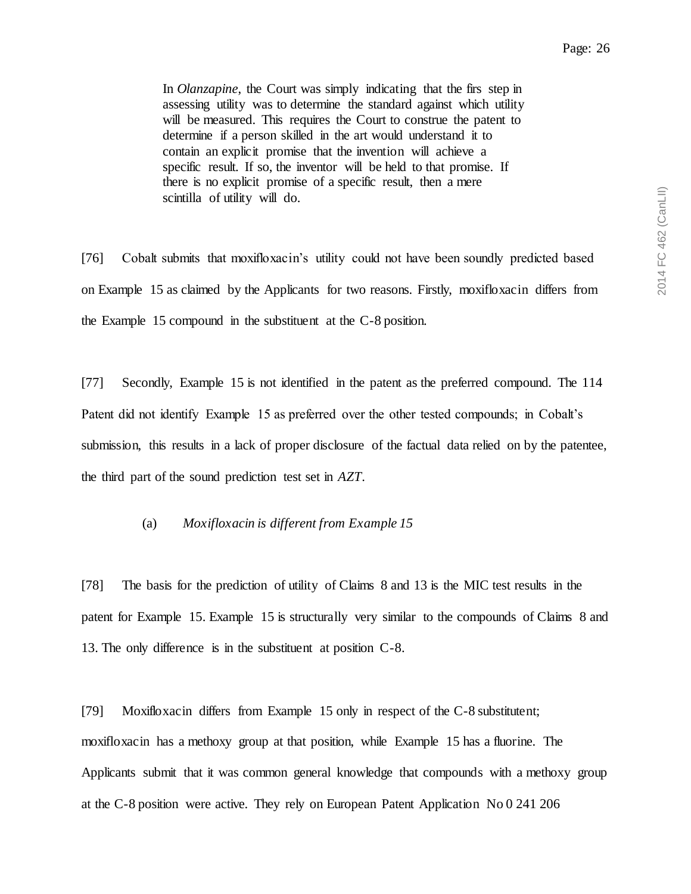> In *Olanzapine*, the Court was simply indicating that the firs step in assessing utility was to determine the standard against which utility will be measured. This requires the Court to construe the patent to determine if a person skilled in the art would understand it to contain an explicit promise that the invention will achieve a specific result. If so, the inventor will be held to that promise. If there is no explicit promise of a specific result, then a mere scintilla of utility will do.

[76] Cobalt submits that moxifloxacin's utility could not have been soundly predicted based on Example 15 as claimed by the Applicants for two reasons. Firstly, moxifloxacin differs from the Example 15 compound in the substituent at the C-8 position.

[77] Secondly, Example 15 is not identified in the patent as the preferred compound. The 114 Patent did not identify Example 15 as preferred over the other tested compounds; in Cobalt's submission, this results in a lack of proper disclosure of the factual data relied on by the patentee, the third part of the sound prediction test set in *AZT*.

(a) *Moxifloxacin is different from Example 15*

[78] The basis for the prediction of utility of Claims 8 and 13 is the MIC test results in the patent for Example 15. Example 15 is structurally very similar to the compounds of Claims 8 and 13. The only difference is in the substituent at position C-8.

[79] Moxifloxacin differs from Example 15 only in respect of the C-8 substitutent; moxifloxacin has a methoxy group at that position, while Example 15 has a fluorine. The Applicants submit that it was common general knowledge that compounds with a methoxy group at the C-8 position were active. They rely on European Patent Application No 0 241 206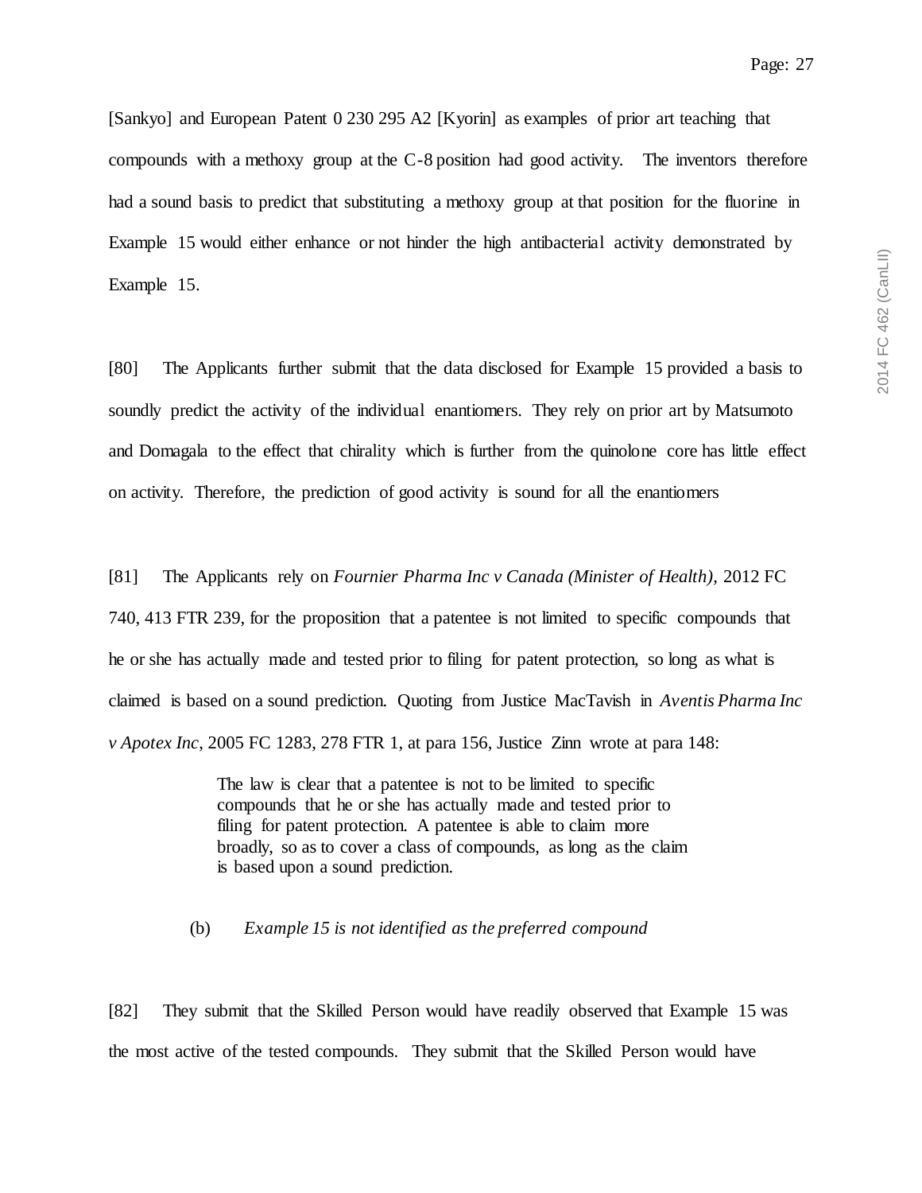[Sankyo] and European Patent 0 230 295 A2 [Kyorin] as examples of prior art teaching that compounds with a methoxy group at the C-8 position had good activity. The inventors therefore had a sound basis to predict that substituting a methoxy group at that position for the fluorine in Example 15 would either enhance or not hinder the high antibacterial activity demonstrated by Example 15.

[80] The Applicants further submit that the data disclosed for Example 15 provided a basis to soundly predict the activity of the individual enantiomers. They rely on prior art by Matsumoto and Domagala to the effect that chirality which is further from the quinolone core has little effect on activity. Therefore, the prediction of good activity is sound for all the enantiomers

[81] The Applicants rely on *Fournier Pharma Inc v Canada (Minister of Health)*, 2012 FC 740, 413 FTR 239, for the proposition that a patentee is not limited to specific compounds that he or she has actually made and tested prior to filing for patent protection, so long as what is claimed is based on a sound prediction. Quoting from Justice MacTavish in *Aventis Pharma Inc v Apotex Inc*, 2005 FC 1283, 278 FTR 1, at para 156, Justice Zinn wrote at para 148:

> The law is clear that a patentee is not to be limited to specific compounds that he or she has actually made and tested prior to filing for patent protection. A patentee is able to claim more broadly, so as to cover a class of compounds, as long as the claim is based upon a sound prediction.

(b) *Example 15 is not identified as the preferred compound*

[82] They submit that the Skilled Person would have readily observed that Example 15 was the most active of the tested compounds. They submit that the Skilled Person would have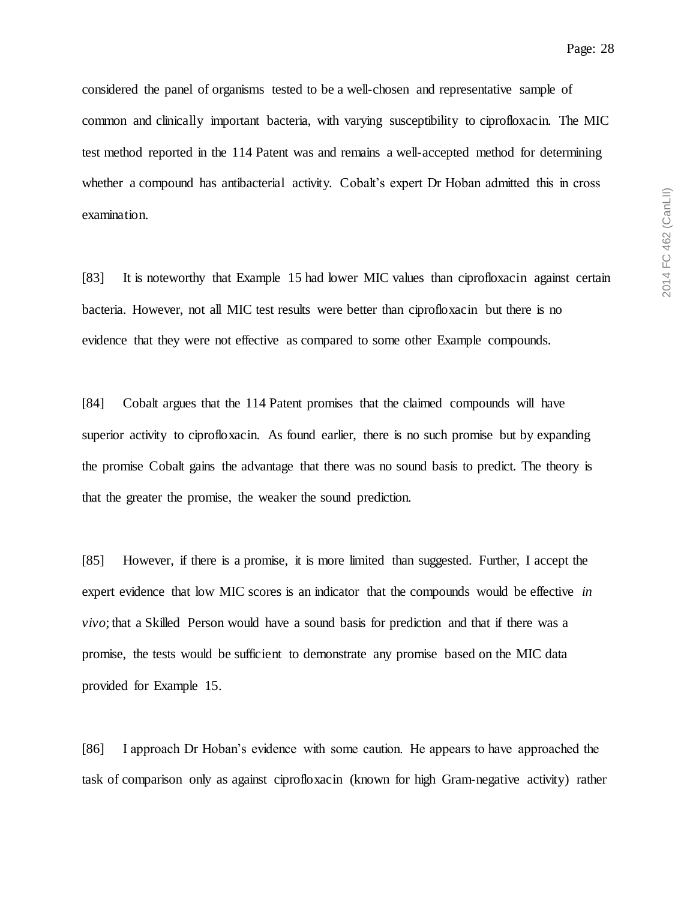considered the panel of organisms tested to be a well-chosen and representative sample of common and clinically important bacteria, with varying susceptibility to ciprofloxacin. The MIC test method reported in the 114 Patent was and remains a well-accepted method for determining whether a compound has antibacterial activity. Cobalt's expert Dr Hoban admitted this in cross examination.

[83] It is noteworthy that Example 15 had lower MIC values than ciprofloxacin against certain bacteria. However, not all MIC test results were better than ciprofloxacin but there is no evidence that they were not effective as compared to some other Example compounds.

[84] Cobalt argues that the 114 Patent promises that the claimed compounds will have superior activity to ciprofloxacin. As found earlier, there is no such promise but by expanding the promise Cobalt gains the advantage that there was no sound basis to predict. The theory is that the greater the promise, the weaker the sound prediction.

[85] However, if there is a promise, it is more limited than suggested. Further, I accept the expert evidence that low MIC scores is an indicator that the compounds would be effective *in vivo*; that a Skilled Person would have a sound basis for prediction and that if there was a promise, the tests would be sufficient to demonstrate any promise based on the MIC data provided for Example 15.

[86] I approach Dr Hoban's evidence with some caution. He appears to have approached the task of comparison only as against ciprofloxacin (known for high Gram-negative activity) rather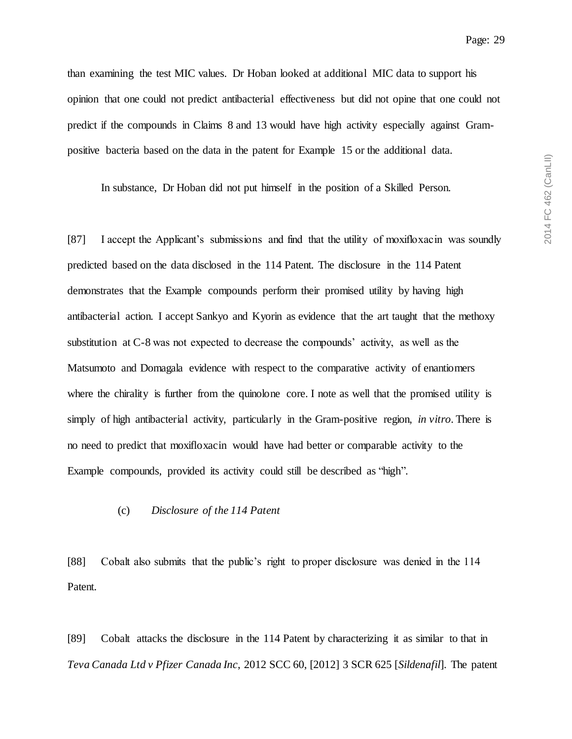than examining the test MIC values. Dr Hoban looked at additional MIC data to support his opinion that one could not predict antibacterial effectiveness but did not opine that one could not predict if the compounds in Claims 8 and 13 would have high activity especially against Gram-positive bacteria based on the data in the patent for Example 15 or the additional data.

In substance, Dr Hoban did not put himself in the position of a Skilled Person.

[87] I accept the Applicant's submissions and find that the utility of moxifloxacin was soundly predicted based on the data disclosed in the 114 Patent. The disclosure in the 114 Patent demonstrates that the Example compounds perform their promised utility by having high antibacterial action. I accept Sankyo and Kyorin as evidence that the art taught that the methoxy substitution at C-8 was not expected to decrease the compounds' activity, as well as the Matsumoto and Domagala evidence with respect to the comparative activity of enantiomers where the chirality is further from the quinolone core. I note as well that the promised utility is simply of high antibacterial activity, particularly in the Gram-positive region, *in vitro*. There is no need to predict that moxifloxacin would have had better or comparable activity to the Example compounds, provided its activity could still be described as "high".

(c) *Disclosure of the 114 Patent*

[88] Cobalt also submits that the public's right to proper disclosure was denied in the 114 Patent.

[89] Cobalt attacks the disclosure in the 114 Patent by characterizing it as similar to that in *Teva Canada Ltd v Pfizer Canada Inc*, 2012 SCC 60, [2012] 3 SCR 625 [*Sildenafil*]. The patent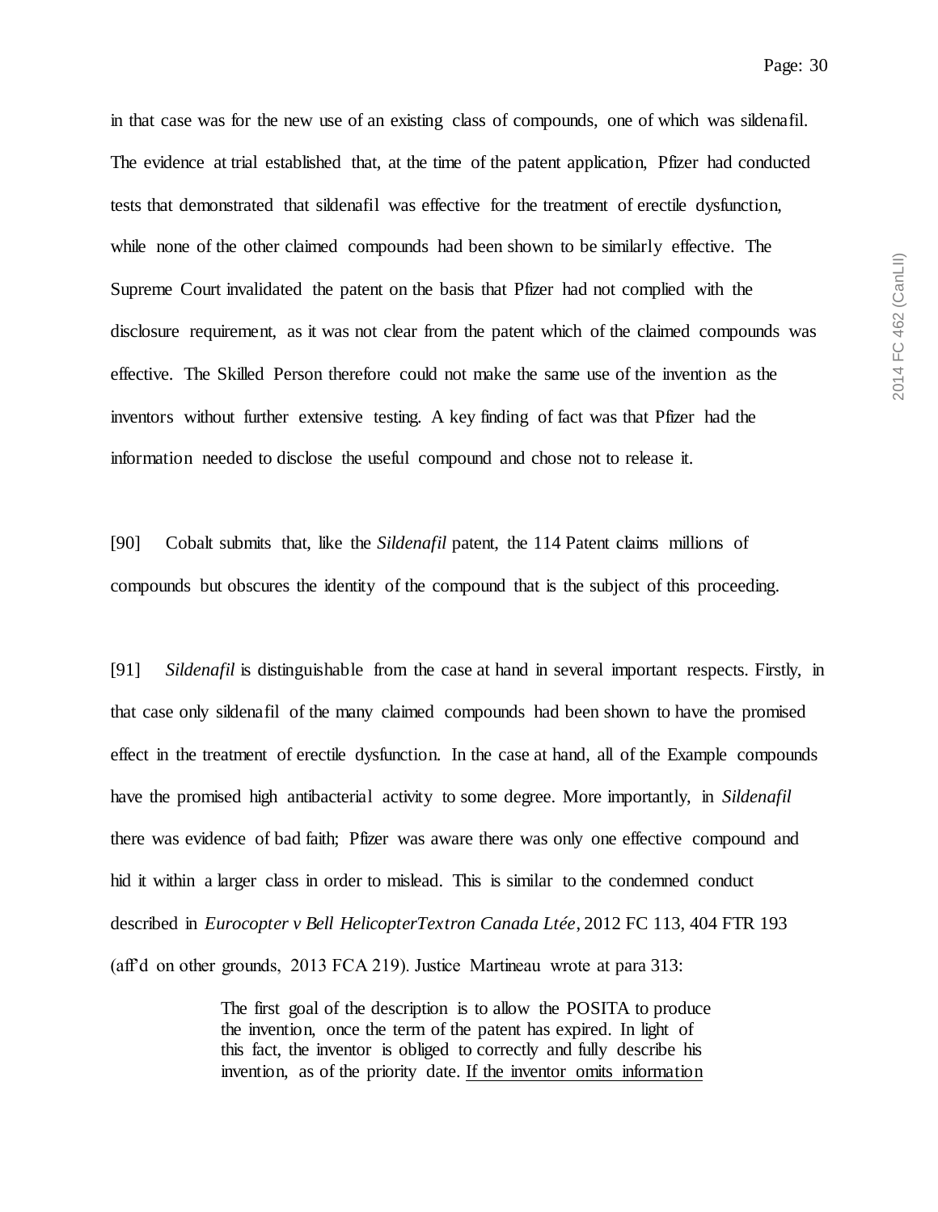in that case was for the new use of an existing class of compounds, one of which was sildenafil. The evidence at trial established that, at the time of the patent application, Pfizer had conducted tests that demonstrated that sildenafil was effective for the treatment of erectile dysfunction, while none of the other claimed compounds had been shown to be similarly effective. The Supreme Court invalidated the patent on the basis that Pfizer had not complied with the disclosure requirement, as it was not clear from the patent which of the claimed compounds was effective. The Skilled Person therefore could not make the same use of the invention as the inventors without further extensive testing. A key finding of fact was that Pfizer had the information needed to disclose the useful compound and chose not to release it.

[90] Cobalt submits that, like the *Sildenafil* patent, the 114 Patent claims millions of compounds but obscures the identity of the compound that is the subject of this proceeding.

[91] *Sildenafil* is distinguishable from the case at hand in several important respects. Firstly, in that case only sildenafil of the many claimed compounds had been shown to have the promised effect in the treatment of erectile dysfunction. In the case at hand, all of the Example compounds have the promised high antibacterial activity to some degree. More importantly, in *Sildenafil* there was evidence of bad faith; Pfizer was aware there was only one effective compound and hid it within a larger class in order to mislead. This is similar to the condemned conduct described in *Eurocopter v Bell HelicopterTextron Canada Ltée*, 2012 FC 113, 404 FTR 193 (aff'd on other grounds, 2013 FCA 219). Justice Martineau wrote at para 313:

> The first goal of the description is to allow the POSITA to produce the invention, once the term of the patent has expired. In light of this fact, the inventor is obliged to correctly and fully describe his invention, as of the priority date. <u>If the inventor omits information</u>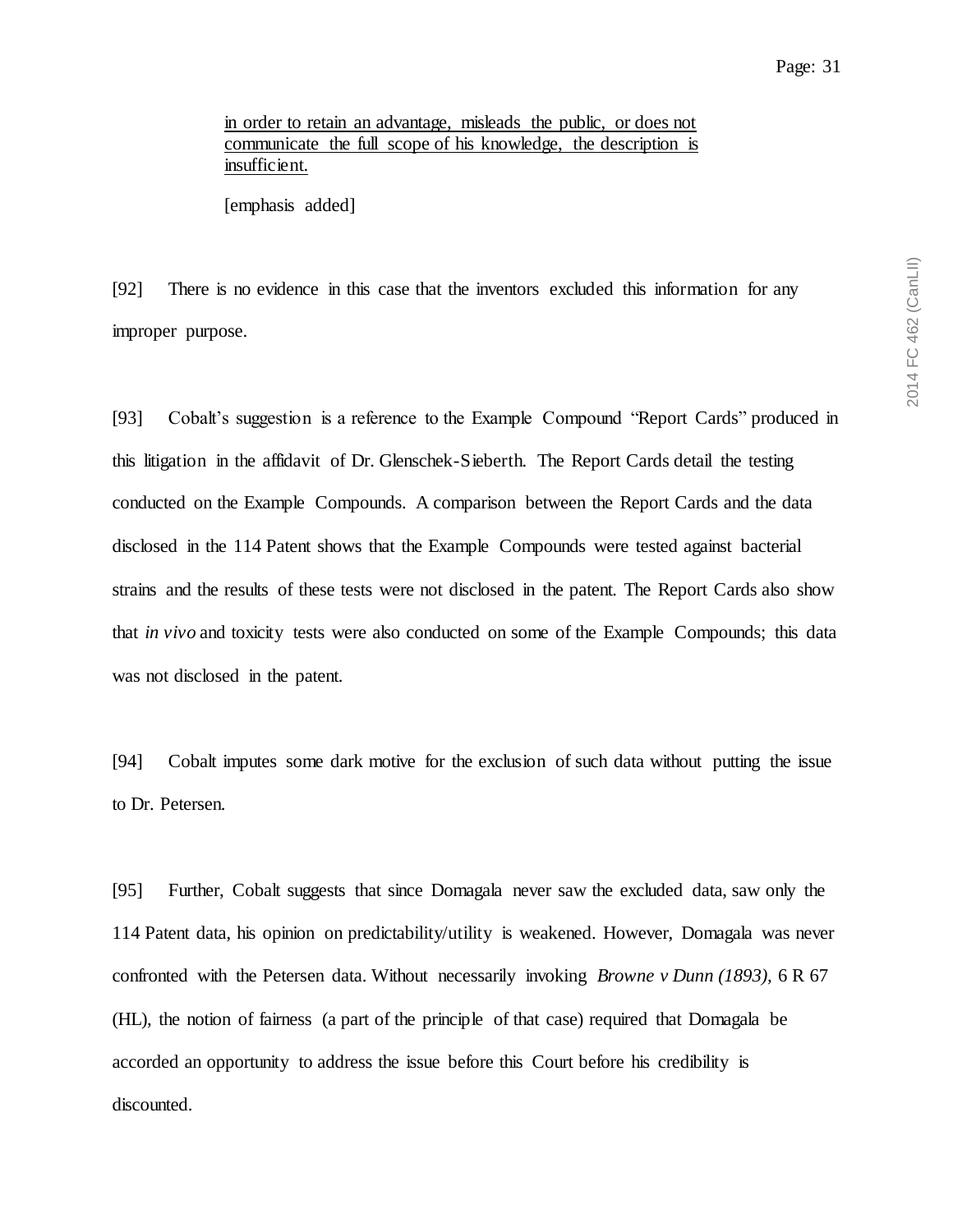<u>in order to retain an advantage, misleads the public, or does not communicate the full scope of his knowledge, the description is insufficient.</u>

[emphasis added]

[92] There is no evidence in this case that the inventors excluded this information for any improper purpose.

[93] Cobalt's suggestion is a reference to the Example Compound "Report Cards" produced in this litigation in the affidavit of Dr. Glenschek-Sieberth. The Report Cards detail the testing conducted on the Example Compounds. A comparison between the Report Cards and the data disclosed in the 114 Patent shows that the Example Compounds were tested against bacterial strains and the results of these tests were not disclosed in the patent. The Report Cards also show that *in vivo* and toxicity tests were also conducted on some of the Example Compounds; this data was not disclosed in the patent.

[94] Cobalt imputes some dark motive for the exclusion of such data without putting the issue to Dr. Petersen.

[95] Further, Cobalt suggests that since Domagala never saw the excluded data, saw only the 114 Patent data, his opinion on predictability/utility is weakened. However, Domagala was never confronted with the Petersen data. Without necessarily invoking *Browne v Dunn (1893),* 6 R 67 (HL), the notion of fairness (a part of the principle of that case) required that Domagala be accorded an opportunity to address the issue before this Court before his credibility is discounted.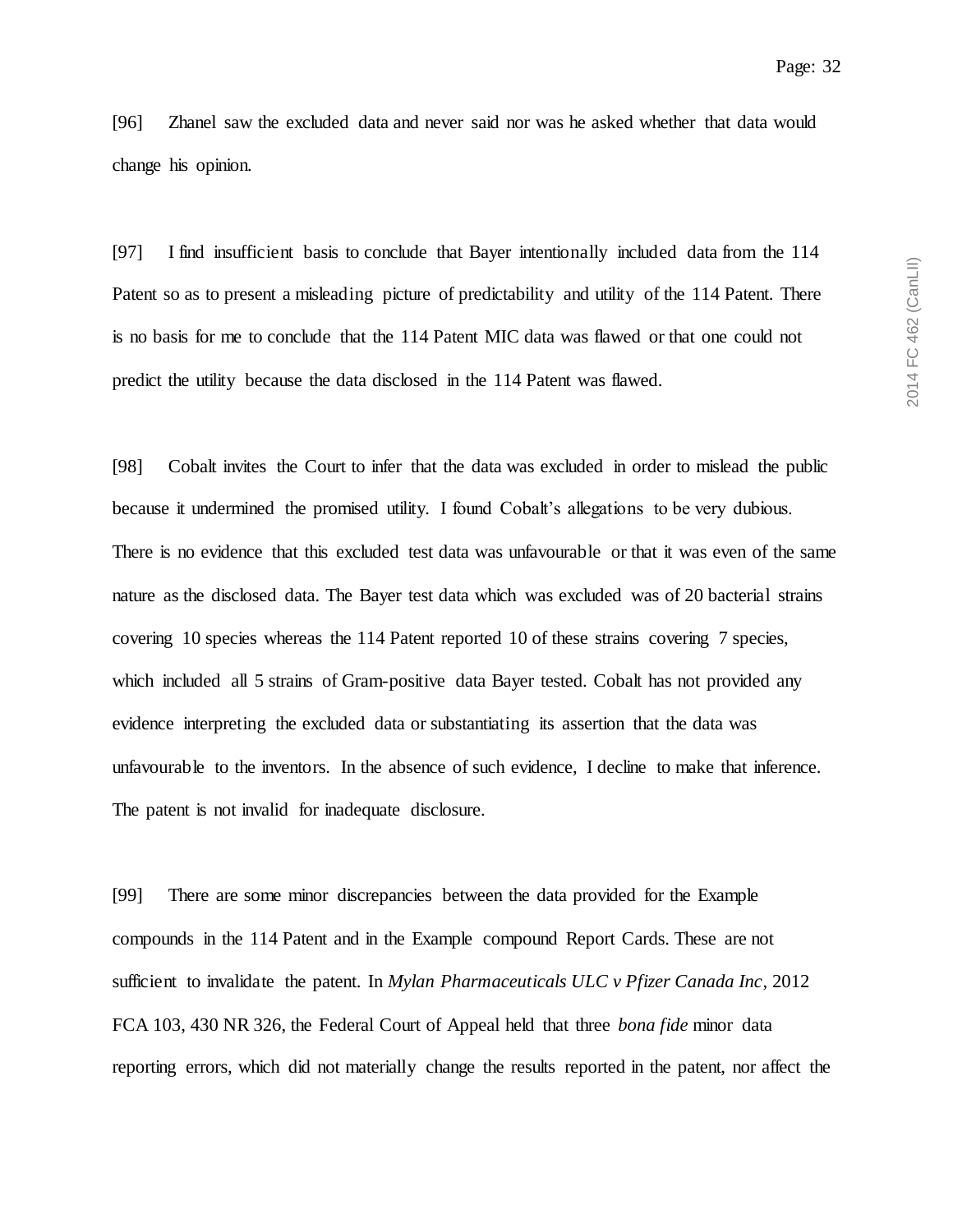[96] Zhanel saw the excluded data and never said nor was he asked whether that data would change his opinion.

[97] I find insufficient basis to conclude that Bayer intentionally included data from the 114 Patent so as to present a misleading picture of predictability and utility of the 114 Patent. There is no basis for me to conclude that the 114 Patent MIC data was flawed or that one could not predict the utility because the data disclosed in the 114 Patent was flawed.

[98] Cobalt invites the Court to infer that the data was excluded in order to mislead the public because it undermined the promised utility. I found Cobalt's allegations to be very dubious. There is no evidence that this excluded test data was unfavourable or that it was even of the same nature as the disclosed data. The Bayer test data which was excluded was of 20 bacterial strains covering 10 species whereas the 114 Patent reported 10 of these strains covering 7 species, which included all 5 strains of Gram-positive data Bayer tested. Cobalt has not provided any evidence interpreting the excluded data or substantiating its assertion that the data was unfavourable to the inventors. In the absence of such evidence, I decline to make that inference. The patent is not invalid for inadequate disclosure.

[99] There are some minor discrepancies between the data provided for the Example compounds in the 114 Patent and in the Example compound Report Cards. These are not sufficient to invalidate the patent. In *Mylan Pharmaceuticals ULC v Pfizer Canada Inc*, 2012 FCA 103, 430 NR 326, the Federal Court of Appeal held that three *bona fide* minor data reporting errors, which did not materially change the results reported in the patent, nor affect the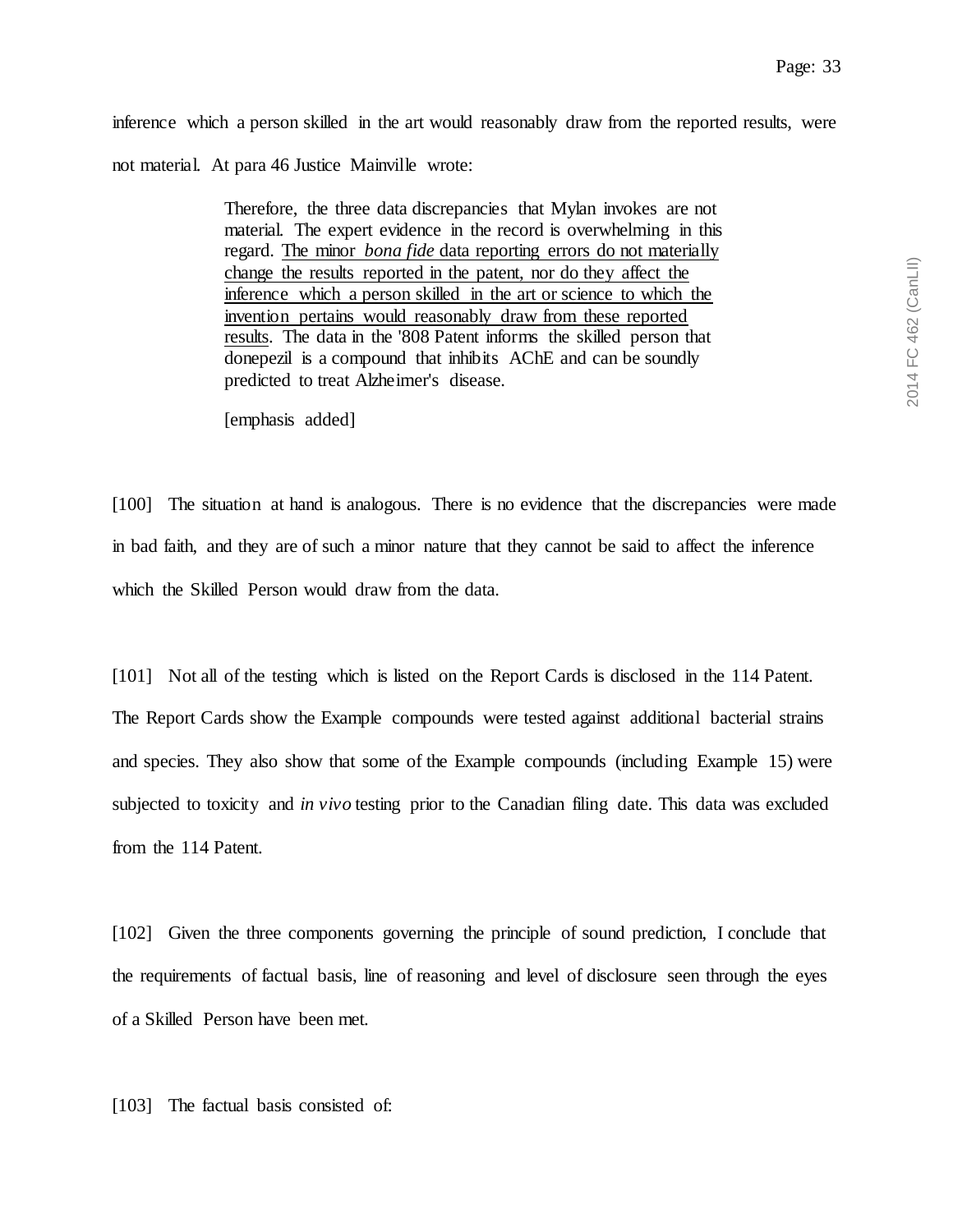inference which a person skilled in the art would reasonably draw from the reported results, were not material. At para 46 Justice Mainville wrote:

> Therefore, the three data discrepancies that Mylan invokes are not material. The expert evidence in the record is overwhelming in this regard. <u>The minor *bona fide* data reporting errors do not materially change the results reported in the patent, nor do they affect the inference which a person skilled in the art or science to which the invention pertains would reasonably draw from these reported results</u>. The data in the '808 Patent informs the skilled person that donepezil is a compound that inhibits AChE and can be soundly predicted to treat Alzheimer's disease.
>
> [emphasis added]

[100] The situation at hand is analogous. There is no evidence that the discrepancies were made in bad faith, and they are of such a minor nature that they cannot be said to affect the inference which the Skilled Person would draw from the data.

[101] Not all of the testing which is listed on the Report Cards is disclosed in the 114 Patent. The Report Cards show the Example compounds were tested against additional bacterial strains and species. They also show that some of the Example compounds (including Example 15) were subjected to toxicity and *in vivo* testing prior to the Canadian filing date. This data was excluded from the 114 Patent.

[102] Given the three components governing the principle of sound prediction, I conclude that the requirements of factual basis, line of reasoning and level of disclosure seen through the eyes of a Skilled Person have been met.

[103] The factual basis consisted of: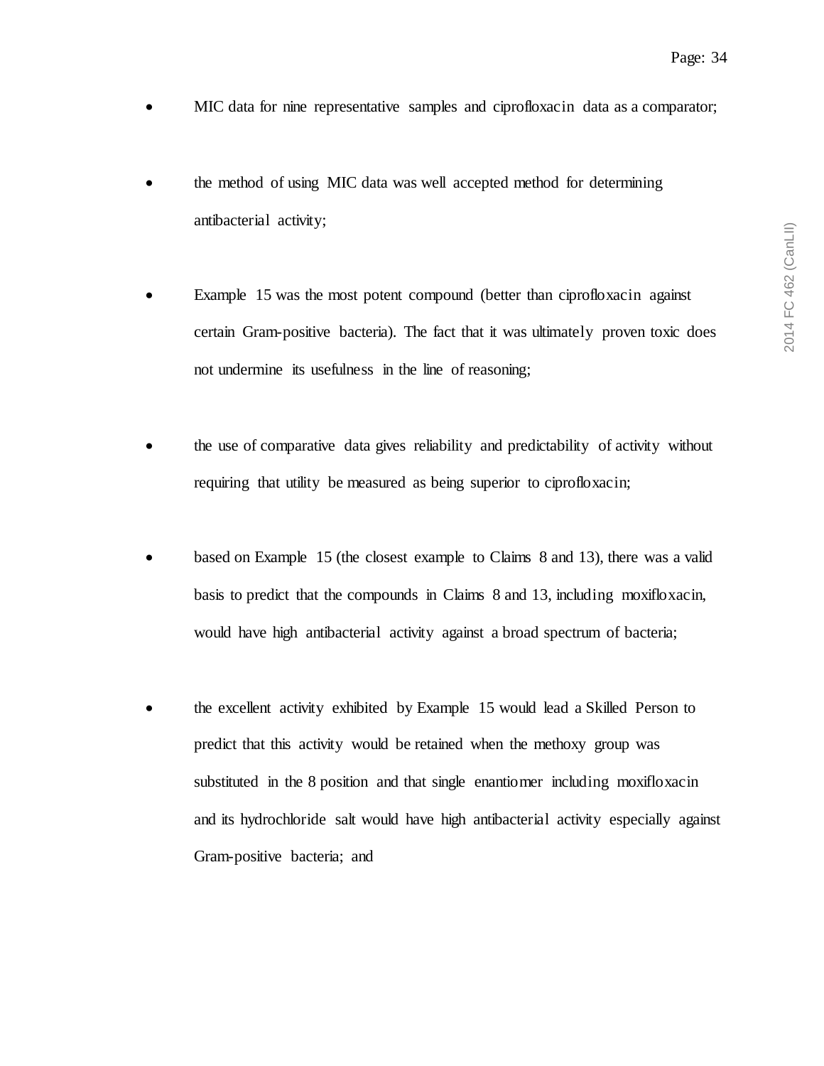- MIC data for nine representative samples and ciprofloxacin data as a comparator;

- the method of using MIC data was well accepted method for determining antibacterial activity;

- Example 15 was the most potent compound (better than ciprofloxacin against certain Gram-positive bacteria). The fact that it was ultimately proven toxic does not undermine its usefulness in the line of reasoning;

- the use of comparative data gives reliability and predictability of activity without requiring that utility be measured as being superior to ciprofloxacin;

- based on Example 15 (the closest example to Claims 8 and 13), there was a valid basis to predict that the compounds in Claims 8 and 13, including moxifloxacin, would have high antibacterial activity against a broad spectrum of bacteria;

- the excellent activity exhibited by Example 15 would lead a Skilled Person to predict that this activity would be retained when the methoxy group was substituted in the 8 position and that single enantiomer including moxifloxacin and its hydrochloride salt would have high antibacterial activity especially against Gram-positive bacteria; and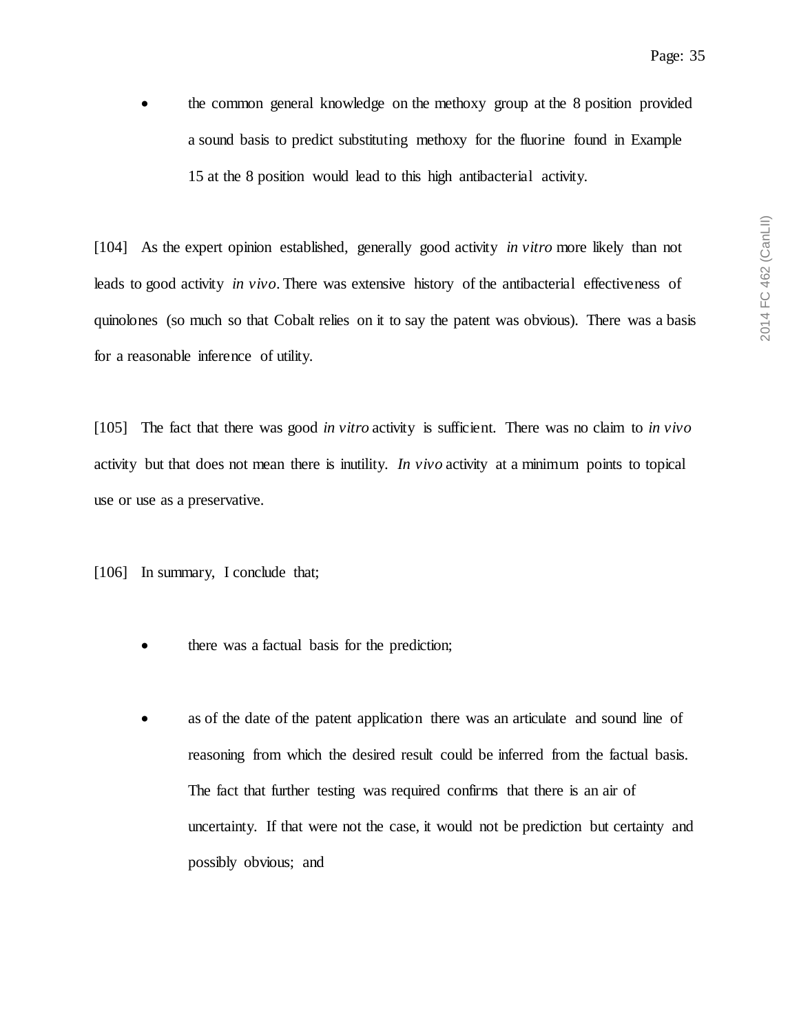- the common general knowledge on the methoxy group at the 8 position provided a sound basis to predict substituting methoxy for the fluorine found in Example 15 at the 8 position would lead to this high antibacterial activity.

[104] As the expert opinion established, generally good activity *in vitro* more likely than not leads to good activity *in vivo*. There was extensive history of the antibacterial effectiveness of quinolones (so much so that Cobalt relies on it to say the patent was obvious). There was a basis for a reasonable inference of utility.

[105] The fact that there was good *in vitro* activity is sufficient. There was no claim to *in vivo* activity but that does not mean there is inutility. *In vivo* activity at a minimum points to topical use or use as a preservative.

[106] In summary, I conclude that;

- there was a factual basis for the prediction;

- as of the date of the patent application there was an articulate and sound line of reasoning from which the desired result could be inferred from the factual basis. The fact that further testing was required confirms that there is an air of uncertainty. If that were not the case, it would not be prediction but certainty and possibly obvious; and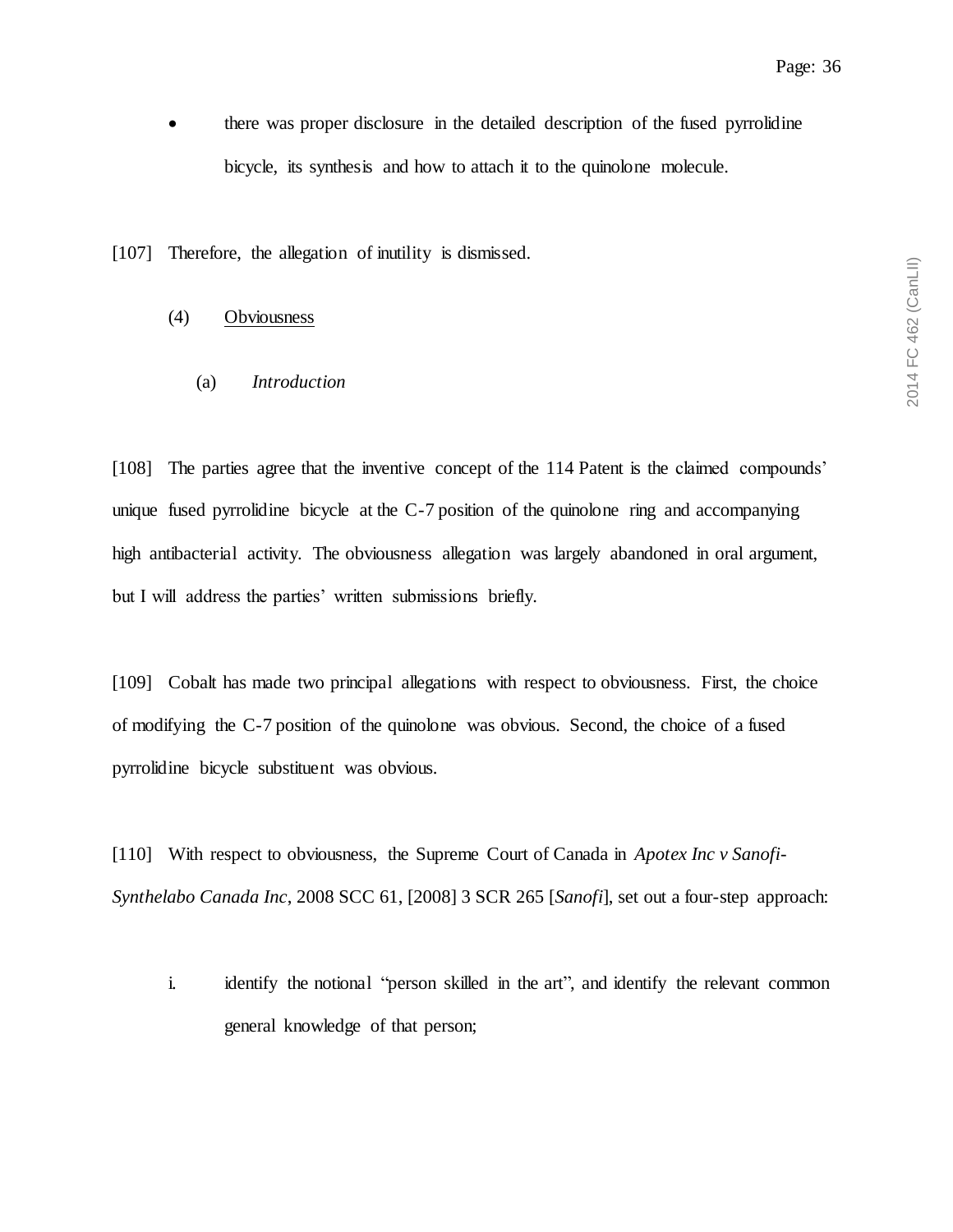- there was proper disclosure in the detailed description of the fused pyrrolidine bicycle, its synthesis and how to attach it to the quinolone molecule.

[107] Therefore, the allegation of inutility is dismissed.

(4) Obviousness

(a) *Introduction*

[108] The parties agree that the inventive concept of the 114 Patent is the claimed compounds' unique fused pyrrolidine bicycle at the C-7 position of the quinolone ring and accompanying high antibacterial activity. The obviousness allegation was largely abandoned in oral argument, but I will address the parties' written submissions briefly.

[109] Cobalt has made two principal allegations with respect to obviousness. First, the choice of modifying the C-7 position of the quinolone was obvious. Second, the choice of a fused pyrrolidine bicycle substituent was obvious.

[110] With respect to obviousness, the Supreme Court of Canada in *Apotex Inc v Sanofi-Synthelabo Canada Inc*, 2008 SCC 61, [2008] 3 SCR 265 [*Sanofi*], set out a four-step approach:

i. identify the notional "person skilled in the art", and identify the relevant common general knowledge of that person;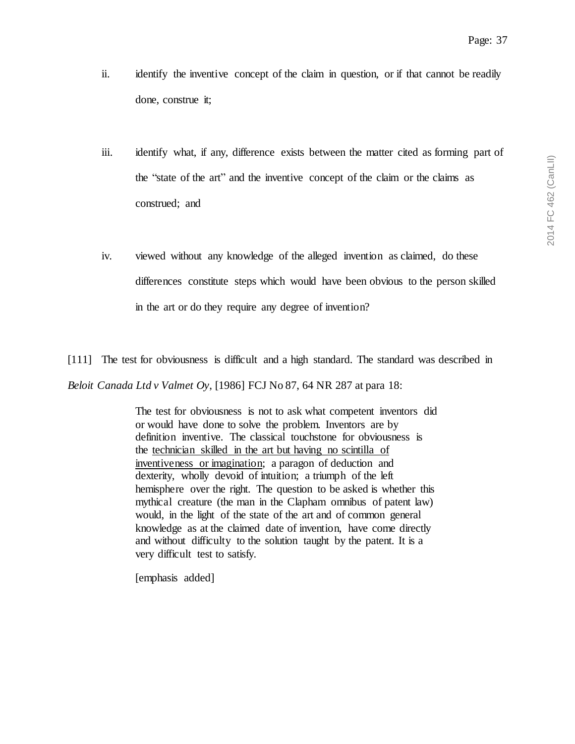ii. identify the inventive concept of the claim in question, or if that cannot be readily done, construe it;

iii. identify what, if any, difference exists between the matter cited as forming part of the "state of the art" and the inventive concept of the claim or the claims as construed; and

iv. viewed without any knowledge of the alleged invention as claimed, do these differences constitute steps which would have been obvious to the person skilled in the art or do they require any degree of invention?

[111] The test for obviousness is difficult and a high standard. The standard was described in *Beloit Canada Ltd v Valmet Oy*, [1986] FCJ No 87, 64 NR 287 at para 18:

> The test for obviousness is not to ask what competent inventors did or would have done to solve the problem. Inventors are by definition inventive. The classical touchstone for obviousness is the <u>technician skilled in the art but having no scintilla of inventiveness or imagination</u>; a paragon of deduction and dexterity, wholly devoid of intuition; a triumph of the left hemisphere over the right. The question to be asked is whether this mythical creature (the man in the Clapham omnibus of patent law) would, in the light of the state of the art and of common general knowledge as at the claimed date of invention, have come directly and without difficulty to the solution taught by the patent. It is a very difficult test to satisfy.
>
> [emphasis added]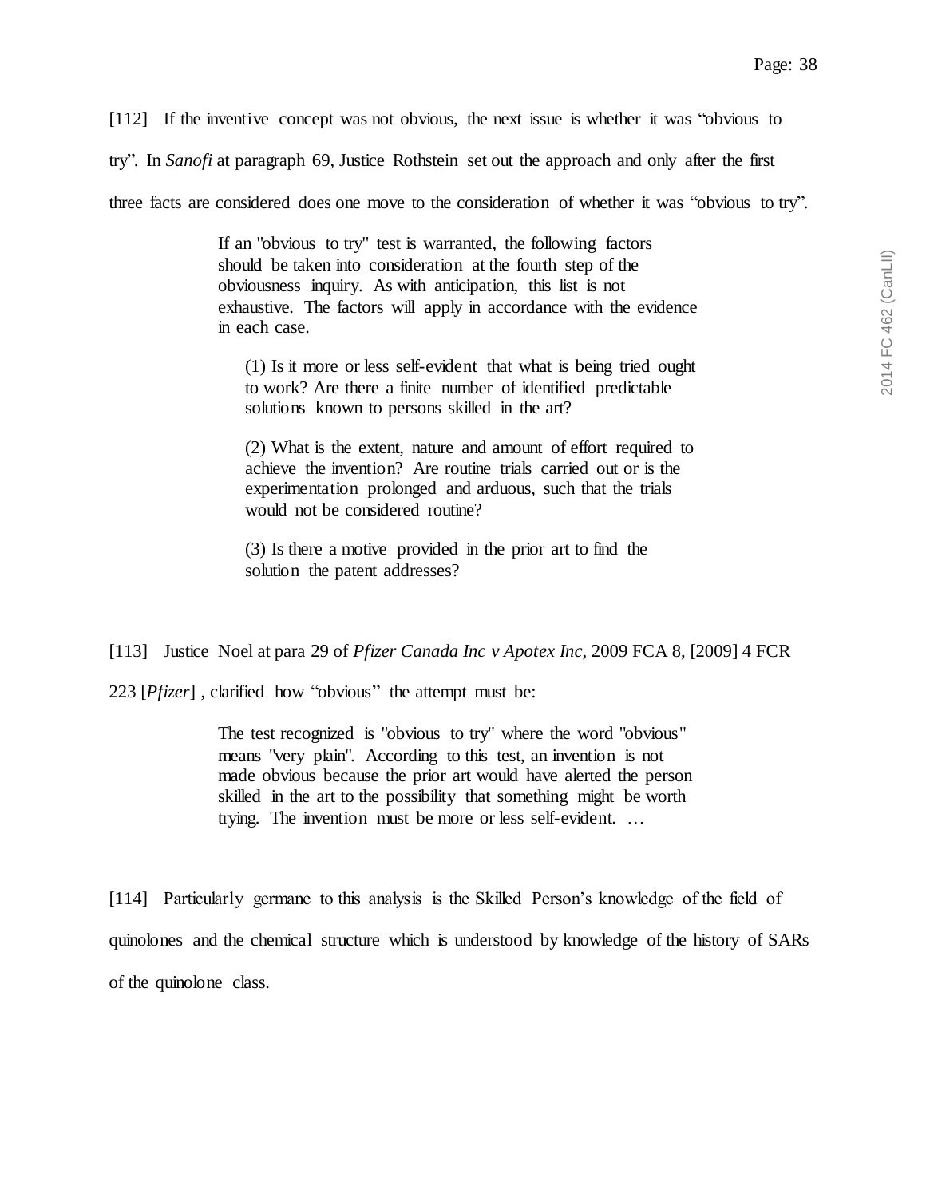[112] If the inventive concept was not obvious, the next issue is whether it was "obvious to try". In *Sanofi* at paragraph 69, Justice Rothstein set out the approach and only after the first three facts are considered does one move to the consideration of whether it was "obvious to try".

> If an "obvious to try" test is warranted, the following factors should be taken into consideration at the fourth step of the obviousness inquiry. As with anticipation, this list is not exhaustive. The factors will apply in accordance with the evidence in each case.
>
> > (1) Is it more or less self-evident that what is being tried ought to work? Are there a finite number of identified predictable solutions known to persons skilled in the art?
> >
> > (2) What is the extent, nature and amount of effort required to achieve the invention? Are routine trials carried out or is the experimentation prolonged and arduous, such that the trials would not be considered routine?
> >
> > (3) Is there a motive provided in the prior art to find the solution the patent addresses?

[113] Justice Noel at para 29 of *Pfizer Canada Inc v Apotex Inc*, 2009 FCA 8, [2009] 4 FCR 223 [*Pfizer*] , clarified how "obvious" the attempt must be:

> The test recognized is "obvious to try" where the word "obvious" means "very plain". According to this test, an invention is not made obvious because the prior art would have alerted the person skilled in the art to the possibility that something might be worth trying. The invention must be more or less self-evident. …

[114] Particularly germane to this analysis is the Skilled Person's knowledge of the field of quinolones and the chemical structure which is understood by knowledge of the history of SARs of the quinolone class.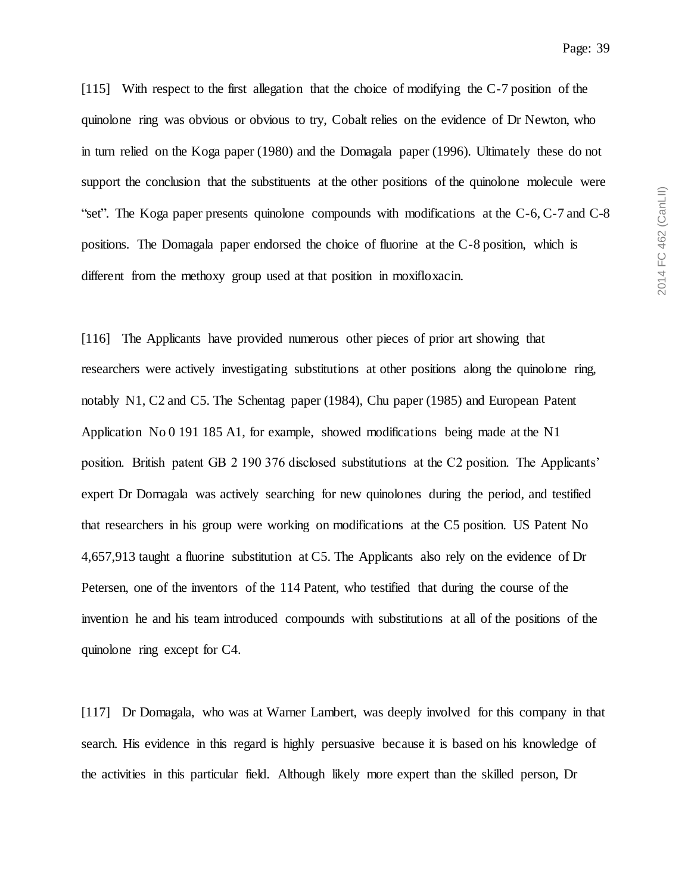[115] With respect to the first allegation that the choice of modifying the C-7 position of the quinolone ring was obvious or obvious to try, Cobalt relies on the evidence of Dr Newton, who in turn relied on the Koga paper (1980) and the Domagala paper (1996). Ultimately these do not support the conclusion that the substituents at the other positions of the quinolone molecule were "set". The Koga paper presents quinolone compounds with modifications at the C-6, C-7 and C-8 positions. The Domagala paper endorsed the choice of fluorine at the C-8 position, which is different from the methoxy group used at that position in moxifloxacin.

[116] The Applicants have provided numerous other pieces of prior art showing that researchers were actively investigating substitutions at other positions along the quinolone ring, notably N1, C2 and C5. The Schentag paper (1984), Chu paper (1985) and European Patent Application No 0 191 185 A1, for example, showed modifications being made at the N1 position. British patent GB 2 190 376 disclosed substitutions at the C2 position. The Applicants' expert Dr Domagala was actively searching for new quinolones during the period, and testified that researchers in his group were working on modifications at the C5 position. US Patent No 4,657,913 taught a fluorine substitution at C5. The Applicants also rely on the evidence of Dr Petersen, one of the inventors of the 114 Patent, who testified that during the course of the invention he and his team introduced compounds with substitutions at all of the positions of the quinolone ring except for C4.

[117] Dr Domagala, who was at Warner Lambert, was deeply involved for this company in that search. His evidence in this regard is highly persuasive because it is based on his knowledge of the activities in this particular field. Although likely more expert than the skilled person, Dr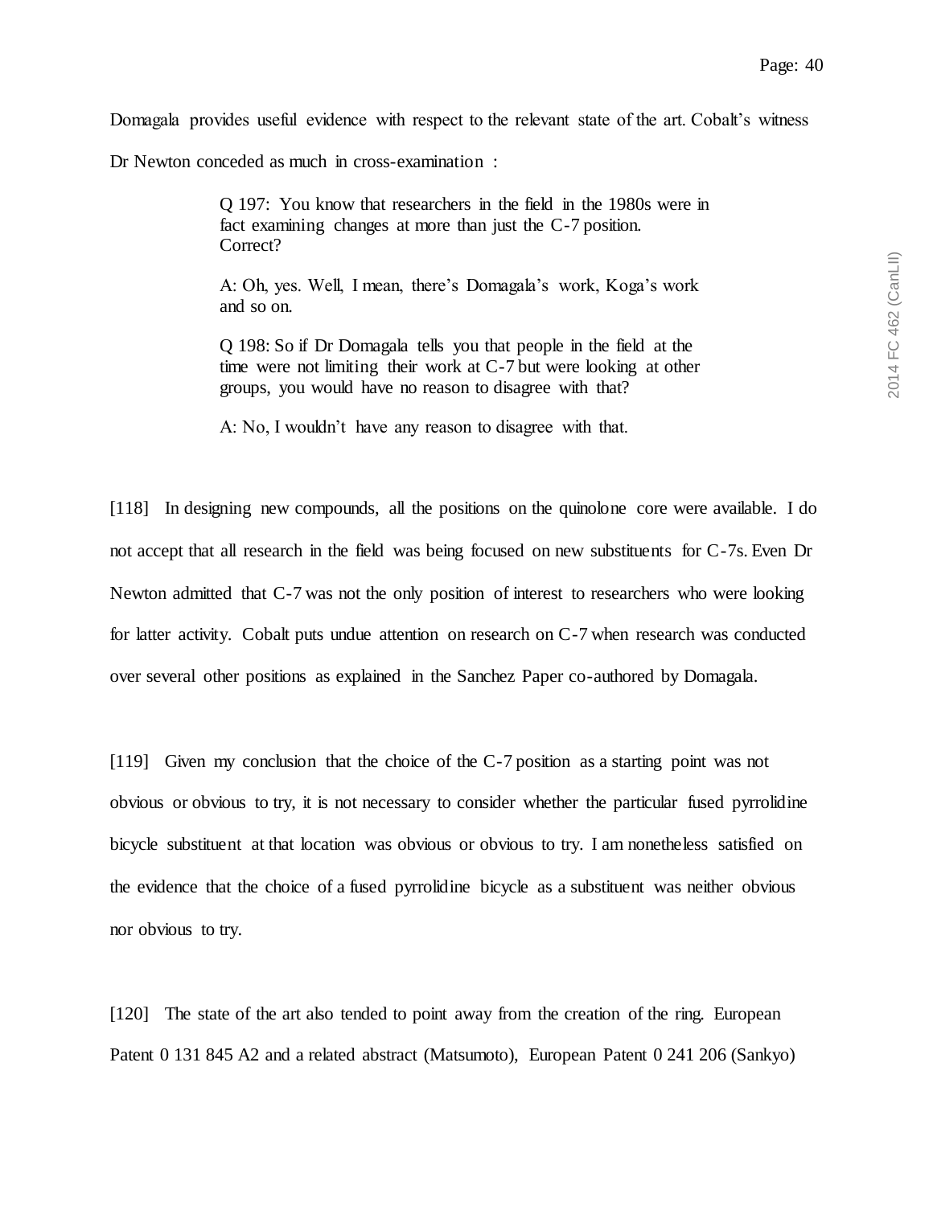Domagala provides useful evidence with respect to the relevant state of the art. Cobalt's witness Dr Newton conceded as much in cross-examination :

> Q 197: You know that researchers in the field in the 1980s were in fact examining changes at more than just the C-7 position. Correct?
>
> A: Oh, yes. Well, I mean, there's Domagala's work, Koga's work and so on.
>
> Q 198: So if Dr Domagala tells you that people in the field at the time were not limiting their work at C-7 but were looking at other groups, you would have no reason to disagree with that?
>
> A: No, I wouldn't have any reason to disagree with that.

[118] In designing new compounds, all the positions on the quinolone core were available. I do not accept that all research in the field was being focused on new substituents for C-7s. Even Dr Newton admitted that C-7 was not the only position of interest to researchers who were looking for latter activity. Cobalt puts undue attention on research on C-7 when research was conducted over several other positions as explained in the Sanchez Paper co-authored by Domagala.

[119] Given my conclusion that the choice of the C-7 position as a starting point was not obvious or obvious to try, it is not necessary to consider whether the particular fused pyrrolidine bicycle substituent at that location was obvious or obvious to try. I am nonetheless satisfied on the evidence that the choice of a fused pyrrolidine bicycle as a substituent was neither obvious nor obvious to try.

[120] The state of the art also tended to point away from the creation of the ring. European Patent 0 131 845 A2 and a related abstract (Matsumoto), European Patent 0 241 206 (Sankyo)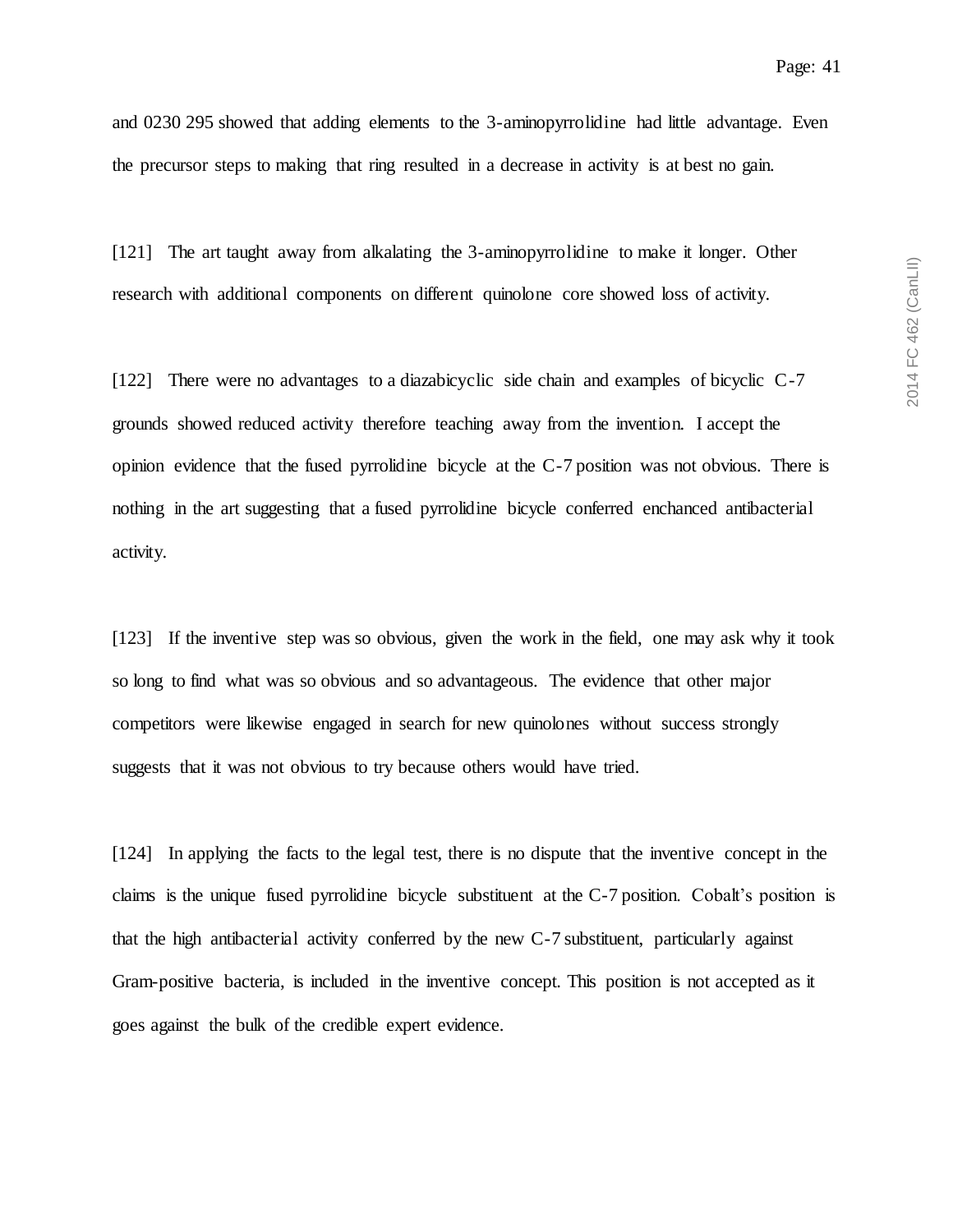and 0230 295 showed that adding elements to the 3-aminopyrrolidine had little advantage. Even the precursor steps to making that ring resulted in a decrease in activity is at best no gain.

[121] The art taught away from alkalating the 3-aminopyrrolidine to make it longer. Other research with additional components on different quinolone core showed loss of activity.

[122] There were no advantages to a diazabicyclic side chain and examples of bicyclic C-7 grounds showed reduced activity therefore teaching away from the invention. I accept the opinion evidence that the fused pyrrolidine bicycle at the C-7 position was not obvious. There is nothing in the art suggesting that a fused pyrrolidine bicycle conferred enchanced antibacterial activity.

[123] If the inventive step was so obvious, given the work in the field, one may ask why it took so long to find what was so obvious and so advantageous. The evidence that other major competitors were likewise engaged in search for new quinolones without success strongly suggests that it was not obvious to try because others would have tried.

[124] In applying the facts to the legal test, there is no dispute that the inventive concept in the claims is the unique fused pyrrolidine bicycle substituent at the C-7 position. Cobalt's position is that the high antibacterial activity conferred by the new C-7 substituent, particularly against Gram-positive bacteria, is included in the inventive concept. This position is not accepted as it goes against the bulk of the credible expert evidence.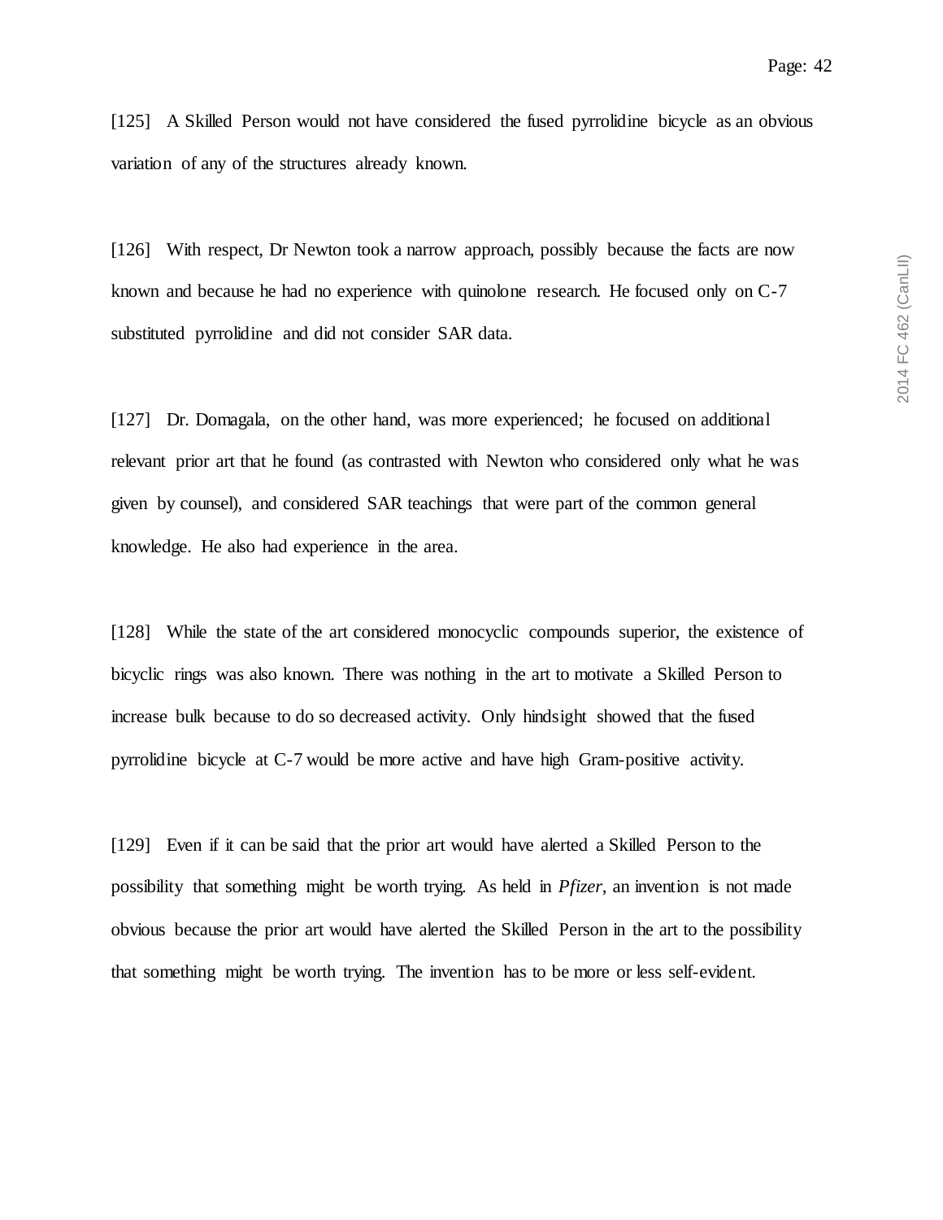[125] A Skilled Person would not have considered the fused pyrrolidine bicycle as an obvious variation of any of the structures already known.

[126] With respect, Dr Newton took a narrow approach, possibly because the facts are now known and because he had no experience with quinolone research. He focused only on C-7 substituted pyrrolidine and did not consider SAR data.

[127] Dr. Domagala, on the other hand, was more experienced; he focused on additional relevant prior art that he found (as contrasted with Newton who considered only what he was given by counsel), and considered SAR teachings that were part of the common general knowledge. He also had experience in the area.

[128] While the state of the art considered monocyclic compounds superior, the existence of bicyclic rings was also known. There was nothing in the art to motivate a Skilled Person to increase bulk because to do so decreased activity. Only hindsight showed that the fused pyrrolidine bicycle at C-7 would be more active and have high Gram-positive activity.

[129] Even if it can be said that the prior art would have alerted a Skilled Person to the possibility that something might be worth trying. As held in *Pfizer*, an invention is not made obvious because the prior art would have alerted the Skilled Person in the art to the possibility that something might be worth trying. The invention has to be more or less self-evident.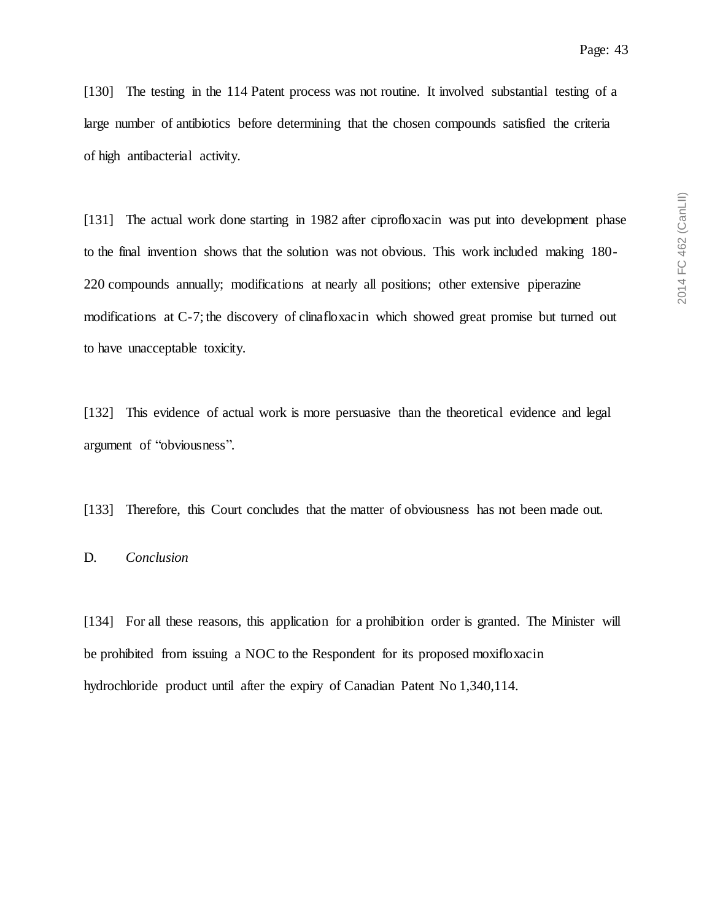[130] The testing in the 114 Patent process was not routine. It involved substantial testing of a large number of antibiotics before determining that the chosen compounds satisfied the criteria of high antibacterial activity.

[131] The actual work done starting in 1982 after ciprofloxacin was put into development phase to the final invention shows that the solution was not obvious. This work included making 180-220 compounds annually; modifications at nearly all positions; other extensive piperazine modifications at C-7; the discovery of clinafloxacin which showed great promise but turned out to have unacceptable toxicity.

[132] This evidence of actual work is more persuasive than the theoretical evidence and legal argument of "obviousness".

[133] Therefore, this Court concludes that the matter of obviousness has not been made out.

D. *Conclusion*

[134] For all these reasons, this application for a prohibition order is granted. The Minister will be prohibited from issuing a NOC to the Respondent for its proposed moxifloxacin hydrochloride product until after the expiry of Canadian Patent No 1,340,114.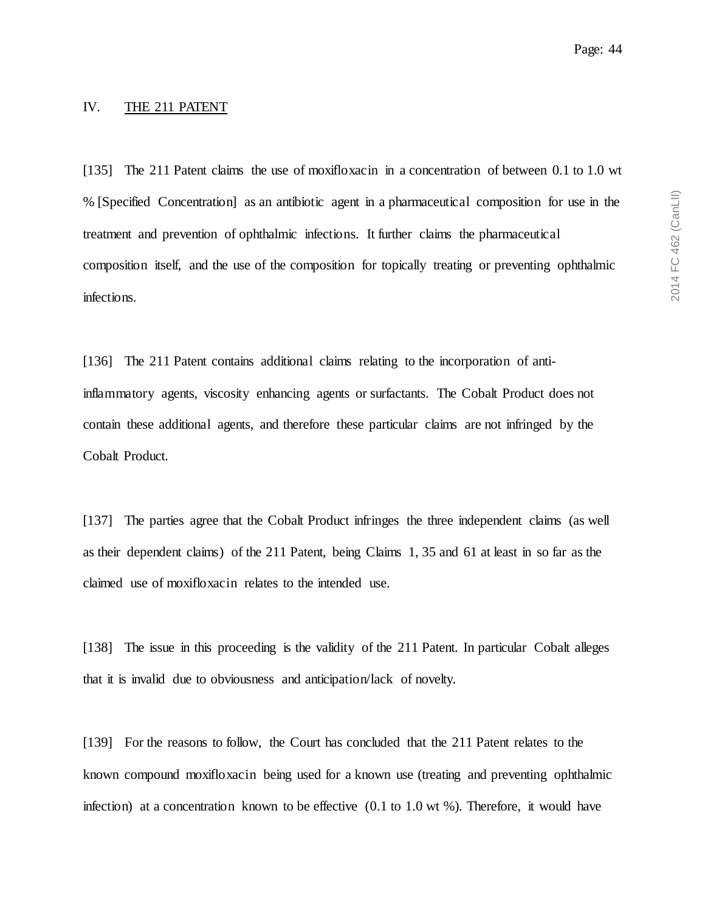## IV. THE 211 PATENT

[135] The 211 Patent claims the use of moxifloxacin in a concentration of between 0.1 to 1.0 wt % [Specified Concentration] as an antibiotic agent in a pharmaceutical composition for use in the treatment and prevention of ophthalmic infections. It further claims the pharmaceutical composition itself, and the use of the composition for topically treating or preventing ophthalmic infections.

[136] The 211 Patent contains additional claims relating to the incorporation of anti-inflammatory agents, viscosity enhancing agents or surfactants. The Cobalt Product does not contain these additional agents, and therefore these particular claims are not infringed by the Cobalt Product.

[137] The parties agree that the Cobalt Product infringes the three independent claims (as well as their dependent claims) of the 211 Patent, being Claims 1, 35 and 61 at least in so far as the claimed use of moxifloxacin relates to the intended use.

[138] The issue in this proceeding is the validity of the 211 Patent. In particular Cobalt alleges that it is invalid due to obviousness and anticipation/lack of novelty.

[139] For the reasons to follow, the Court has concluded that the 211 Patent relates to the known compound moxifloxacin being used for a known use (treating and preventing ophthalmic infection) at a concentration known to be effective (0.1 to 1.0 wt %). Therefore, it would have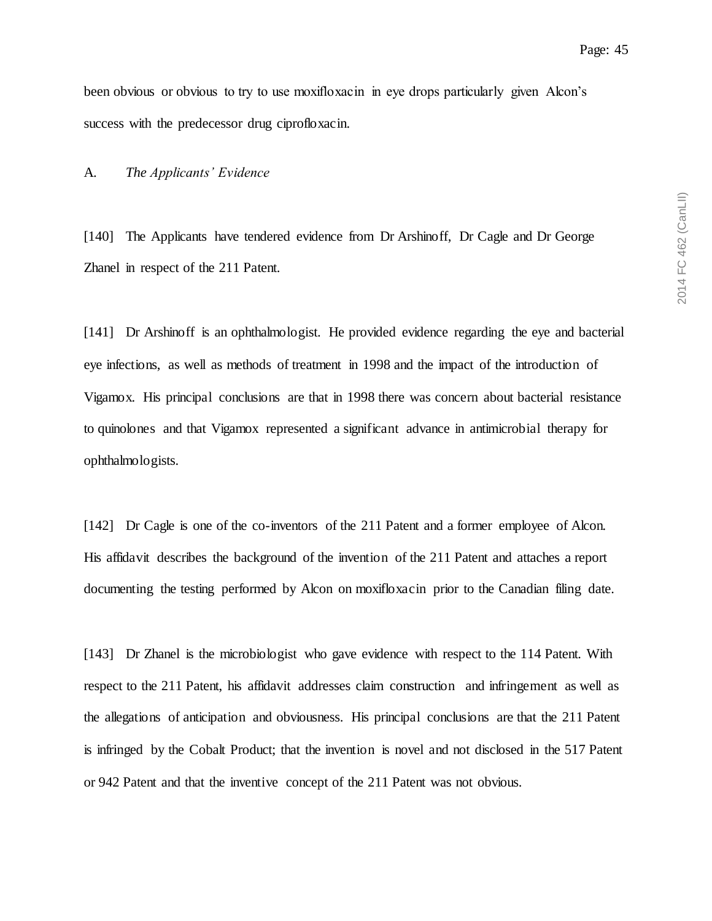been obvious or obvious to try to use moxifloxacin in eye drops particularly given Alcon's success with the predecessor drug ciprofloxacin.

A. *The Applicants' Evidence*

[140] The Applicants have tendered evidence from Dr Arshinoff, Dr Cagle and Dr George Zhanel in respect of the 211 Patent.

[141] Dr Arshinoff is an ophthalmologist. He provided evidence regarding the eye and bacterial eye infections, as well as methods of treatment in 1998 and the impact of the introduction of Vigamox. His principal conclusions are that in 1998 there was concern about bacterial resistance to quinolones and that Vigamox represented a significant advance in antimicrobial therapy for ophthalmologists.

[142] Dr Cagle is one of the co-inventors of the 211 Patent and a former employee of Alcon. His affidavit describes the background of the invention of the 211 Patent and attaches a report documenting the testing performed by Alcon on moxifloxacin prior to the Canadian filing date.

[143] Dr Zhanel is the microbiologist who gave evidence with respect to the 114 Patent. With respect to the 211 Patent, his affidavit addresses claim construction and infringement as well as the allegations of anticipation and obviousness. His principal conclusions are that the 211 Patent is infringed by the Cobalt Product; that the invention is novel and not disclosed in the 517 Patent or 942 Patent and that the inventive concept of the 211 Patent was not obvious.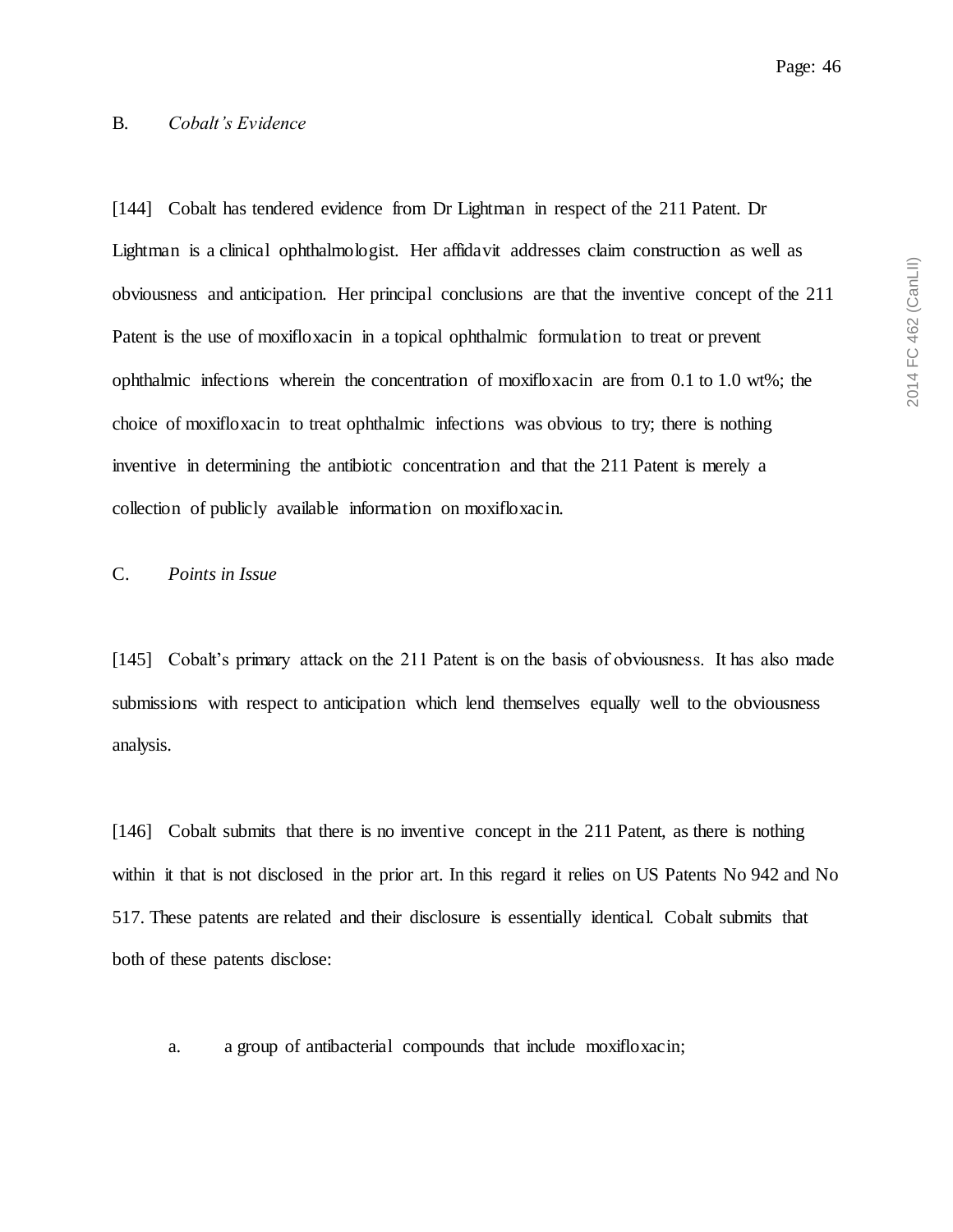## B. *Cobalt's Evidence*

[144] Cobalt has tendered evidence from Dr Lightman in respect of the 211 Patent. Dr Lightman is a clinical ophthalmologist. Her affidavit addresses claim construction as well as obviousness and anticipation. Her principal conclusions are that the inventive concept of the 211 Patent is the use of moxifloxacin in a topical ophthalmic formulation to treat or prevent ophthalmic infections wherein the concentration of moxifloxacin are from 0.1 to 1.0 wt%; the choice of moxifloxacin to treat ophthalmic infections was obvious to try; there is nothing inventive in determining the antibiotic concentration and that the 211 Patent is merely a collection of publicly available information on moxifloxacin.

## C. *Points in Issue*

[145] Cobalt's primary attack on the 211 Patent is on the basis of obviousness. It has also made submissions with respect to anticipation which lend themselves equally well to the obviousness analysis.

[146] Cobalt submits that there is no inventive concept in the 211 Patent, as there is nothing within it that is not disclosed in the prior art. In this regard it relies on US Patents No 942 and No 517. These patents are related and their disclosure is essentially identical. Cobalt submits that both of these patents disclose:

a. a group of antibacterial compounds that include moxifloxacin;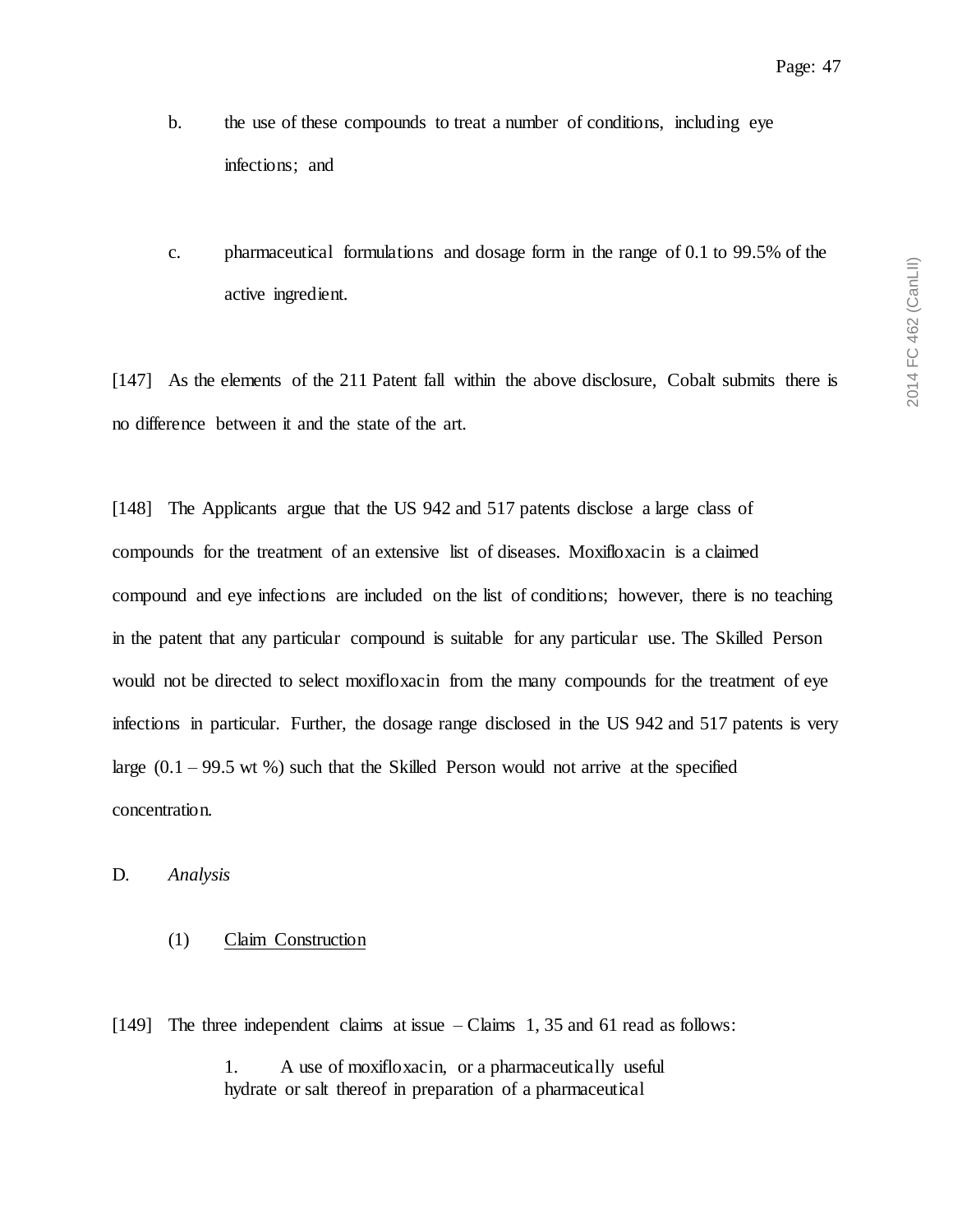b. the use of these compounds to treat a number of conditions, including eye infections; and

c. pharmaceutical formulations and dosage form in the range of 0.1 to 99.5% of the active ingredient.

[147] As the elements of the 211 Patent fall within the above disclosure, Cobalt submits there is no difference between it and the state of the art.

[148] The Applicants argue that the US 942 and 517 patents disclose a large class of compounds for the treatment of an extensive list of diseases. Moxifloxacin is a claimed compound and eye infections are included on the list of conditions; however, there is no teaching in the patent that any particular compound is suitable for any particular use. The Skilled Person would not be directed to select moxifloxacin from the many compounds for the treatment of eye infections in particular. Further, the dosage range disclosed in the US 942 and 517 patents is very large (0.1 – 99.5 wt %) such that the Skilled Person would not arrive at the specified concentration.

D. *Analysis*

(1) Claim Construction

[149] The three independent claims at issue – Claims 1, 35 and 61 read as follows:

> 1. A use of moxifloxacin, or a pharmaceutically useful hydrate or salt thereof in preparation of a pharmaceutical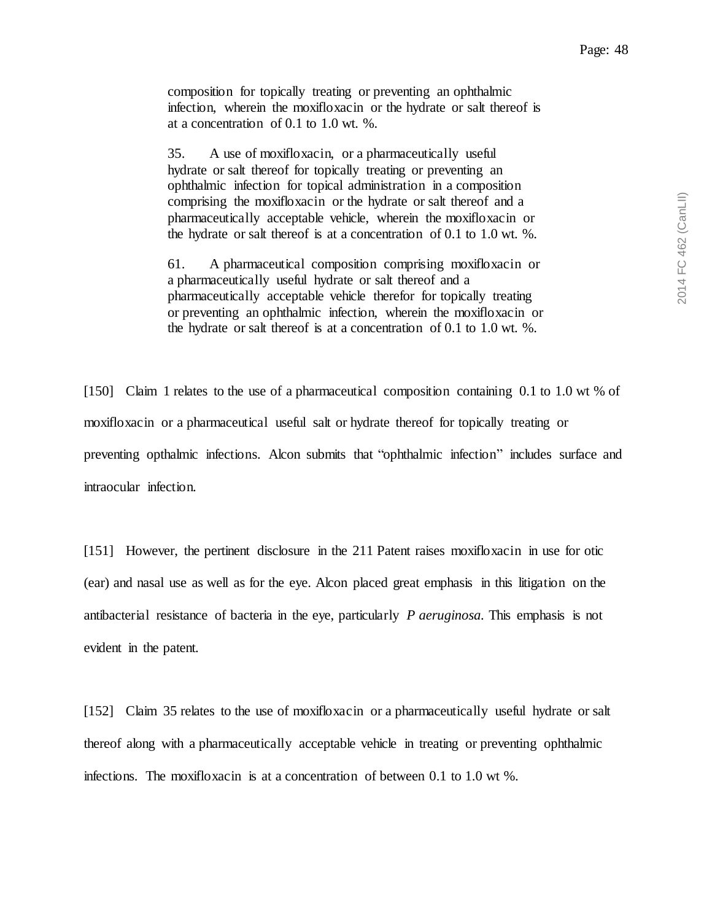composition for topically treating or preventing an ophthalmic infection, wherein the moxifloxacin or the hydrate or salt thereof is at a concentration of 0.1 to 1.0 wt. %.

> 35. A use of moxifloxacin, or a pharmaceutically useful hydrate or salt thereof for topically treating or preventing an ophthalmic infection for topical administration in a composition comprising the moxifloxacin or the hydrate or salt thereof and a pharmaceutically acceptable vehicle, wherein the moxifloxacin or the hydrate or salt thereof is at a concentration of 0.1 to 1.0 wt. %.
>
> 61. A pharmaceutical composition comprising moxifloxacin or a pharmaceutically useful hydrate or salt thereof and a pharmaceutically acceptable vehicle therefor for topically treating or preventing an ophthalmic infection, wherein the moxifloxacin or the hydrate or salt thereof is at a concentration of 0.1 to 1.0 wt. %.

[150] Claim 1 relates to the use of a pharmaceutical composition containing 0.1 to 1.0 wt % of moxifloxacin or a pharmaceutical useful salt or hydrate thereof for topically treating or preventing opthalmic infections. Alcon submits that "ophthalmic infection" includes surface and intraocular infection.

[151] However, the pertinent disclosure in the 211 Patent raises moxifloxacin in use for otic (ear) and nasal use as well as for the eye. Alcon placed great emphasis in this litigation on the antibacterial resistance of bacteria in the eye, particularly *P aeruginosa*. This emphasis is not evident in the patent.

[152] Claim 35 relates to the use of moxifloxacin or a pharmaceutically useful hydrate or salt thereof along with a pharmaceutically acceptable vehicle in treating or preventing ophthalmic infections. The moxifloxacin is at a concentration of between 0.1 to 1.0 wt %.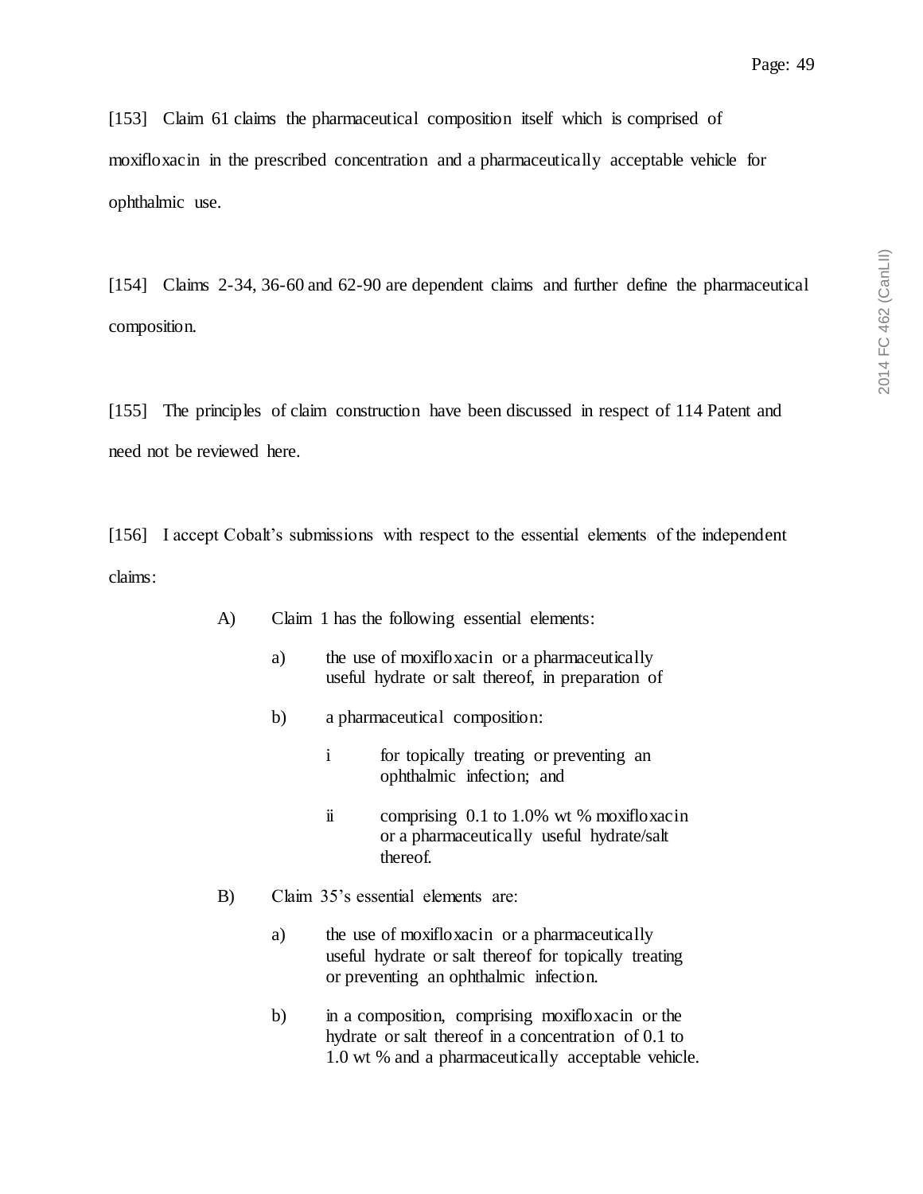[153] Claim 61 claims the pharmaceutical composition itself which is comprised of moxifloxacin in the prescribed concentration and a pharmaceutically acceptable vehicle for ophthalmic use.

[154] Claims 2-34, 36-60 and 62-90 are dependent claims and further define the pharmaceutical composition.

[155] The principles of claim construction have been discussed in respect of 114 Patent and need not be reviewed here.

[156] I accept Cobalt's submissions with respect to the essential elements of the independent claims:

> A) Claim 1 has the following essential elements:
>
> > a) the use of moxifloxacin or a pharmaceutically useful hydrate or salt thereof, in preparation of
> >
> > b) a pharmaceutical composition:
> >
> > > i for topically treating or preventing an ophthalmic infection; and
> > >
> > > ii comprising 0.1 to 1.0% wt % moxifloxacin or a pharmaceutically useful hydrate/salt thereof.
>
> B) Claim 35's essential elements are:
>
> > a) the use of moxifloxacin or a pharmaceutically useful hydrate or salt thereof for topically treating or preventing an ophthalmic infection.
> >
> > b) in a composition, comprising moxifloxacin or the hydrate or salt thereof in a concentration of 0.1 to 1.0 wt % and a pharmaceutically acceptable vehicle.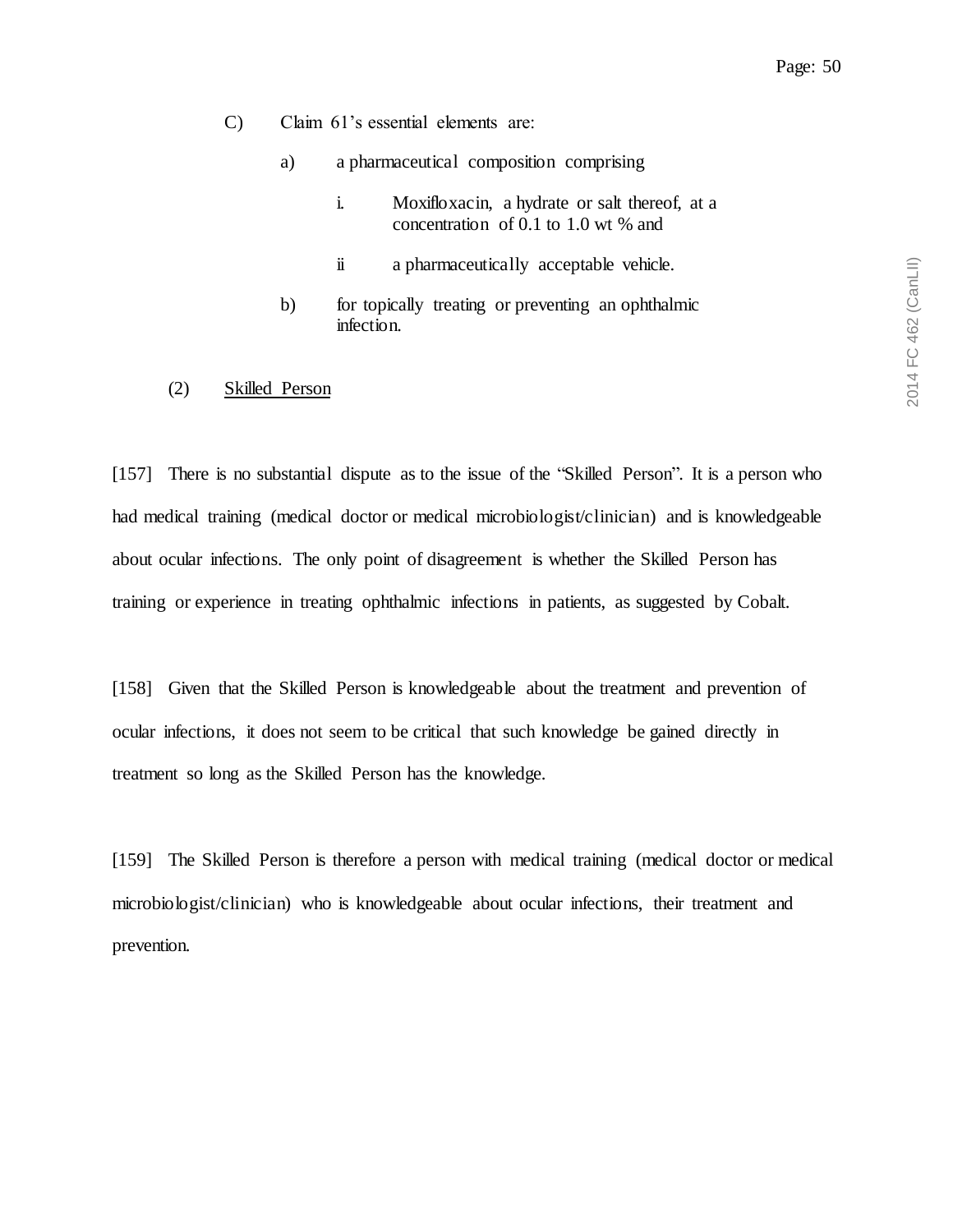C) Claim 61's essential elements are:

a) a pharmaceutical composition comprising

i. Moxifloxacin, a hydrate or salt thereof, at a concentration of 0.1 to 1.0 wt % and

ii a pharmaceutically acceptable vehicle.

b) for topically treating or preventing an ophthalmic infection.

(2) Skilled Person

[157] There is no substantial dispute as to the issue of the "Skilled Person". It is a person who had medical training (medical doctor or medical microbiologist/clinician) and is knowledgeable about ocular infections. The only point of disagreement is whether the Skilled Person has training or experience in treating ophthalmic infections in patients, as suggested by Cobalt.

[158] Given that the Skilled Person is knowledgeable about the treatment and prevention of ocular infections, it does not seem to be critical that such knowledge be gained directly in treatment so long as the Skilled Person has the knowledge.

[159] The Skilled Person is therefore a person with medical training (medical doctor or medical microbiologist/clinician) who is knowledgeable about ocular infections, their treatment and prevention.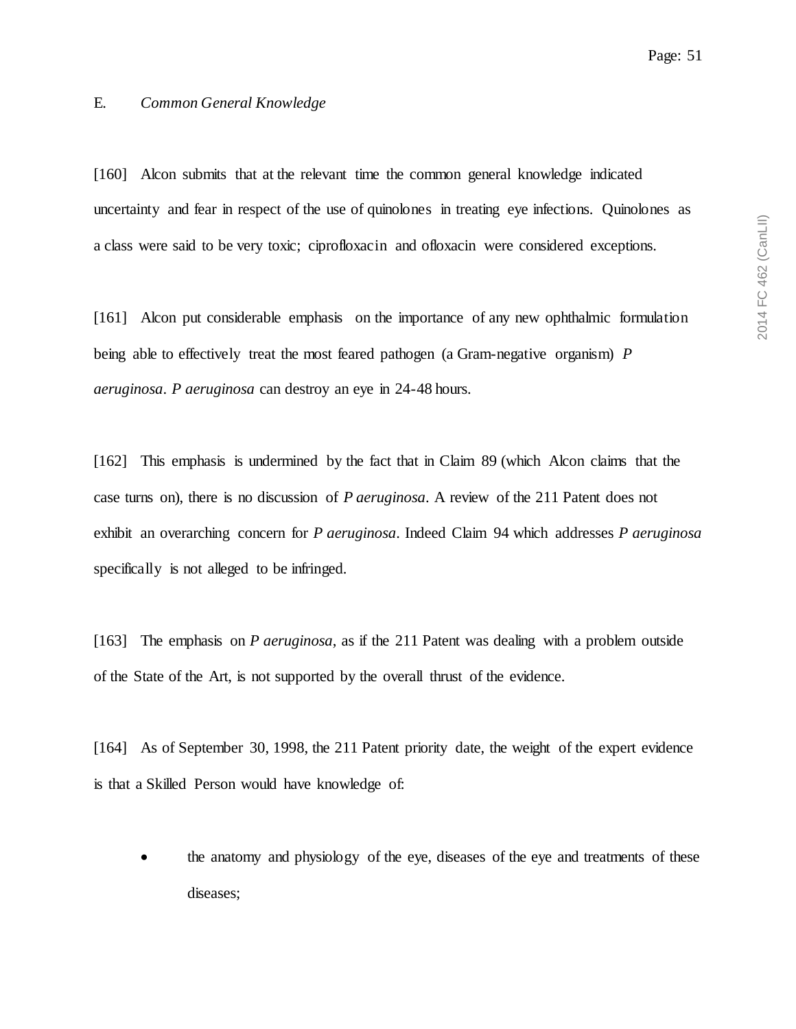## E. *Common General Knowledge*

[160] Alcon submits that at the relevant time the common general knowledge indicated uncertainty and fear in respect of the use of quinolones in treating eye infections. Quinolones as a class were said to be very toxic; ciprofloxacin and ofloxacin were considered exceptions.

[161] Alcon put considerable emphasis on the importance of any new ophthalmic formulation being able to effectively treat the most feared pathogen (a Gram-negative organism) *P aeruginosa*. *P aeruginosa* can destroy an eye in 24-48 hours.

[162] This emphasis is undermined by the fact that in Claim 89 (which Alcon claims that the case turns on), there is no discussion of *P aeruginosa*. A review of the 211 Patent does not exhibit an overarching concern for *P aeruginosa*. Indeed Claim 94 which addresses *P aeruginosa* specifically is not alleged to be infringed.

[163] The emphasis on *P aeruginosa*, as if the 211 Patent was dealing with a problem outside of the State of the Art, is not supported by the overall thrust of the evidence.

[164] As of September 30, 1998, the 211 Patent priority date, the weight of the expert evidence is that a Skilled Person would have knowledge of:

- the anatomy and physiology of the eye, diseases of the eye and treatments of these diseases;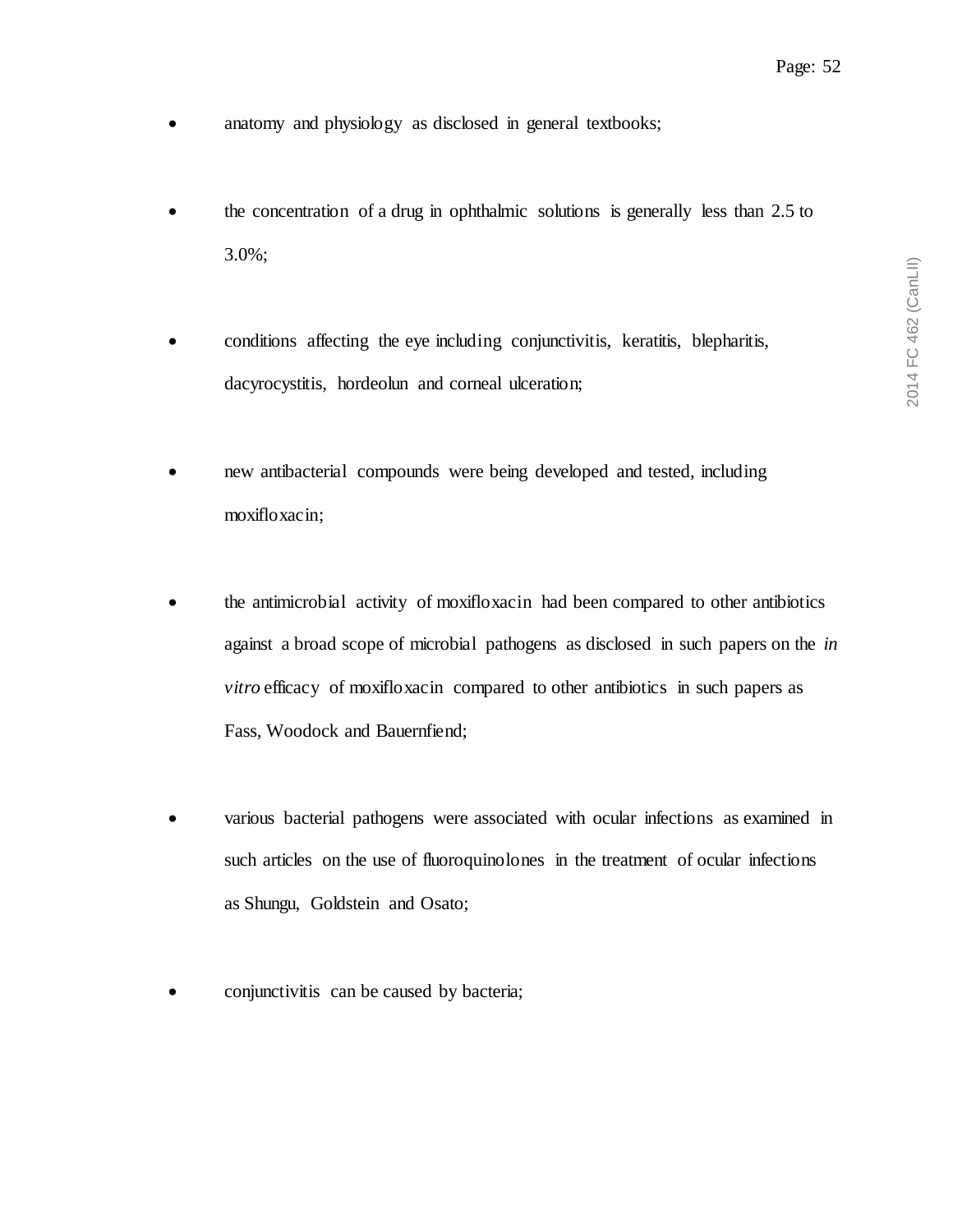- anatomy and physiology as disclosed in general textbooks;

- the concentration of a drug in ophthalmic solutions is generally less than 2.5 to 3.0%;

- conditions affecting the eye including conjunctivitis, keratitis, blepharitis, dacyrocystitis, hordeolun and corneal ulceration;

- new antibacterial compounds were being developed and tested, including moxifloxacin;

- the antimicrobial activity of moxifloxacin had been compared to other antibiotics against a broad scope of microbial pathogens as disclosed in such papers on the *in vitro* efficacy of moxifloxacin compared to other antibiotics in such papers as Fass, Woodock and Bauernfiend;

- various bacterial pathogens were associated with ocular infections as examined in such articles on the use of fluoroquinolones in the treatment of ocular infections as Shungu, Goldstein and Osato;

- conjunctivitis can be caused by bacteria;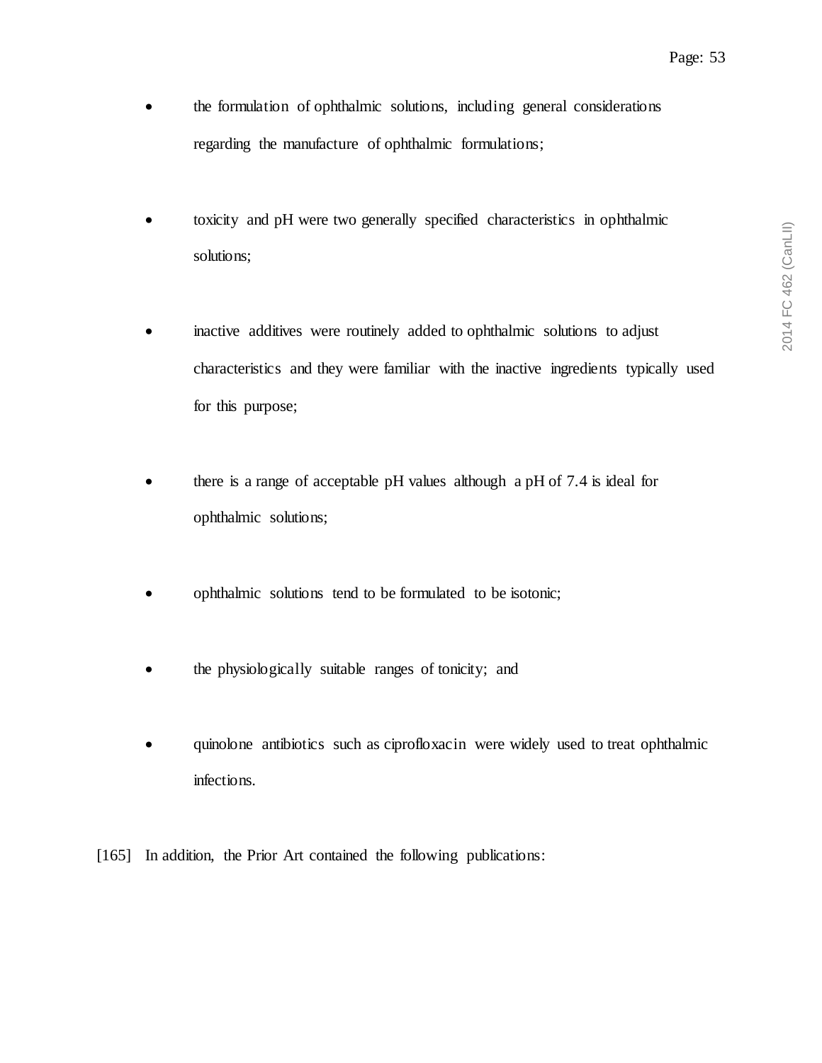- the formulation of ophthalmic solutions, including general considerations regarding the manufacture of ophthalmic formulations;

- toxicity and pH were two generally specified characteristics in ophthalmic solutions;

- inactive additives were routinely added to ophthalmic solutions to adjust characteristics and they were familiar with the inactive ingredients typically used for this purpose;

- there is a range of acceptable pH values although a pH of 7.4 is ideal for ophthalmic solutions;

- ophthalmic solutions tend to be formulated to be isotonic;

- the physiologically suitable ranges of tonicity; and

- quinolone antibiotics such as ciprofloxacin were widely used to treat ophthalmic infections.

[165] In addition, the Prior Art contained the following publications: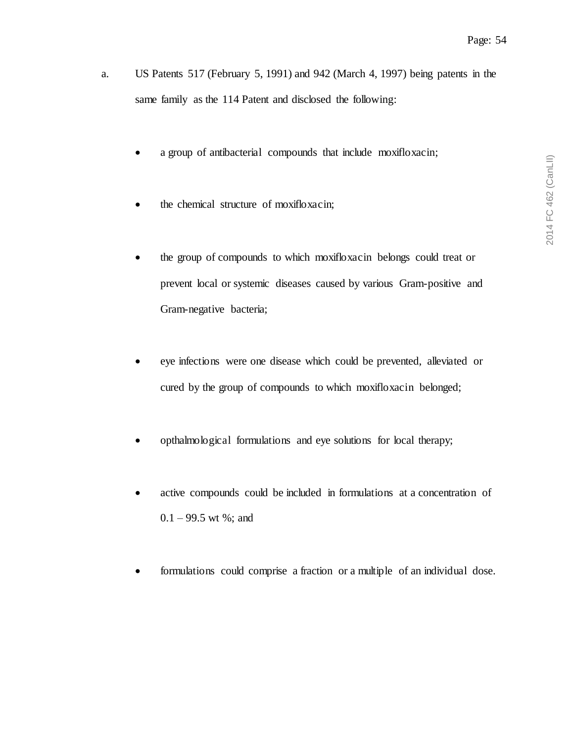a. US Patents 517 (February 5, 1991) and 942 (March 4, 1997) being patents in the same family as the 114 Patent and disclosed the following:

- a group of antibacterial compounds that include moxifloxacin;
- the chemical structure of moxifloxacin;
- the group of compounds to which moxifloxacin belongs could treat or prevent local or systemic diseases caused by various Gram-positive and Gram-negative bacteria;
- eye infections were one disease which could be prevented, alleviated or cured by the group of compounds to which moxifloxacin belonged;
- opthalmological formulations and eye solutions for local therapy;
- active compounds could be included in formulations at a concentration of 0.1 – 99.5 wt %; and
- formulations could comprise a fraction or a multiple of an individual dose.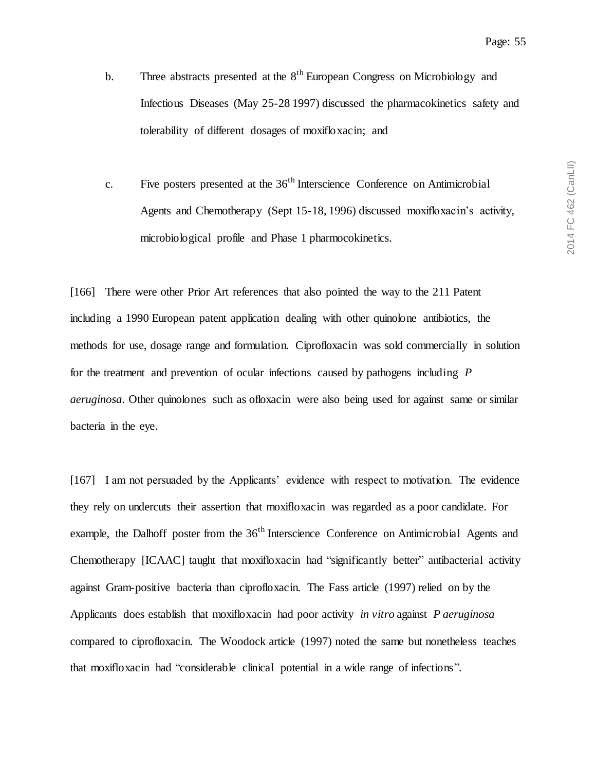b. Three abstracts presented at the 8th European Congress on Microbiology and Infectious Diseases (May 25-28 1997) discussed the pharmacokinetics safety and tolerability of different dosages of moxifloxacin; and

c. Five posters presented at the 36th Interscience Conference on Antimicrobial Agents and Chemotherapy (Sept 15-18, 1996) discussed moxifloxacin's activity, microbiological profile and Phase 1 pharmocokinetics.

[166] There were other Prior Art references that also pointed the way to the 211 Patent including a 1990 European patent application dealing with other quinolone antibiotics, the methods for use, dosage range and formulation. Ciprofloxacin was sold commercially in solution for the treatment and prevention of ocular infections caused by pathogens including *P aeruginosa*. Other quinolones such as ofloxacin were also being used for against same or similar bacteria in the eye.

[167] I am not persuaded by the Applicants' evidence with respect to motivation. The evidence they rely on undercuts their assertion that moxifloxacin was regarded as a poor candidate. For example, the Dalhoff poster from the 36th Interscience Conference on Antimicrobial Agents and Chemotherapy [ICAAC] taught that moxifloxacin had "significantly better" antibacterial activity against Gram-positive bacteria than ciprofloxacin. The Fass article (1997) relied on by the Applicants does establish that moxifloxacin had poor activity *in vitro* against *P aeruginosa* compared to ciprofloxacin. The Woodock article (1997) noted the same but nonetheless teaches that moxifloxacin had "considerable clinical potential in a wide range of infections".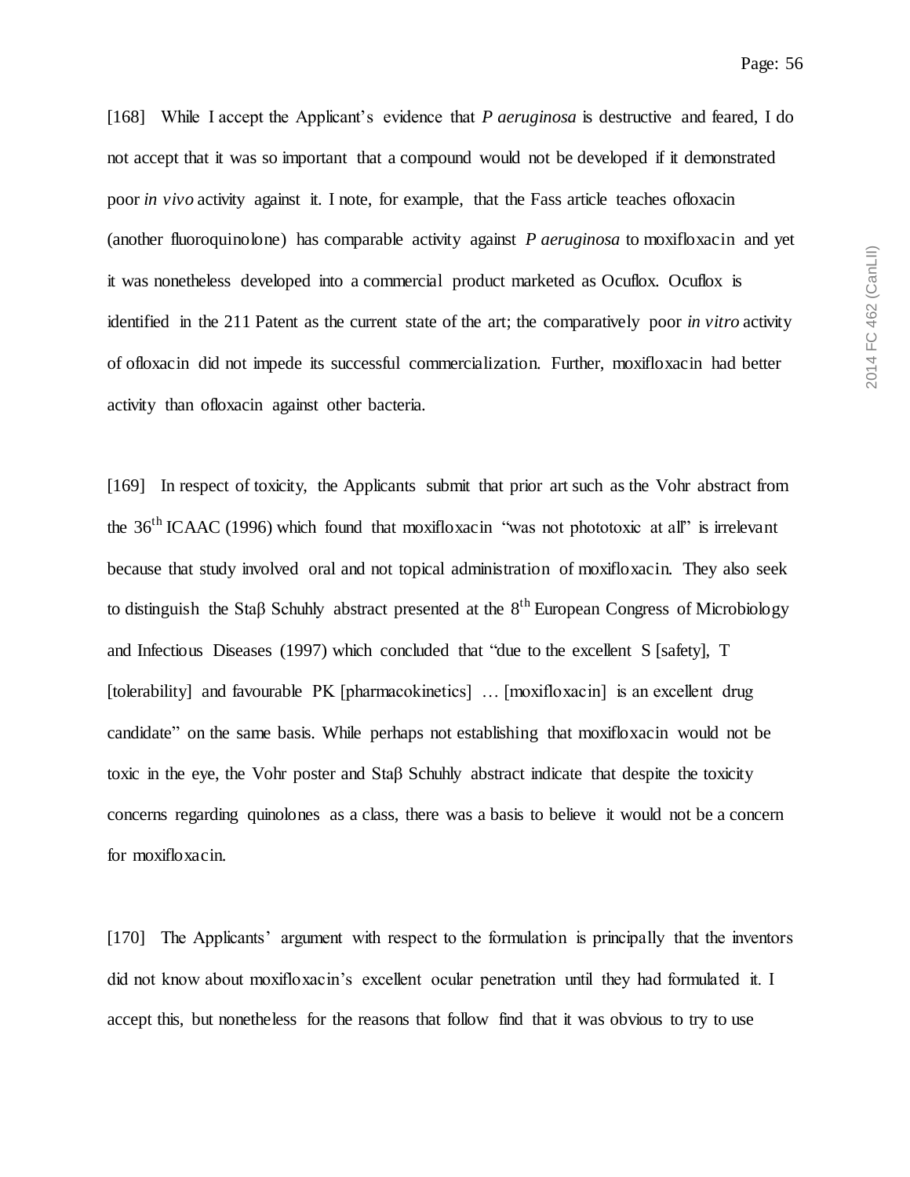[168] While I accept the Applicant's evidence that *P aeruginosa* is destructive and feared, I do not accept that it was so important that a compound would not be developed if it demonstrated poor *in vivo* activity against it. I note, for example, that the Fass article teaches ofloxacin (another fluoroquinolone) has comparable activity against *P aeruginosa* to moxifloxacin and yet it was nonetheless developed into a commercial product marketed as Ocuflox. Ocuflox is identified in the 211 Patent as the current state of the art; the comparatively poor *in vitro* activity of ofloxacin did not impede its successful commercialization. Further, moxifloxacin had better activity than ofloxacin against other bacteria.

[169] In respect of toxicity, the Applicants submit that prior art such as the Vohr abstract from the 36th ICAAC (1996) which found that moxifloxacin "was not phototoxic at all" is irrelevant because that study involved oral and not topical administration of moxifloxacin. They also seek to distinguish the Staβ Schuhly abstract presented at the 8th European Congress of Microbiology and Infectious Diseases (1997) which concluded that "due to the excellent S [safety], T [tolerability] and favourable PK [pharmacokinetics] … [moxifloxacin] is an excellent drug candidate" on the same basis. While perhaps not establishing that moxifloxacin would not be toxic in the eye, the Vohr poster and Staβ Schuhly abstract indicate that despite the toxicity concerns regarding quinolones as a class, there was a basis to believe it would not be a concern for moxifloxacin.

[170] The Applicants' argument with respect to the formulation is principally that the inventors did not know about moxifloxacin's excellent ocular penetration until they had formulated it. I accept this, but nonetheless for the reasons that follow find that it was obvious to try to use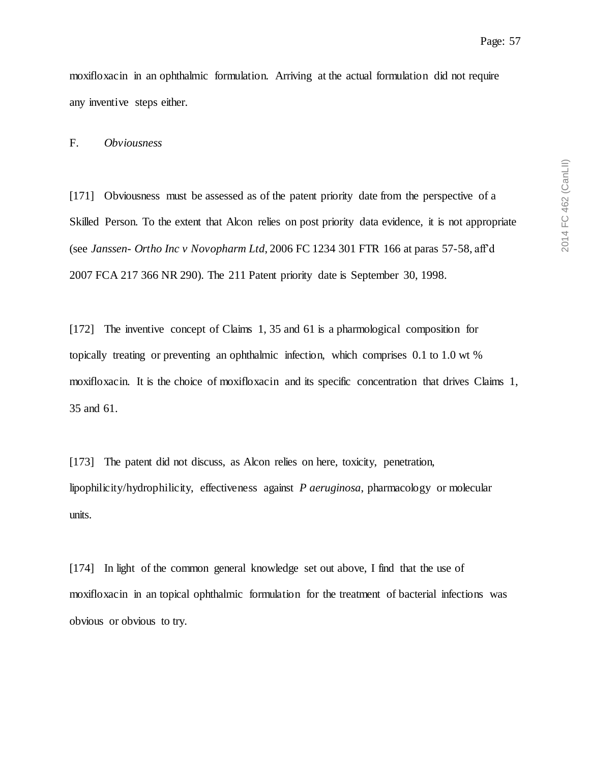moxifloxacin in an ophthalmic formulation. Arriving at the actual formulation did not require any inventive steps either.

## F. *Obviousness*

[171] Obviousness must be assessed as of the patent priority date from the perspective of a Skilled Person. To the extent that Alcon relies on post priority data evidence, it is not appropriate (see *Janssen- Ortho Inc v Novopharm Ltd*, 2006 FC 1234 301 FTR 166 at paras 57-58, aff'd 2007 FCA 217 366 NR 290). The 211 Patent priority date is September 30, 1998.

[172] The inventive concept of Claims 1, 35 and 61 is a pharmological composition for topically treating or preventing an ophthalmic infection, which comprises 0.1 to 1.0 wt % moxifloxacin. It is the choice of moxifloxacin and its specific concentration that drives Claims 1, 35 and 61.

[173] The patent did not discuss, as Alcon relies on here, toxicity, penetration, lipophilicity/hydrophilicity, effectiveness against *P aeruginosa*, pharmacology or molecular units.

[174] In light of the common general knowledge set out above, I find that the use of moxifloxacin in an topical ophthalmic formulation for the treatment of bacterial infections was obvious or obvious to try.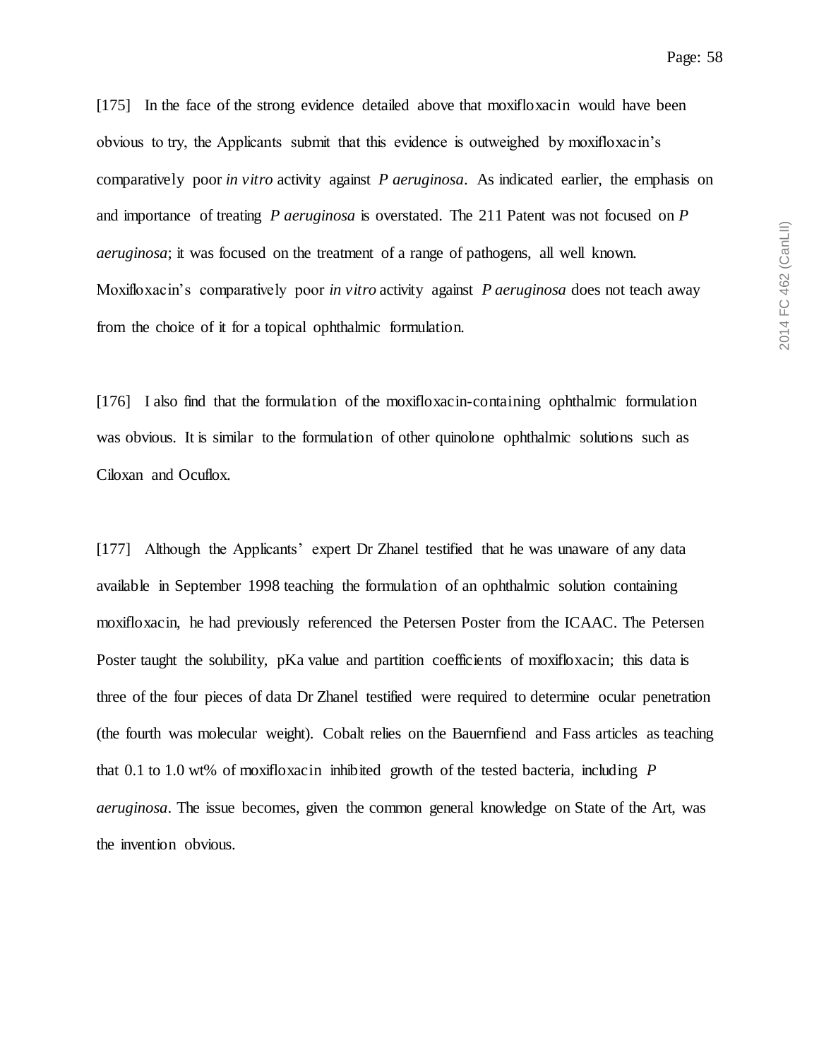[175] In the face of the strong evidence detailed above that moxifloxacin would have been obvious to try, the Applicants submit that this evidence is outweighed by moxifloxacin's comparatively poor *in vitro* activity against *P aeruginosa*. As indicated earlier, the emphasis on and importance of treating *P aeruginosa* is overstated. The 211 Patent was not focused on *P aeruginosa*; it was focused on the treatment of a range of pathogens, all well known. Moxifloxacin's comparatively poor *in vitro* activity against *P aeruginosa* does not teach away from the choice of it for a topical ophthalmic formulation.

[176] I also find that the formulation of the moxifloxacin-containing ophthalmic formulation was obvious. It is similar to the formulation of other quinolone ophthalmic solutions such as Ciloxan and Ocuflox.

[177] Although the Applicants' expert Dr Zhanel testified that he was unaware of any data available in September 1998 teaching the formulation of an ophthalmic solution containing moxifloxacin, he had previously referenced the Petersen Poster from the ICAAC. The Petersen Poster taught the solubility, pKa value and partition coefficients of moxifloxacin; this data is three of the four pieces of data Dr Zhanel testified were required to determine ocular penetration (the fourth was molecular weight). Cobalt relies on the Bauernfiend and Fass articles as teaching that 0.1 to 1.0 wt% of moxifloxacin inhibited growth of the tested bacteria, including *P aeruginosa*. The issue becomes, given the common general knowledge on State of the Art, was the invention obvious.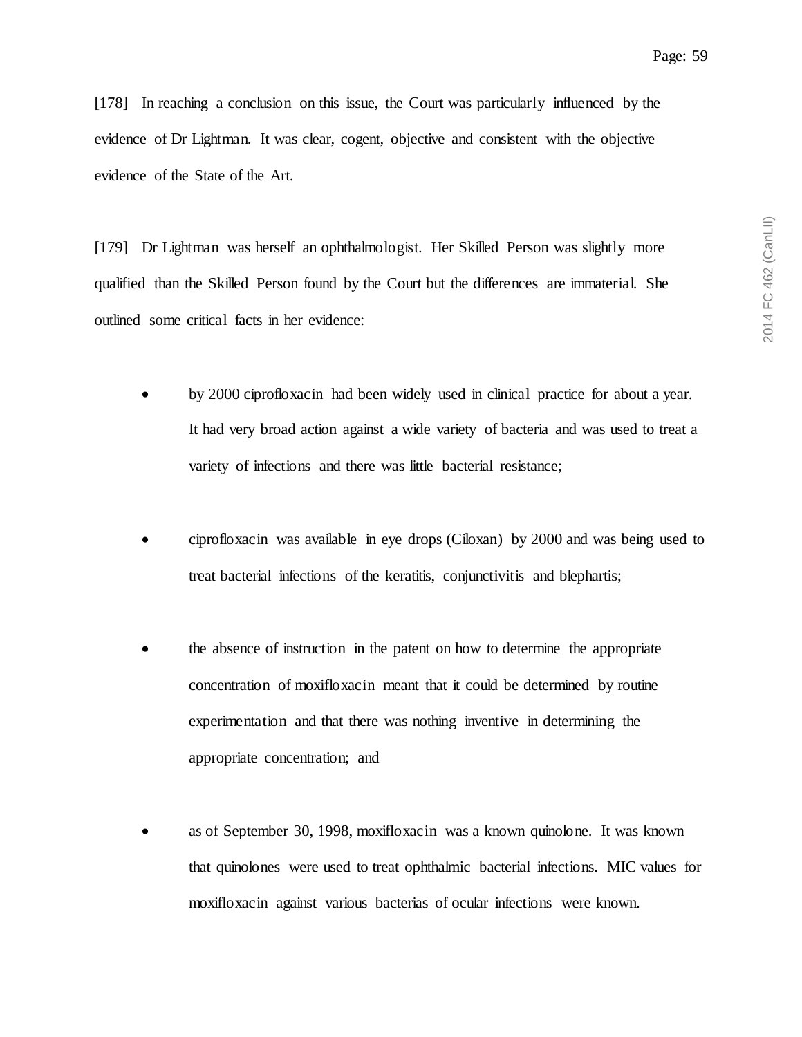[178] In reaching a conclusion on this issue, the Court was particularly influenced by the evidence of Dr Lightman. It was clear, cogent, objective and consistent with the objective evidence of the State of the Art.

[179] Dr Lightman was herself an ophthalmologist. Her Skilled Person was slightly more qualified than the Skilled Person found by the Court but the differences are immaterial. She outlined some critical facts in her evidence:

- by 2000 ciprofloxacin had been widely used in clinical practice for about a year. It had very broad action against a wide variety of bacteria and was used to treat a variety of infections and there was little bacterial resistance;

- ciprofloxacin was available in eye drops (Ciloxan) by 2000 and was being used to treat bacterial infections of the keratitis, conjunctivitis and blephartis;

- the absence of instruction in the patent on how to determine the appropriate concentration of moxifloxacin meant that it could be determined by routine experimentation and that there was nothing inventive in determining the appropriate concentration; and

- as of September 30, 1998, moxifloxacin was a known quinolone. It was known that quinolones were used to treat ophthalmic bacterial infections. MIC values for moxifloxacin against various bacterias of ocular infections were known.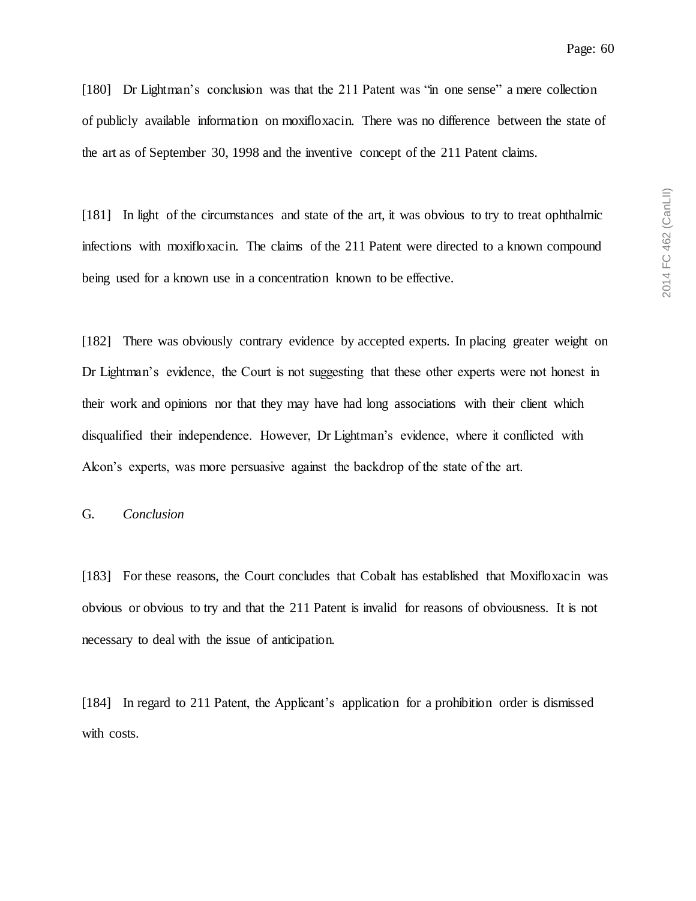[180] Dr Lightman's conclusion was that the 211 Patent was "in one sense" a mere collection of publicly available information on moxifloxacin. There was no difference between the state of the art as of September 30, 1998 and the inventive concept of the 211 Patent claims.

[181] In light of the circumstances and state of the art, it was obvious to try to treat ophthalmic infections with moxifloxacin. The claims of the 211 Patent were directed to a known compound being used for a known use in a concentration known to be effective.

[182] There was obviously contrary evidence by accepted experts. In placing greater weight on Dr Lightman's evidence, the Court is not suggesting that these other experts were not honest in their work and opinions nor that they may have had long associations with their client which disqualified their independence. However, Dr Lightman's evidence, where it conflicted with Alcon's experts, was more persuasive against the backdrop of the state of the art.

G. *Conclusion*

[183] For these reasons, the Court concludes that Cobalt has established that Moxifloxacin was obvious or obvious to try and that the 211 Patent is invalid for reasons of obviousness. It is not necessary to deal with the issue of anticipation.

[184] In regard to 211 Patent, the Applicant's application for a prohibition order is dismissed with costs.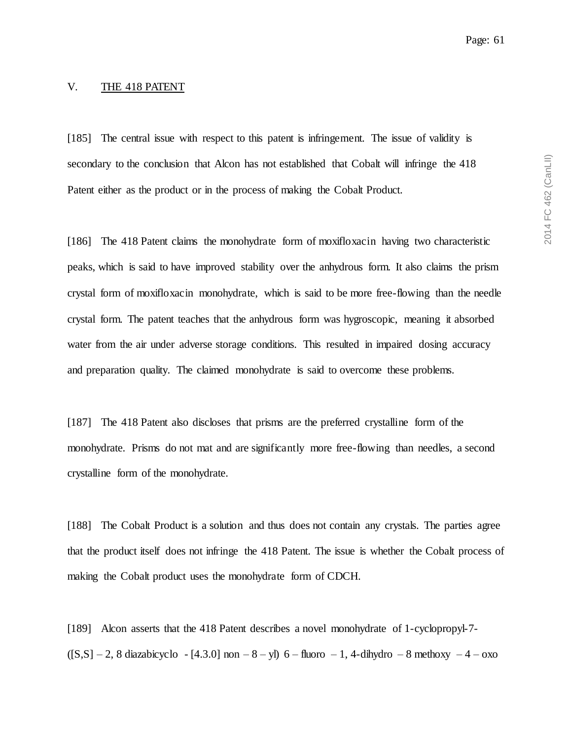## V. THE 418 PATENT

[185] The central issue with respect to this patent is infringement. The issue of validity is secondary to the conclusion that Alcon has not established that Cobalt will infringe the 418 Patent either as the product or in the process of making the Cobalt Product.

[186] The 418 Patent claims the monohydrate form of moxifloxacin having two characteristic peaks, which is said to have improved stability over the anhydrous form. It also claims the prism crystal form of moxifloxacin monohydrate, which is said to be more free-flowing than the needle crystal form. The patent teaches that the anhydrous form was hygroscopic, meaning it absorbed water from the air under adverse storage conditions. This resulted in impaired dosing accuracy and preparation quality. The claimed monohydrate is said to overcome these problems.

[187] The 418 Patent also discloses that prisms are the preferred crystalline form of the monohydrate. Prisms do not mat and are significantly more free-flowing than needles, a second crystalline form of the monohydrate.

[188] The Cobalt Product is a solution and thus does not contain any crystals. The parties agree that the product itself does not infringe the 418 Patent. The issue is whether the Cobalt process of making the Cobalt product uses the monohydrate form of CDCH.

[189] Alcon asserts that the 418 Patent describes a novel monohydrate of 1-cyclopropyl-7-([S,S] – 2, 8 diazabicyclo - [4.3.0] non – 8 – yl) 6 – fluoro – 1, 4-dihydro – 8 methoxy – 4 – oxo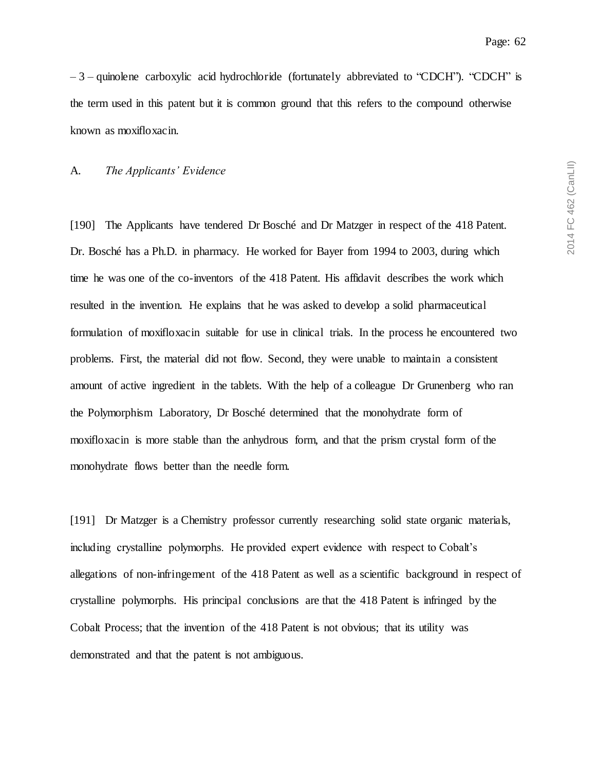– 3 – quinolene carboxylic acid hydrochloride (fortunately abbreviated to "CDCH"). "CDCH" is the term used in this patent but it is common ground that this refers to the compound otherwise known as moxifloxacin.

## A. *The Applicants' Evidence*

[190] The Applicants have tendered Dr Bosché and Dr Matzger in respect of the 418 Patent. Dr. Bosché has a Ph.D. in pharmacy. He worked for Bayer from 1994 to 2003, during which time he was one of the co-inventors of the 418 Patent. His affidavit describes the work which resulted in the invention. He explains that he was asked to develop a solid pharmaceutical formulation of moxifloxacin suitable for use in clinical trials. In the process he encountered two problems. First, the material did not flow. Second, they were unable to maintain a consistent amount of active ingredient in the tablets. With the help of a colleague Dr Grunenberg who ran the Polymorphism Laboratory, Dr Bosché determined that the monohydrate form of moxifloxacin is more stable than the anhydrous form, and that the prism crystal form of the monohydrate flows better than the needle form.

[191] Dr Matzger is a Chemistry professor currently researching solid state organic materials, including crystalline polymorphs. He provided expert evidence with respect to Cobalt's allegations of non-infringement of the 418 Patent as well as a scientific background in respect of crystalline polymorphs. His principal conclusions are that the 418 Patent is infringed by the Cobalt Process; that the invention of the 418 Patent is not obvious; that its utility was demonstrated and that the patent is not ambiguous.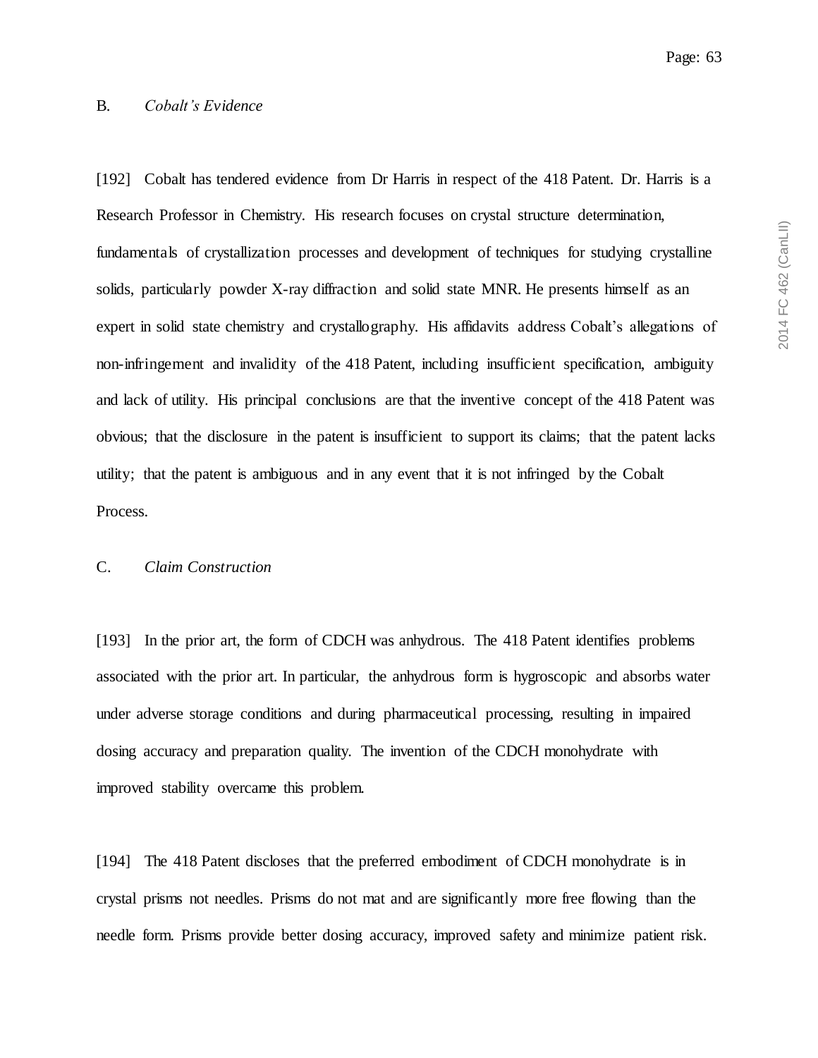### B. *Cobalt's Evidence*

[192] Cobalt has tendered evidence from Dr Harris in respect of the 418 Patent. Dr. Harris is a Research Professor in Chemistry. His research focuses on crystal structure determination, fundamentals of crystallization processes and development of techniques for studying crystalline solids, particularly powder X-ray diffraction and solid state MNR. He presents himself as an expert in solid state chemistry and crystallography. His affidavits address Cobalt's allegations of non-infringement and invalidity of the 418 Patent, including insufficient specification, ambiguity and lack of utility. His principal conclusions are that the inventive concept of the 418 Patent was obvious; that the disclosure in the patent is insufficient to support its claims; that the patent lacks utility; that the patent is ambiguous and in any event that it is not infringed by the Cobalt Process.

### C. *Claim Construction*

[193] In the prior art, the form of CDCH was anhydrous. The 418 Patent identifies problems associated with the prior art. In particular, the anhydrous form is hygroscopic and absorbs water under adverse storage conditions and during pharmaceutical processing, resulting in impaired dosing accuracy and preparation quality. The invention of the CDCH monohydrate with improved stability overcame this problem.

[194] The 418 Patent discloses that the preferred embodiment of CDCH monohydrate is in crystal prisms not needles. Prisms do not mat and are significantly more free flowing than the needle form. Prisms provide better dosing accuracy, improved safety and minimize patient risk.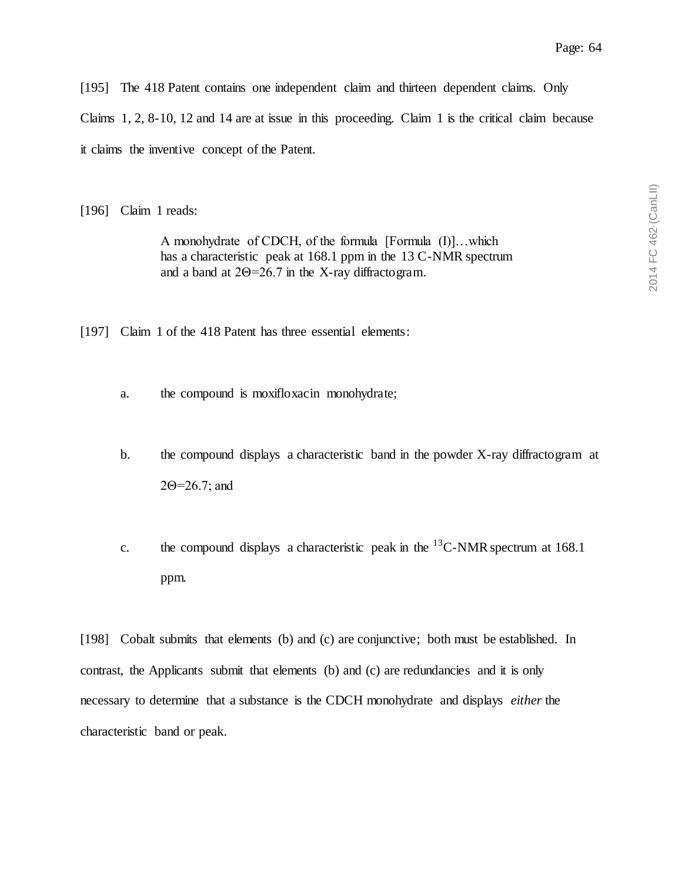[195] The 418 Patent contains one independent claim and thirteen dependent claims. Only Claims 1, 2, 8-10, 12 and 14 are at issue in this proceeding. Claim 1 is the critical claim because it claims the inventive concept of the Patent.

[196] Claim 1 reads:

> A monohydrate of CDCH, of the formula [Formula (I)]…which has a characteristic peak at 168.1 ppm in the 13 C-NMR spectrum and a band at 2Θ=26.7 in the X-ray diffractogram.

[197] Claim 1 of the 418 Patent has three essential elements:

a. the compound is moxifloxacin monohydrate;

b. the compound displays a characteristic band in the powder X-ray diffractogram at 2Θ=26.7; and

c. the compound displays a characteristic peak in the $^{13}$C-NMR spectrum at 168.1 ppm.

[198] Cobalt submits that elements (b) and (c) are conjunctive; both must be established. In contrast, the Applicants submit that elements (b) and (c) are redundancies and it is only necessary to determine that a substance is the CDCH monohydrate and displays *either* the characteristic band or peak.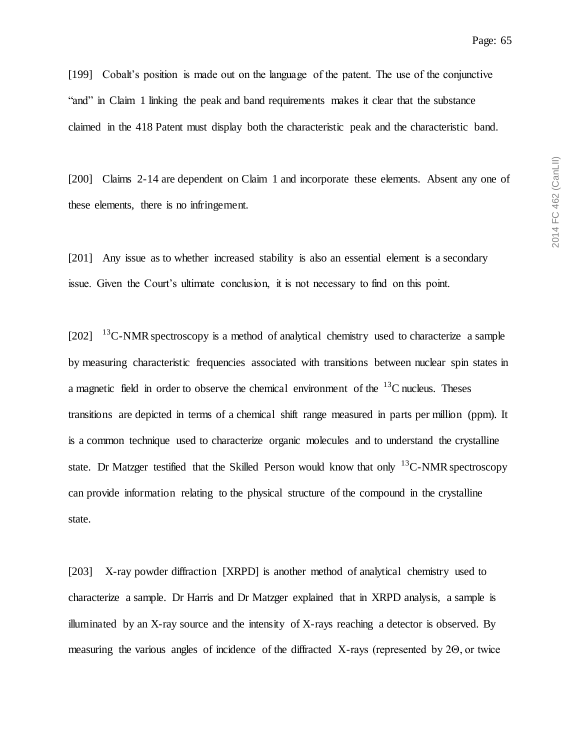[199] Cobalt's position is made out on the language of the patent. The use of the conjunctive "and" in Claim 1 linking the peak and band requirements makes it clear that the substance claimed in the 418 Patent must display both the characteristic peak and the characteristic band.

[200] Claims 2-14 are dependent on Claim 1 and incorporate these elements. Absent any one of these elements, there is no infringement.

[201] Any issue as to whether increased stability is also an essential element is a secondary issue. Given the Court's ultimate conclusion, it is not necessary to find on this point.

[202] $^{13}$C-NMR spectroscopy is a method of analytical chemistry used to characterize a sample by measuring characteristic frequencies associated with transitions between nuclear spin states in a magnetic field in order to observe the chemical environment of the $^{13}$C nucleus. Theses transitions are depicted in terms of a chemical shift range measured in parts per million (ppm). It is a common technique used to characterize organic molecules and to understand the crystalline state. Dr Matzger testified that the Skilled Person would know that only $^{13}$C-NMR spectroscopy can provide information relating to the physical structure of the compound in the crystalline state.

[203] X-ray powder diffraction [XRPD] is another method of analytical chemistry used to characterize a sample. Dr Harris and Dr Matzger explained that in XRPD analysis, a sample is illuminated by an X-ray source and the intensity of X-rays reaching a detector is observed. By measuring the various angles of incidence of the diffracted X-rays (represented by $2\Theta$, or twice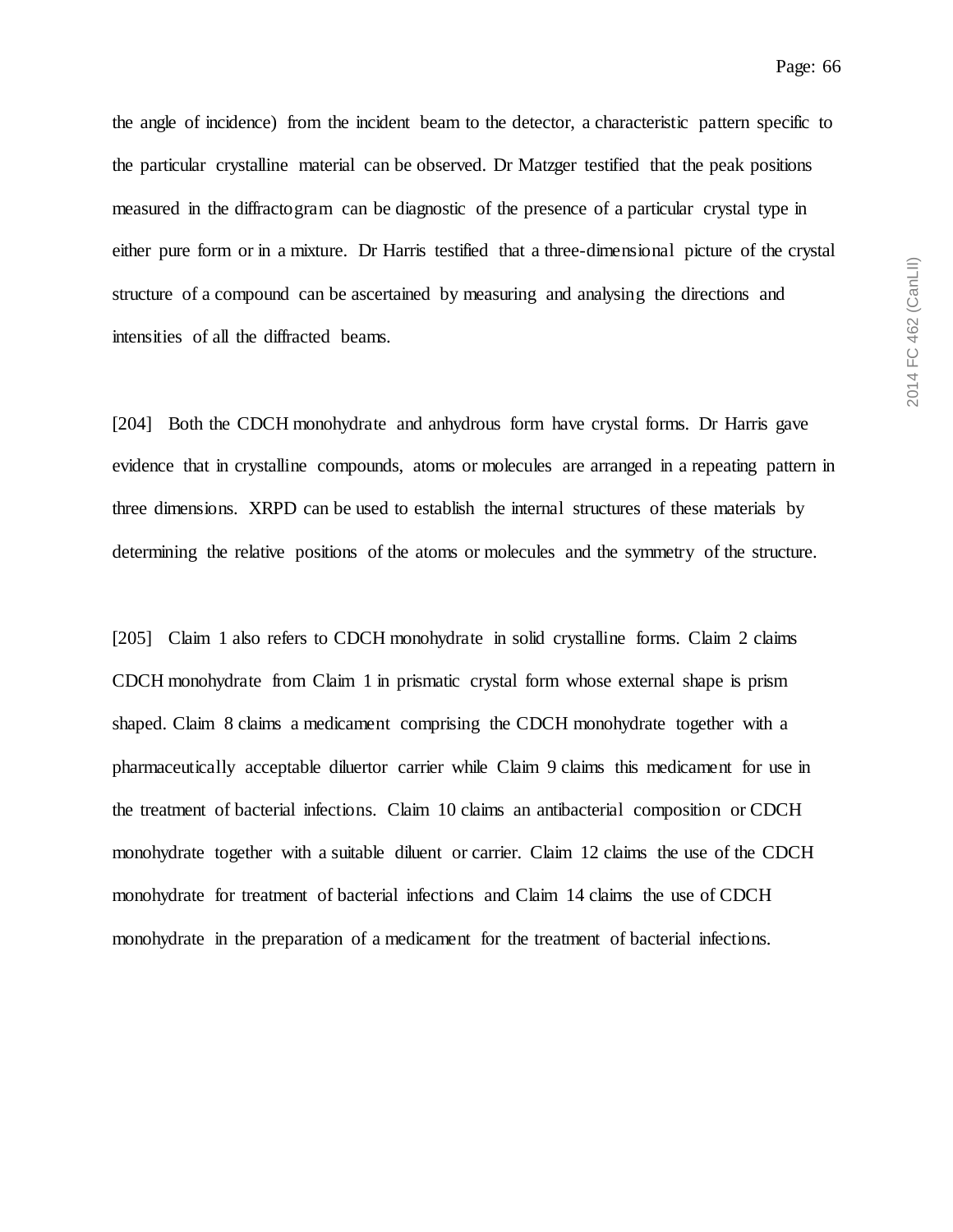the angle of incidence) from the incident beam to the detector, a characteristic pattern specific to the particular crystalline material can be observed. Dr Matzger testified that the peak positions measured in the diffractogram can be diagnostic of the presence of a particular crystal type in either pure form or in a mixture. Dr Harris testified that a three-dimensional picture of the crystal structure of a compound can be ascertained by measuring and analysing the directions and intensities of all the diffracted beams.

[204] Both the CDCH monohydrate and anhydrous form have crystal forms. Dr Harris gave evidence that in crystalline compounds, atoms or molecules are arranged in a repeating pattern in three dimensions. XRPD can be used to establish the internal structures of these materials by determining the relative positions of the atoms or molecules and the symmetry of the structure.

[205] Claim 1 also refers to CDCH monohydrate in solid crystalline forms. Claim 2 claims CDCH monohydrate from Claim 1 in prismatic crystal form whose external shape is prism shaped. Claim 8 claims a medicament comprising the CDCH monohydrate together with a pharmaceutically acceptable diluertor carrier while Claim 9 claims this medicament for use in the treatment of bacterial infections. Claim 10 claims an antibacterial composition or CDCH monohydrate together with a suitable diluent or carrier. Claim 12 claims the use of the CDCH monohydrate for treatment of bacterial infections and Claim 14 claims the use of CDCH monohydrate in the preparation of a medicament for the treatment of bacterial infections.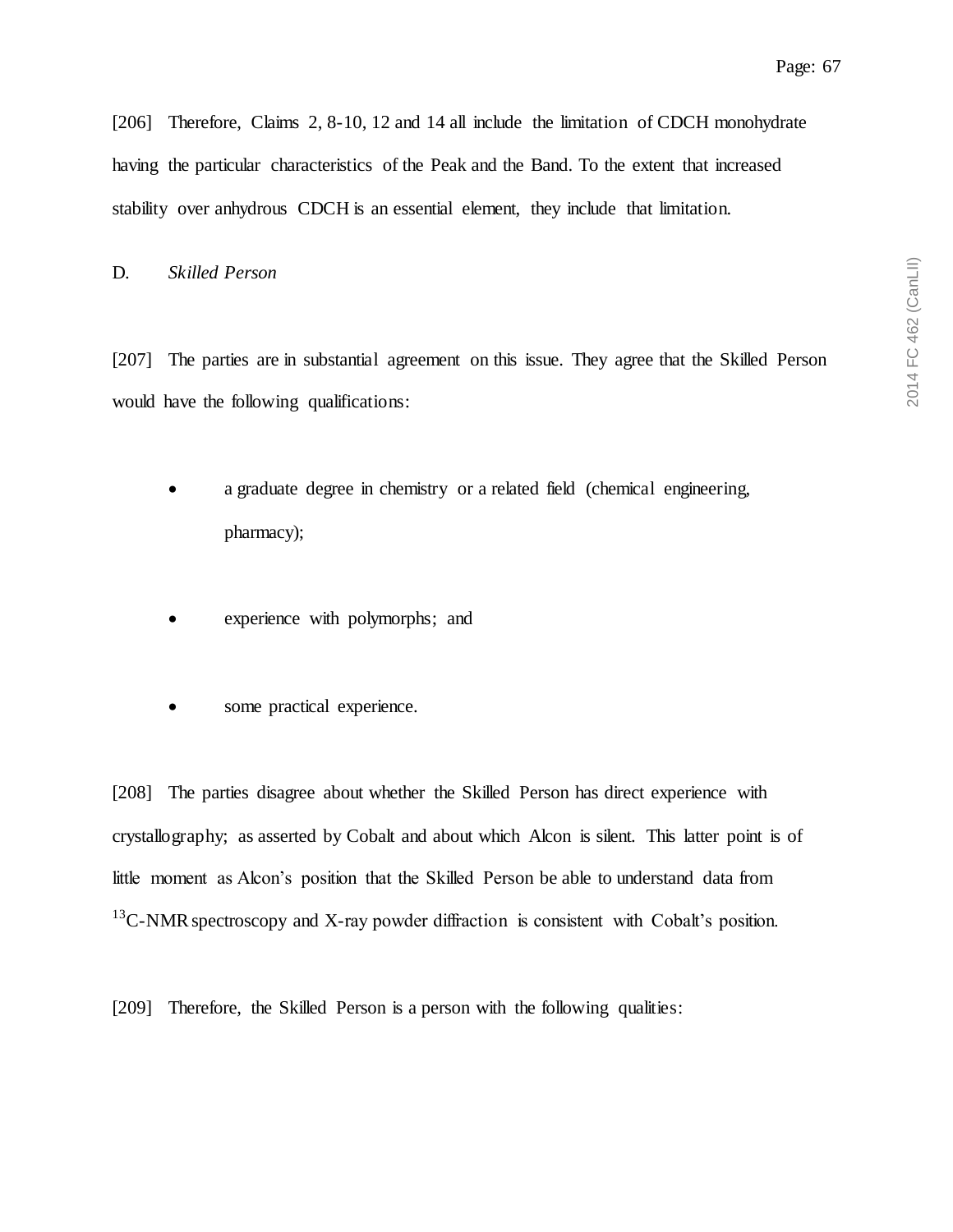[206] Therefore, Claims 2, 8-10, 12 and 14 all include the limitation of CDCH monohydrate having the particular characteristics of the Peak and the Band. To the extent that increased stability over anhydrous CDCH is an essential element, they include that limitation.

D. *Skilled Person*

[207] The parties are in substantial agreement on this issue. They agree that the Skilled Person would have the following qualifications:

- a graduate degree in chemistry or a related field (chemical engineering, pharmacy);
- experience with polymorphs; and
- some practical experience.

[208] The parties disagree about whether the Skilled Person has direct experience with crystallography; as asserted by Cobalt and about which Alcon is silent. This latter point is of little moment as Alcon's position that the Skilled Person be able to understand data from $^{13}$C-NMR spectroscopy and X-ray powder diffraction is consistent with Cobalt's position.

[209] Therefore, the Skilled Person is a person with the following qualities: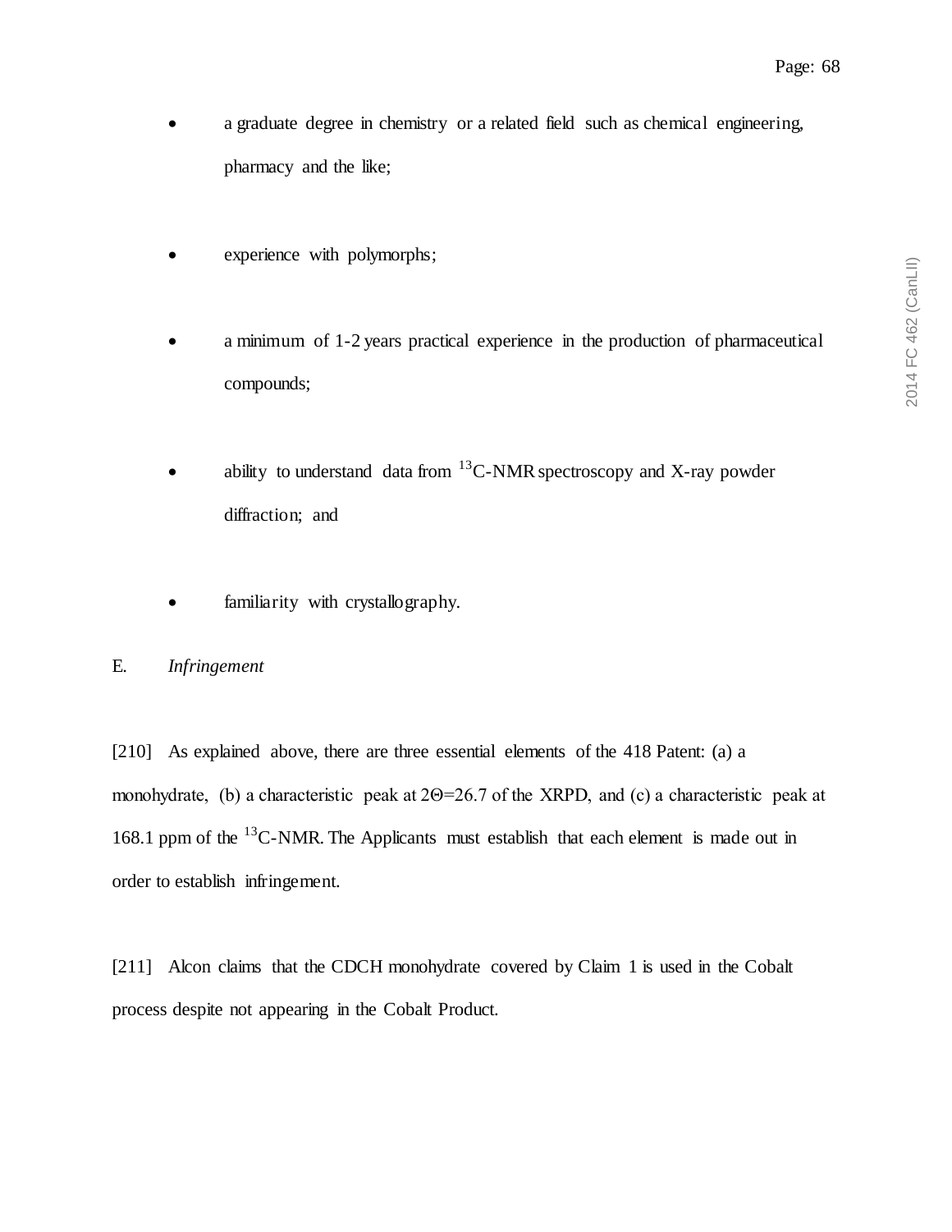- a graduate degree in chemistry or a related field such as chemical engineering, pharmacy and the like;
- experience with polymorphs;
- a minimum of 1-2 years practical experience in the production of pharmaceutical compounds;
- ability to understand data from $^{13}$C-NMR spectroscopy and X-ray powder diffraction; and
- familiarity with crystallography.

## E. *Infringement*

[210] As explained above, there are three essential elements of the 418 Patent: (a) a monohydrate, (b) a characteristic peak at $2\Theta=26.7$ of the XRPD, and (c) a characteristic peak at 168.1 ppm of the $^{13}$C-NMR. The Applicants must establish that each element is made out in order to establish infringement.

[211] Alcon claims that the CDCH monohydrate covered by Claim 1 is used in the Cobalt process despite not appearing in the Cobalt Product.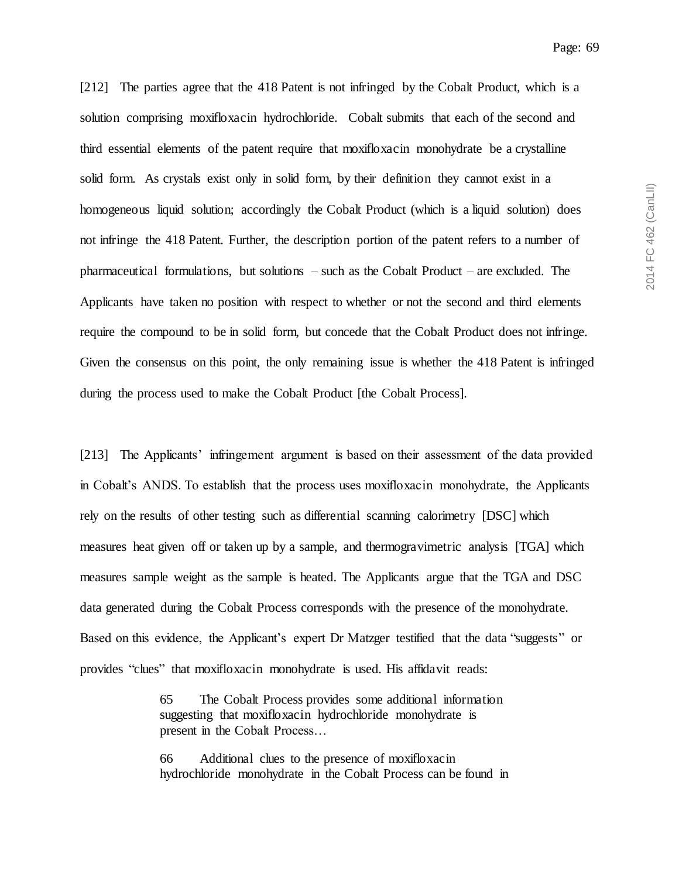[212] The parties agree that the 418 Patent is not infringed by the Cobalt Product, which is a solution comprising moxifloxacin hydrochloride. Cobalt submits that each of the second and third essential elements of the patent require that moxifloxacin monohydrate be a crystalline solid form. As crystals exist only in solid form, by their definition they cannot exist in a homogeneous liquid solution; accordingly the Cobalt Product (which is a liquid solution) does not infringe the 418 Patent. Further, the description portion of the patent refers to a number of pharmaceutical formulations, but solutions – such as the Cobalt Product – are excluded. The Applicants have taken no position with respect to whether or not the second and third elements require the compound to be in solid form, but concede that the Cobalt Product does not infringe. Given the consensus on this point, the only remaining issue is whether the 418 Patent is infringed during the process used to make the Cobalt Product [the Cobalt Process].

[213] The Applicants' infringement argument is based on their assessment of the data provided in Cobalt's ANDS. To establish that the process uses moxifloxacin monohydrate, the Applicants rely on the results of other testing such as differential scanning calorimetry [DSC] which measures heat given off or taken up by a sample, and thermogravimetric analysis [TGA] which measures sample weight as the sample is heated. The Applicants argue that the TGA and DSC data generated during the Cobalt Process corresponds with the presence of the monohydrate. Based on this evidence, the Applicant's expert Dr Matzger testified that the data "suggests" or provides "clues" that moxifloxacin monohydrate is used. His affidavit reads:

> 65 The Cobalt Process provides some additional information suggesting that moxifloxacin hydrochloride monohydrate is present in the Cobalt Process…
>
> 66 Additional clues to the presence of moxifloxacin hydrochloride monohydrate in the Cobalt Process can be found in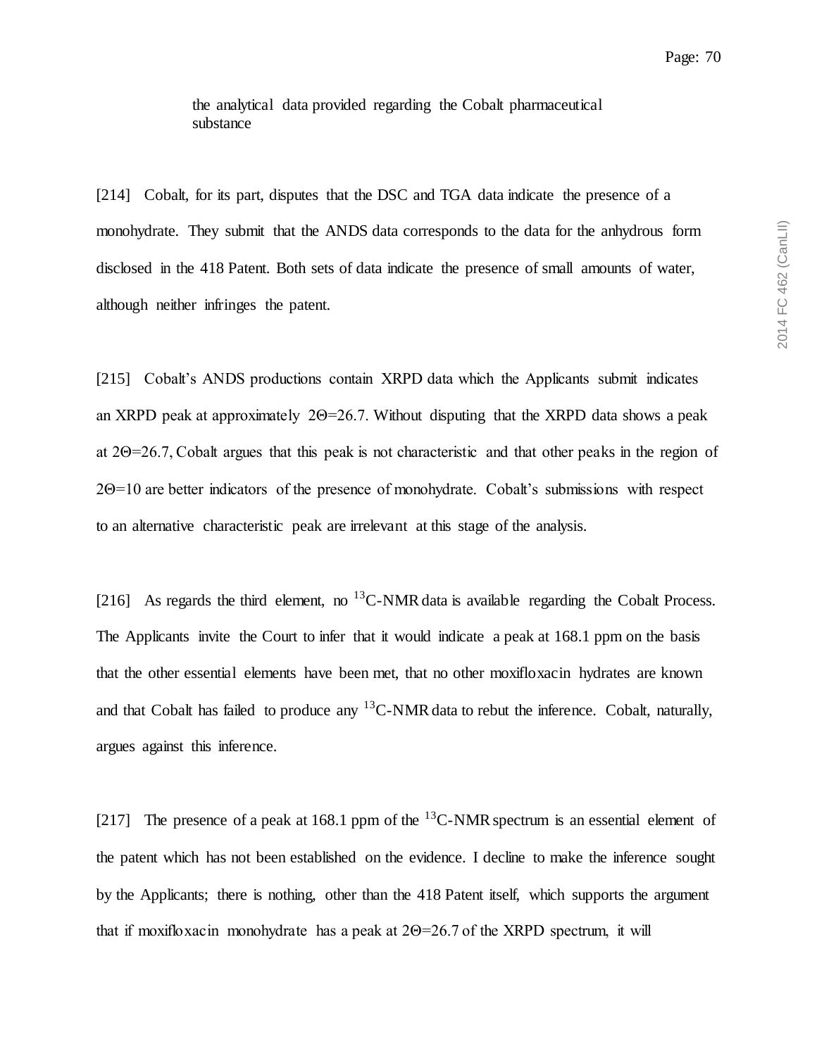the analytical data provided regarding the Cobalt pharmaceutical substance

[214] Cobalt, for its part, disputes that the DSC and TGA data indicate the presence of a monohydrate. They submit that the ANDS data corresponds to the data for the anhydrous form disclosed in the 418 Patent. Both sets of data indicate the presence of small amounts of water, although neither infringes the patent.

[215] Cobalt's ANDS productions contain XRPD data which the Applicants submit indicates an XRPD peak at approximately $2\Theta=26.7$. Without disputing that the XRPD data shows a peak at $2\Theta=26.7$, Cobalt argues that this peak is not characteristic and that other peaks in the region of $2\Theta=10$ are better indicators of the presence of monohydrate. Cobalt's submissions with respect to an alternative characteristic peak are irrelevant at this stage of the analysis.

[216] As regards the third element, no $^{13}$C-NMR data is available regarding the Cobalt Process. The Applicants invite the Court to infer that it would indicate a peak at 168.1 ppm on the basis that the other essential elements have been met, that no other moxifloxacin hydrates are known and that Cobalt has failed to produce any $^{13}$C-NMR data to rebut the inference. Cobalt, naturally, argues against this inference.

[217] The presence of a peak at 168.1 ppm of the $^{13}$C-NMR spectrum is an essential element of the patent which has not been established on the evidence. I decline to make the inference sought by the Applicants; there is nothing, other than the 418 Patent itself, which supports the argument that if moxifloxacin monohydrate has a peak at $2\Theta=26.7$ of the XRPD spectrum, it will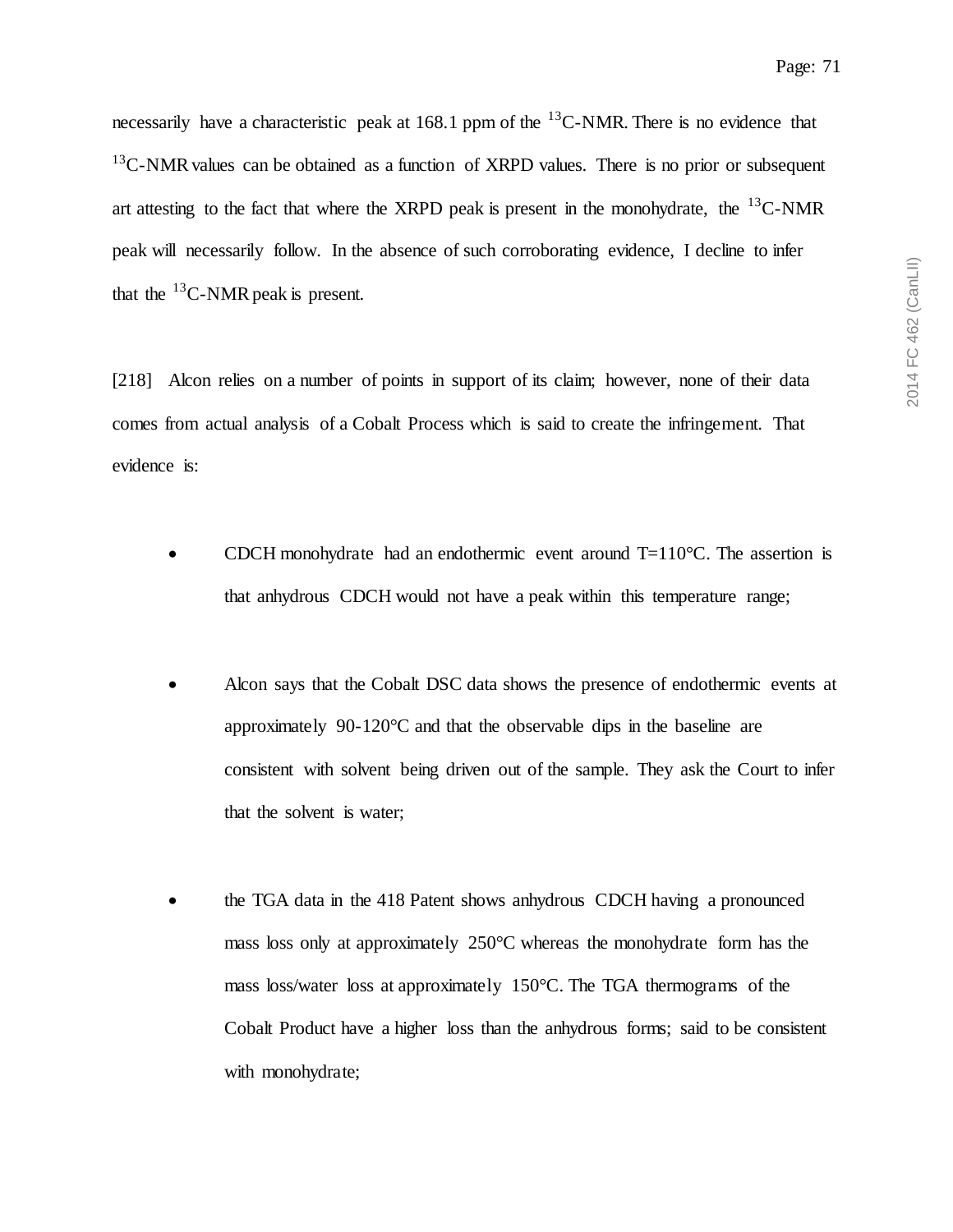necessarily have a characteristic peak at 168.1 ppm of the $^{13}C$-NMR. There is no evidence that $^{13}C$-NMR values can be obtained as a function of XRPD values. There is no prior or subsequent art attesting to the fact that where the XRPD peak is present in the monohydrate, the $^{13}C$-NMR peak will necessarily follow. In the absence of such corroborating evidence, I decline to infer that the $^{13}C$-NMR peak is present.

[218] Alcon relies on a number of points in support of its claim; however, none of their data comes from actual analysis of a Cobalt Process which is said to create the infringement. That evidence is:

- CDCH monohydrate had an endothermic event around T=110°C. The assertion is that anhydrous CDCH would not have a peak within this temperature range;

- Alcon says that the Cobalt DSC data shows the presence of endothermic events at approximately 90-120°C and that the observable dips in the baseline are consistent with solvent being driven out of the sample. They ask the Court to infer that the solvent is water;

- the TGA data in the 418 Patent shows anhydrous CDCH having a pronounced mass loss only at approximately 250°C whereas the monohydrate form has the mass loss/water loss at approximately 150°C. The TGA thermograms of the Cobalt Product have a higher loss than the anhydrous forms; said to be consistent with monohydrate;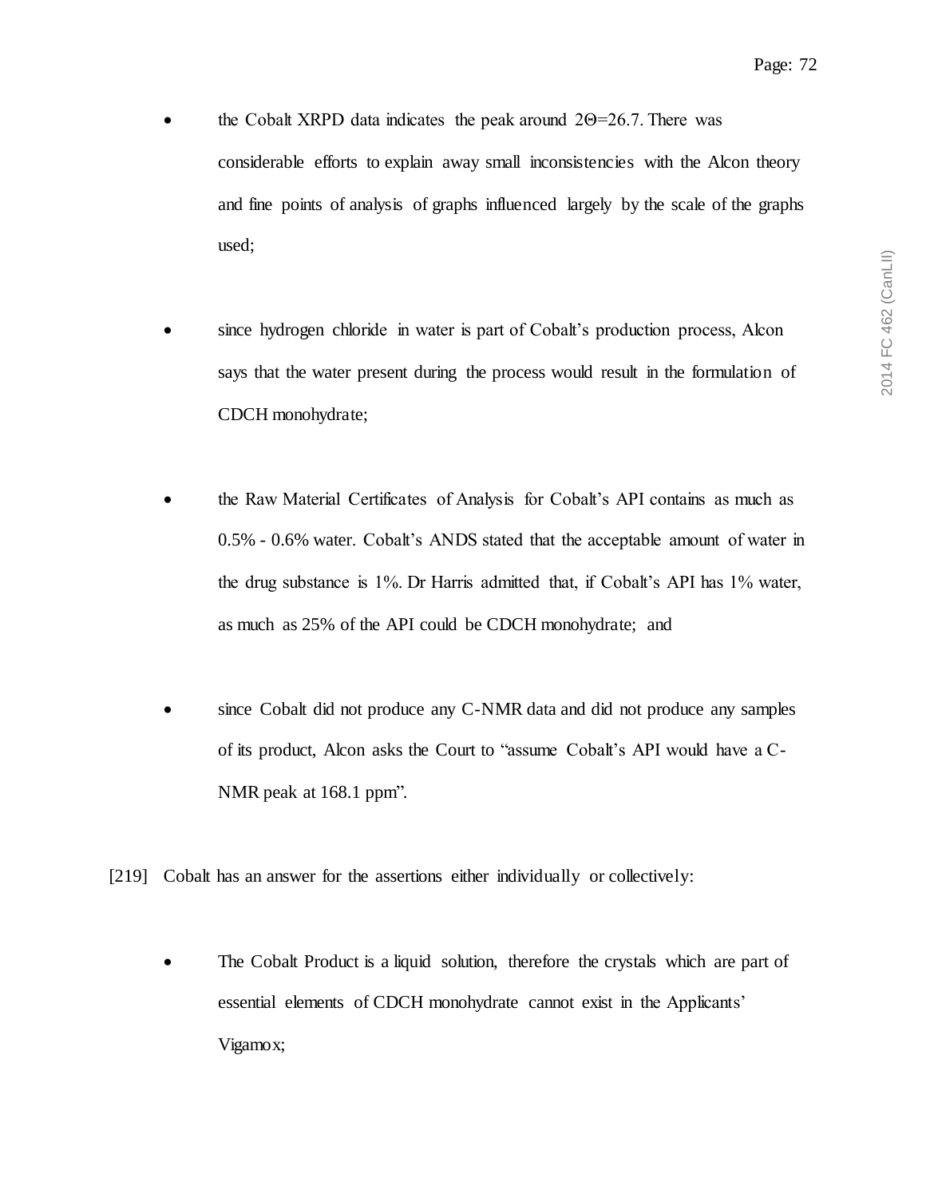- the Cobalt XRPD data indicates the peak around $2\Theta=26.7$. There was considerable efforts to explain away small inconsistencies with the Alcon theory and fine points of analysis of graphs influenced largely by the scale of the graphs used;

- since hydrogen chloride in water is part of Cobalt's production process, Alcon says that the water present during the process would result in the formulation of CDCH monohydrate;

- the Raw Material Certificates of Analysis for Cobalt's API contains as much as 0.5% - 0.6% water. Cobalt's ANDS stated that the acceptable amount of water in the drug substance is 1%. Dr Harris admitted that, if Cobalt's API has 1% water, as much as 25% of the API could be CDCH monohydrate; and

- since Cobalt did not produce any C-NMR data and did not produce any samples of its product, Alcon asks the Court to "assume Cobalt's API would have a C-NMR peak at 168.1 ppm".

[219] Cobalt has an answer for the assertions either individually or collectively:

- The Cobalt Product is a liquid solution, therefore the crystals which are part of essential elements of CDCH monohydrate cannot exist in the Applicants' Vigamox;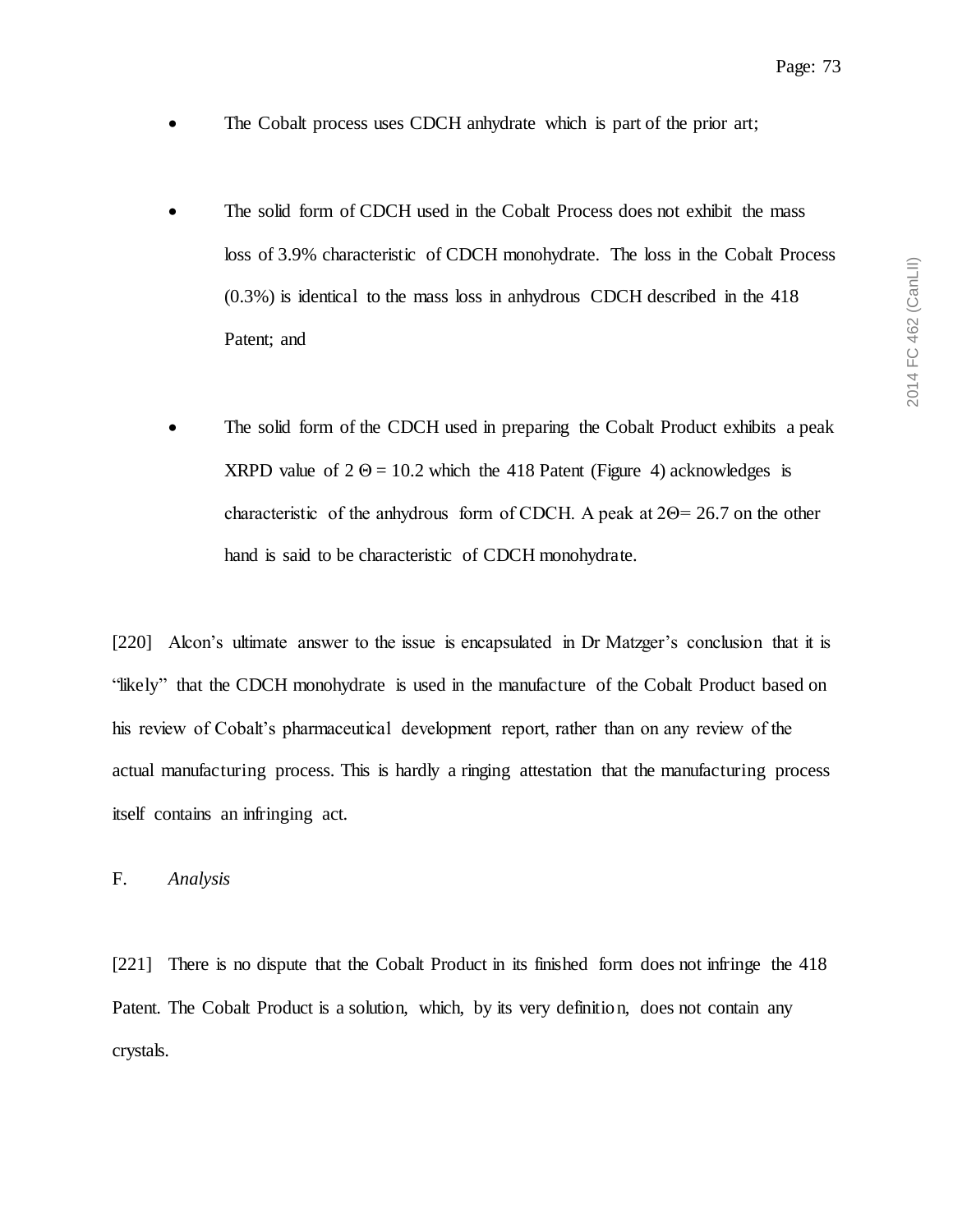- The Cobalt process uses CDCH anhydrate which is part of the prior art;
- The solid form of CDCH used in the Cobalt Process does not exhibit the mass loss of 3.9% characteristic of CDCH monohydrate. The loss in the Cobalt Process (0.3%) is identical to the mass loss in anhydrous CDCH described in the 418 Patent; and
- The solid form of the CDCH used in preparing the Cobalt Product exhibits a peak XRPD value of $2\Theta = 10.2$ which the 418 Patent (Figure 4) acknowledges is characteristic of the anhydrous form of CDCH. A peak at $2\Theta = 26.7$ on the other hand is said to be characteristic of CDCH monohydrate.

[220] Alcon's ultimate answer to the issue is encapsulated in Dr Matzger's conclusion that it is "likely" that the CDCH monohydrate is used in the manufacture of the Cobalt Product based on his review of Cobalt's pharmaceutical development report, rather than on any review of the actual manufacturing process. This is hardly a ringing attestation that the manufacturing process itself contains an infringing act.

F. *Analysis*

[221] There is no dispute that the Cobalt Product in its finished form does not infringe the 418 Patent. The Cobalt Product is a solution, which, by its very definition, does not contain any crystals.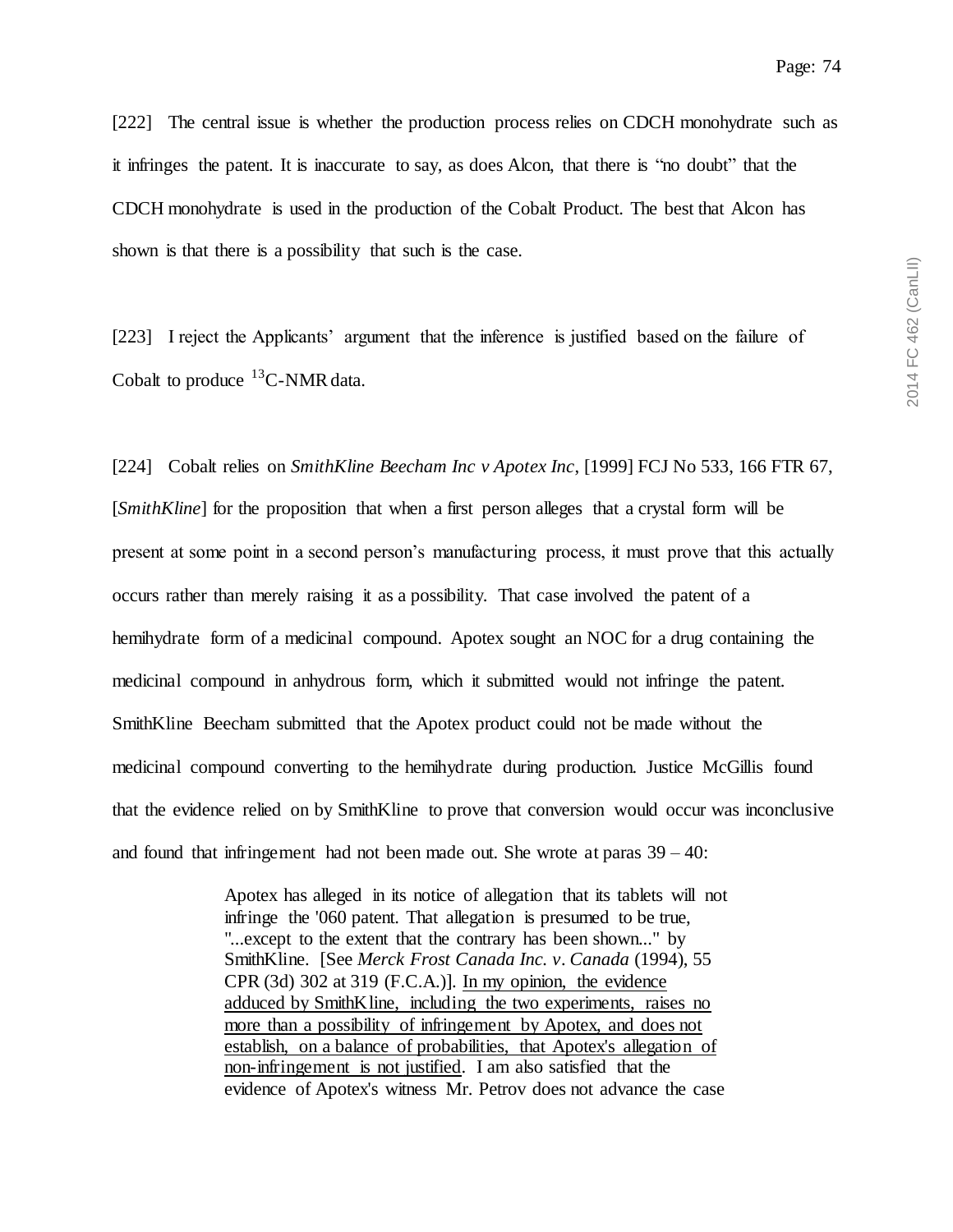[222] The central issue is whether the production process relies on CDCH monohydrate such as it infringes the patent. It is inaccurate to say, as does Alcon, that there is "no doubt" that the CDCH monohydrate is used in the production of the Cobalt Product. The best that Alcon has shown is that there is a possibility that such is the case.

[223] I reject the Applicants' argument that the inference is justified based on the failure of Cobalt to produce $^{13}$C-NMR data.

[224] Cobalt relies on *SmithKline Beecham Inc v Apotex Inc*, [1999] FCJ No 533, 166 FTR 67, [*SmithKline*] for the proposition that when a first person alleges that a crystal form will be present at some point in a second person's manufacturing process, it must prove that this actually occurs rather than merely raising it as a possibility. That case involved the patent of a hemihydrate form of a medicinal compound. Apotex sought an NOC for a drug containing the medicinal compound in anhydrous form, which it submitted would not infringe the patent. SmithKline Beecham submitted that the Apotex product could not be made without the medicinal compound converting to the hemihydrate during production. Justice McGillis found that the evidence relied on by SmithKline to prove that conversion would occur was inconclusive and found that infringement had not been made out. She wrote at paras 39 – 40:

> Apotex has alleged in its notice of allegation that its tablets will not infringe the '060 patent. That allegation is presumed to be true, "...except to the extent that the contrary has been shown..." by SmithKline. [See *Merck Frost Canada Inc. v. Canada* (1994), 55 CPR (3d) 302 at 319 (F.C.A.)]. <u>In my opinion, the evidence adduced by SmithKline, including the two experiments, raises no more than a possibility of infringement by Apotex, and does not establish, on a balance of probabilities, that Apotex's allegation of non-infringement is not justified</u>. I am also satisfied that the evidence of Apotex's witness Mr. Petrov does not advance the case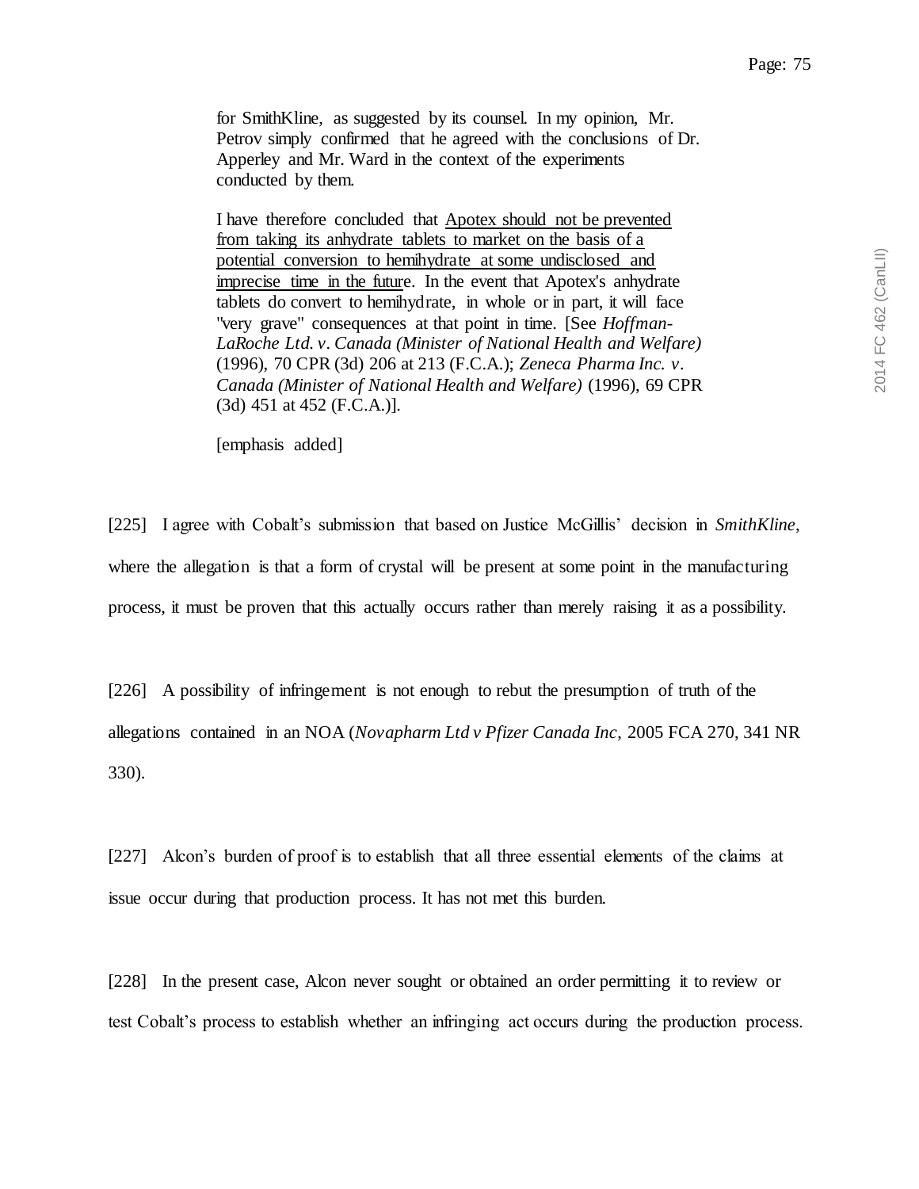> for SmithKline, as suggested by its counsel. In my opinion, Mr. Petrov simply confirmed that he agreed with the conclusions of Dr. Apperley and Mr. Ward in the context of the experiments conducted by them.
>
> I have therefore concluded that <u>Apotex should not be prevented from taking its anhydrate tablets to market on the basis of a potential conversion to hemihydrate at some undisclosed and imprecise time in the future</u>. In the event that Apotex's anhydrate tablets do convert to hemihydrate, in whole or in part, it will face "very grave" consequences at that point in time. [See *Hoffman-LaRoche Ltd. v. Canada (Minister of National Health and Welfare)* (1996), 70 CPR (3d) 206 at 213 (F.C.A.); *Zeneca Pharma Inc. v. Canada (Minister of National Health and Welfare)* (1996), 69 CPR (3d) 451 at 452 (F.C.A.)].
>
> [emphasis added]

[225] I agree with Cobalt's submission that based on Justice McGillis' decision in *SmithKline*, where the allegation is that a form of crystal will be present at some point in the manufacturing process, it must be proven that this actually occurs rather than merely raising it as a possibility.

[226] A possibility of infringement is not enough to rebut the presumption of truth of the allegations contained in an NOA (*Novapharm Ltd v Pfizer Canada Inc*, 2005 FCA 270, 341 NR 330).

[227] Alcon's burden of proof is to establish that all three essential elements of the claims at issue occur during that production process. It has not met this burden.

[228] In the present case, Alcon never sought or obtained an order permitting it to review or test Cobalt's process to establish whether an infringing act occurs during the production process.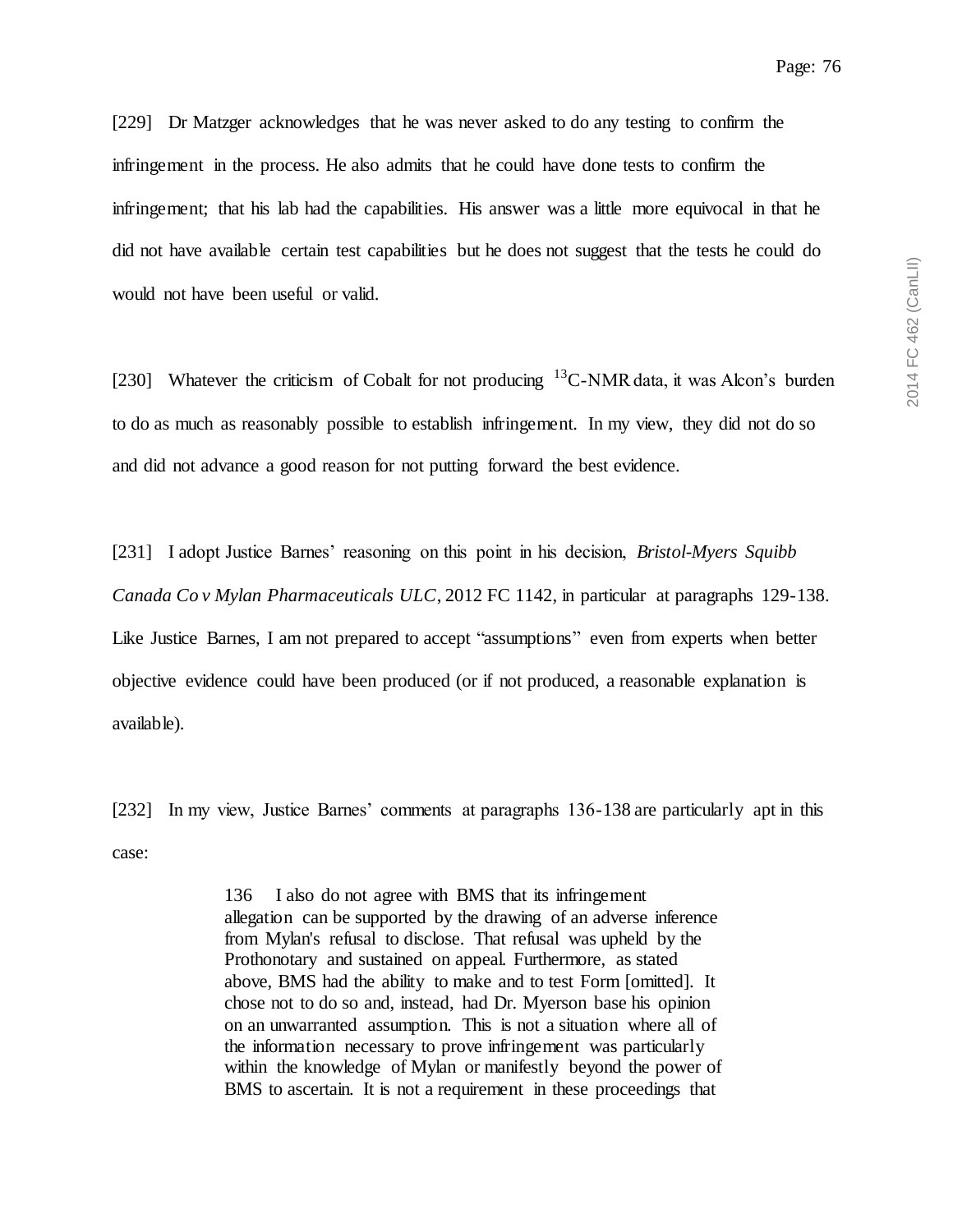[229] Dr Matzger acknowledges that he was never asked to do any testing to confirm the infringement in the process. He also admits that he could have done tests to confirm the infringement; that his lab had the capabilities. His answer was a little more equivocal in that he did not have available certain test capabilities but he does not suggest that the tests he could do would not have been useful or valid.

[230] Whatever the criticism of Cobalt for not producing $^{13}$C-NMR data, it was Alcon's burden to do as much as reasonably possible to establish infringement. In my view, they did not do so and did not advance a good reason for not putting forward the best evidence.

[231] I adopt Justice Barnes' reasoning on this point in his decision, *Bristol-Myers Squibb Canada Co v Mylan Pharmaceuticals ULC*, 2012 FC 1142, in particular at paragraphs 129-138. Like Justice Barnes, I am not prepared to accept "assumptions" even from experts when better objective evidence could have been produced (or if not produced, a reasonable explanation is available).

[232] In my view, Justice Barnes' comments at paragraphs 136-138 are particularly apt in this case:

> 136 I also do not agree with BMS that its infringement allegation can be supported by the drawing of an adverse inference from Mylan's refusal to disclose. That refusal was upheld by the Prothonotary and sustained on appeal. Furthermore, as stated above, BMS had the ability to make and to test Form [omitted]. It chose not to do so and, instead, had Dr. Myerson base his opinion on an unwarranted assumption. This is not a situation where all of the information necessary to prove infringement was particularly within the knowledge of Mylan or manifestly beyond the power of BMS to ascertain. It is not a requirement in these proceedings that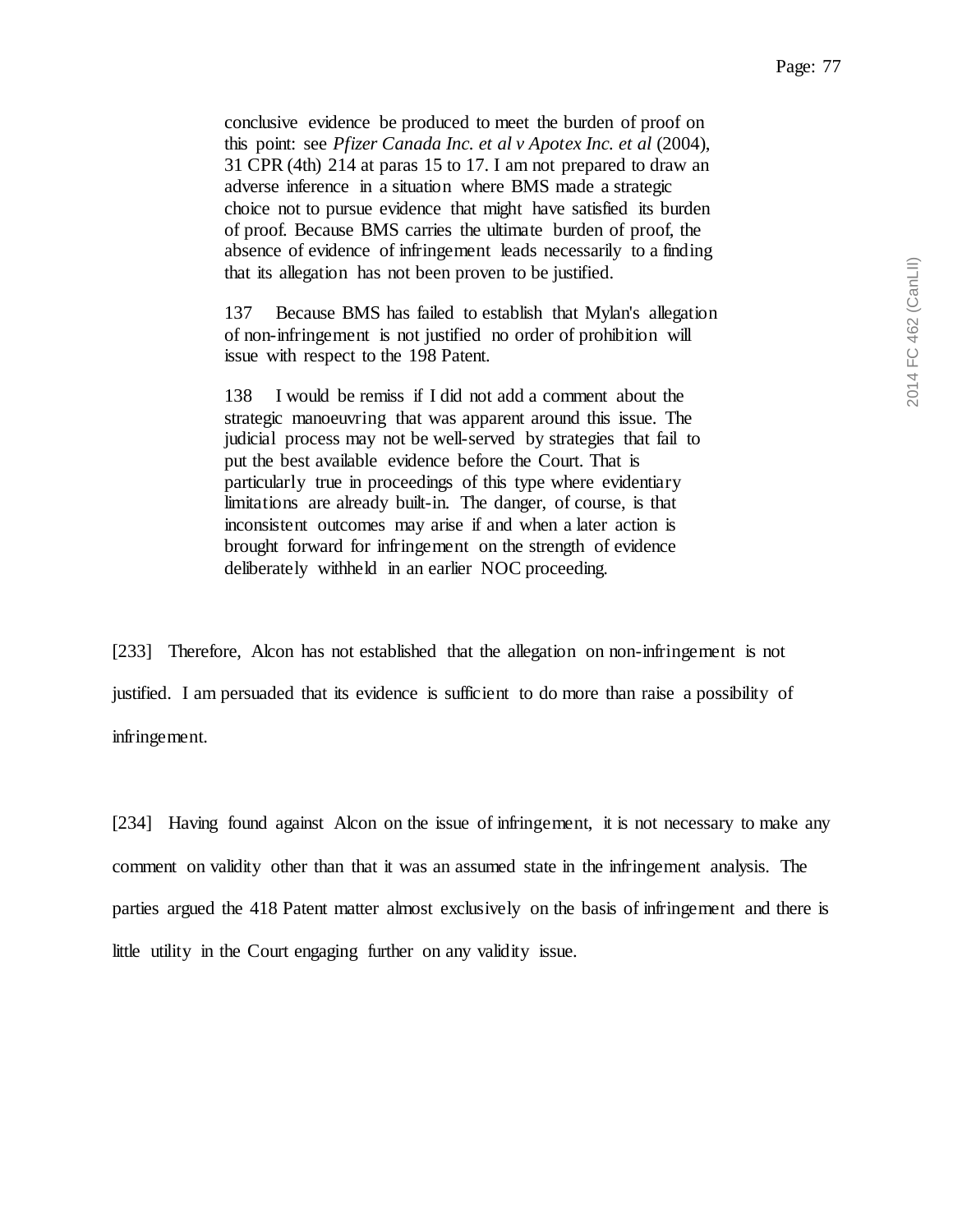> conclusive evidence be produced to meet the burden of proof on this point: see *Pfizer Canada Inc. et al v Apotex Inc. et al* (2004), 31 CPR (4th) 214 at paras 15 to 17. I am not prepared to draw an adverse inference in a situation where BMS made a strategic choice not to pursue evidence that might have satisfied its burden of proof. Because BMS carries the ultimate burden of proof, the absence of evidence of infringement leads necessarily to a finding that its allegation has not been proven to be justified.
>
> 137 Because BMS has failed to establish that Mylan's allegation of non-infringement is not justified no order of prohibition will issue with respect to the 198 Patent.
>
> 138 I would be remiss if I did not add a comment about the strategic manoeuvring that was apparent around this issue. The judicial process may not be well-served by strategies that fail to put the best available evidence before the Court. That is particularly true in proceedings of this type where evidentiary limitations are already built-in. The danger, of course, is that inconsistent outcomes may arise if and when a later action is brought forward for infringement on the strength of evidence deliberately withheld in an earlier NOC proceeding.

[233] Therefore, Alcon has not established that the allegation on non-infringement is not justified. I am persuaded that its evidence is sufficient to do more than raise a possibility of infringement.

[234] Having found against Alcon on the issue of infringement, it is not necessary to make any comment on validity other than that it was an assumed state in the infringement analysis. The parties argued the 418 Patent matter almost exclusively on the basis of infringement and there is little utility in the Court engaging further on any validity issue.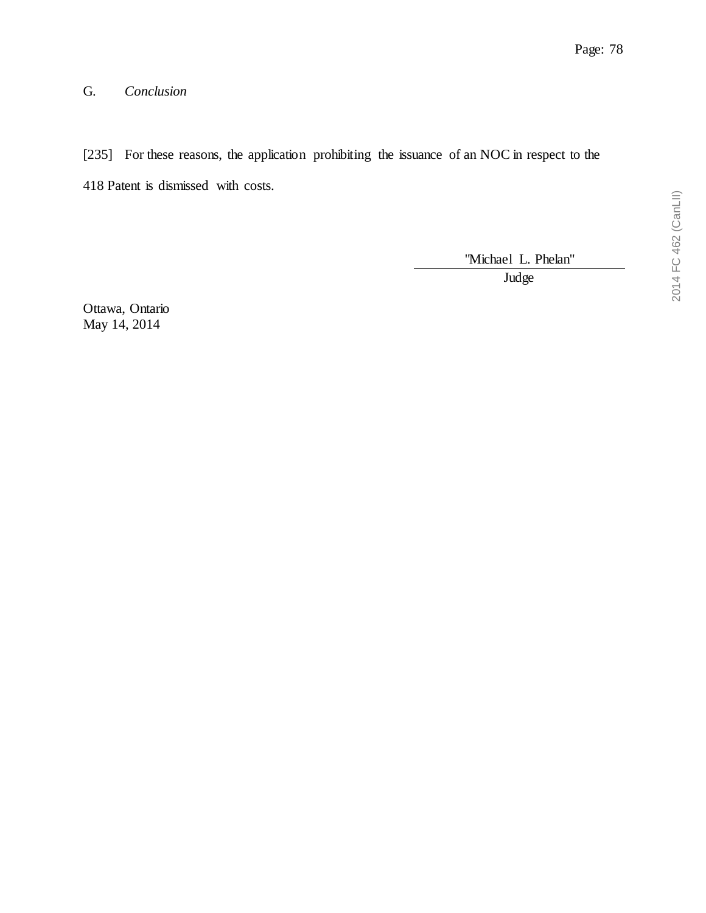## G. *Conclusion*

[235] For these reasons, the application prohibiting the issuance of an NOC in respect to the 418 Patent is dismissed with costs.

"Michael L. Phelan"
Judge

Ottawa, Ontario
May 14, 2014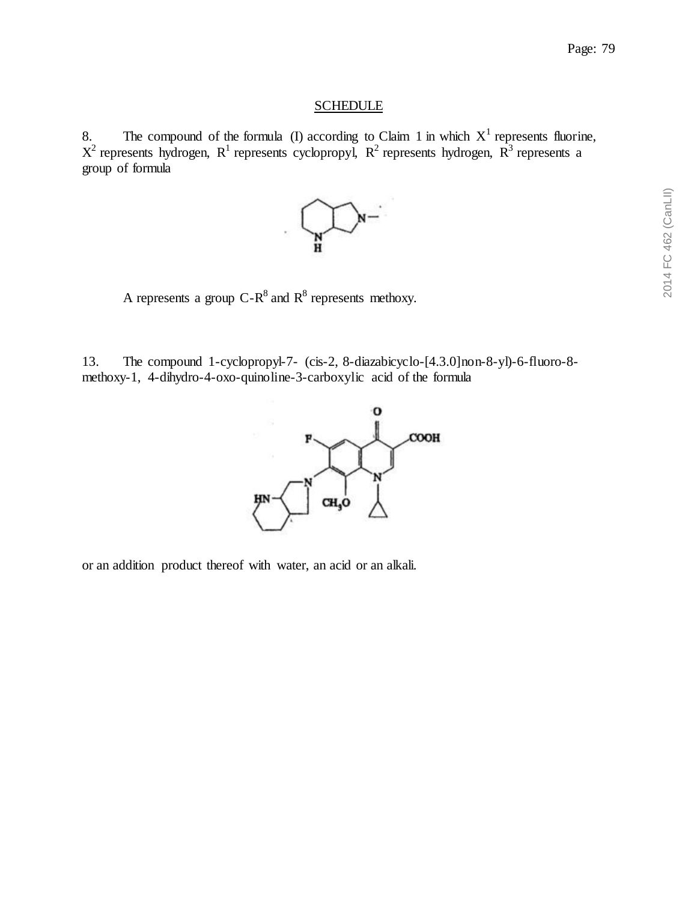<u>SCHEDULE</u>

8. The compound of the formula (I) according to Claim 1 in which $X^1$ represents fluorine, $X^2$ represents hydrogen, $R^1$ represents cyclopropyl, $R^2$ represents hydrogen, $R^3$ represents a group of formula

A represents a group $C\text{-}R^8$ and $R^8$ represents methoxy.

13. The compound 1-cyclopropyl-7- (cis-2, 8-diazabicyclo-[4.3.0]non-8-yl)-6-fluoro-8-methoxy-1, 4-dihydro-4-oxo-quinoline-3-carboxylic acid of the formula

or an addition product thereof with water, an acid or an alkali.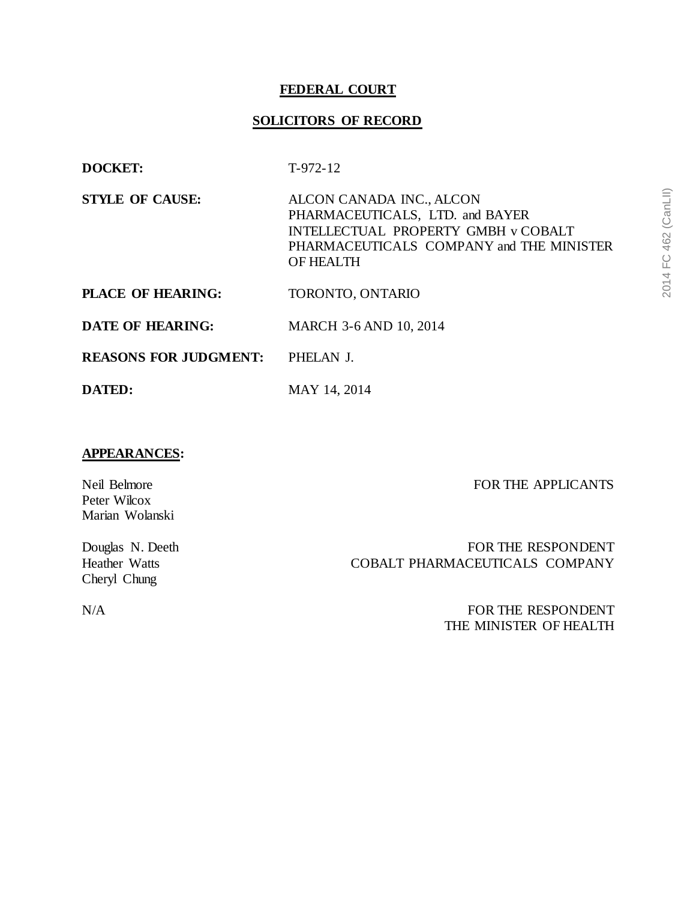**FEDERAL COURT**

**SOLICITORS OF RECORD**

| | |
|---|---|
| **DOCKET:** | T-972-12 |
| **STYLE OF CAUSE:** | ALCON CANADA INC., ALCON PHARMACEUTICALS, LTD. and BAYER INTELLECTUAL PROPERTY GMBH v COBALT PHARMACEUTICALS COMPANY and THE MINISTER OF HEALTH |
| **PLACE OF HEARING:** | TORONTO, ONTARIO |
| **DATE OF HEARING:** | MARCH 3-6 AND 10, 2014 |
| **REASONS FOR JUDGMENT:** | PHELAN J. |
| **DATED:** | MAY 14, 2014 |

**APPEARANCES:**

| | |
|---|---|
| Neil Belmore<br>Peter Wilcox<br>Marian Wolanski | FOR THE APPLICANTS |
| Douglas N. Deeth<br>Heather Watts<br>Cheryl Chung | FOR THE RESPONDENT<br>COBALT PHARMACEUTICALS COMPANY |
| N/A | FOR THE RESPONDENT<br>THE MINISTER OF HEALTH |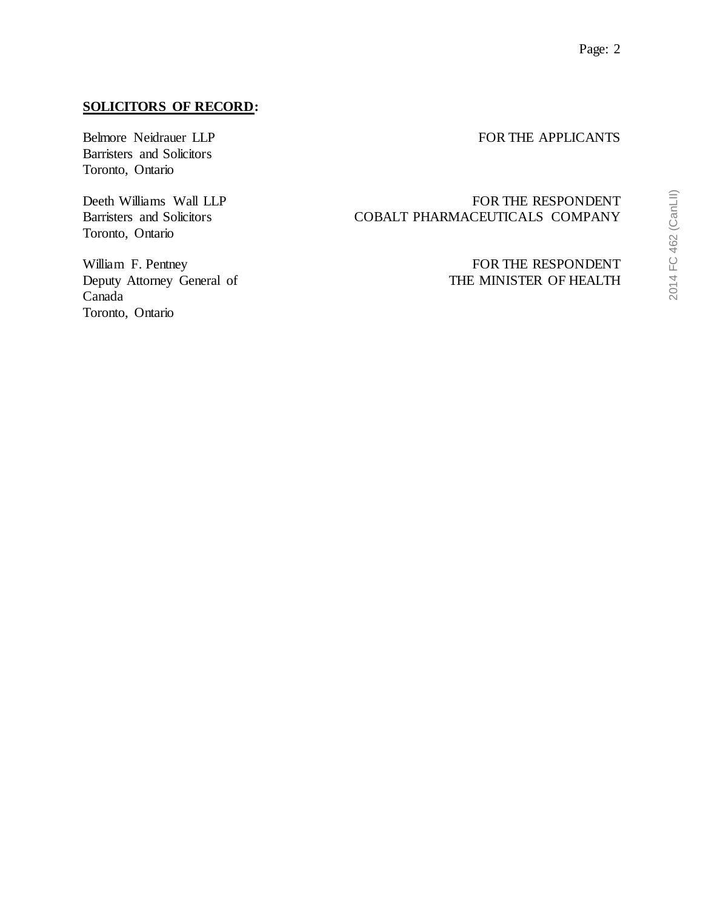**SOLICITORS OF RECORD:**

| | |
|---|---|
| Belmore Neidrauer LLP<br>Barristers and Solicitors<br>Toronto, Ontario | FOR THE APPLICANTS |
| Deeth Williams Wall LLP<br>Barristers and Solicitors<br>Toronto, Ontario | FOR THE RESPONDENT<br>COBALT PHARMACEUTICALS COMPANY |
| William F. Pentney<br>Deputy Attorney General of Canada<br>Toronto, Ontario | FOR THE RESPONDENT<br>THE MINISTER OF HEALTH |